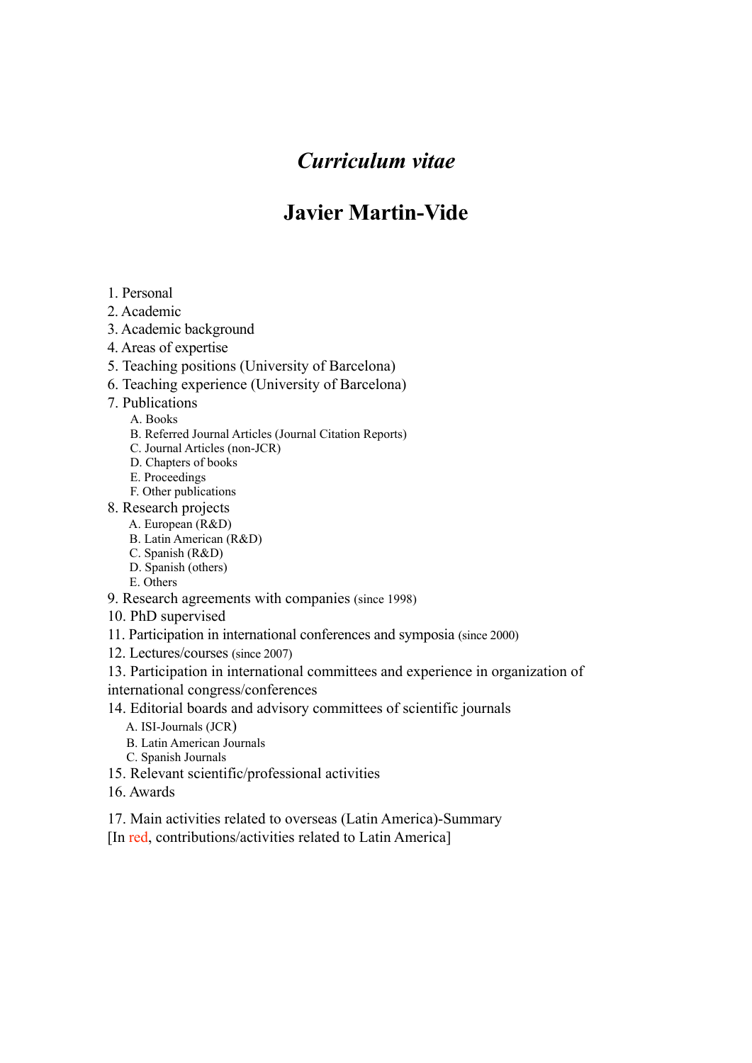# *Curriculum vitae*

# Javier Martin-Vide

1. Personal
2. Academic
3. Academic background
4. Areas of expertise
5. Teaching positions (University of Barcelona)
6. Teaching experience (University of Barcelona)
7. Publications
   - A. Books
   - B. Referred Journal Articles (Journal Citation Reports)
   - C. Journal Articles (non-JCR)
   - D. Chapters of books
   - E. Proceedings
   - F. Other publications
8. Research projects
   - A. European (R&D)
   - B. Latin American (R&D)
   - C. Spanish (R&D)
   - D. Spanish (others)
   - E. Others
9. Research agreements with companies (since 1998)
10. PhD supervised
11. Participation in international conferences and symposia (since 2000)
12. Lectures/courses (since 2007)
13. Participation in international committees and experience in organization of international congress/conferences
14. Editorial boards and advisory committees of scientific journals
    - A. ISI-Journals (JCR)
    - B. Latin American Journals
    - C. Spanish Journals
15. Relevant scientific/professional activities
16. Awards
17. Main activities related to overseas (Latin America)-Summary

[In red, contributions/activities related to Latin America]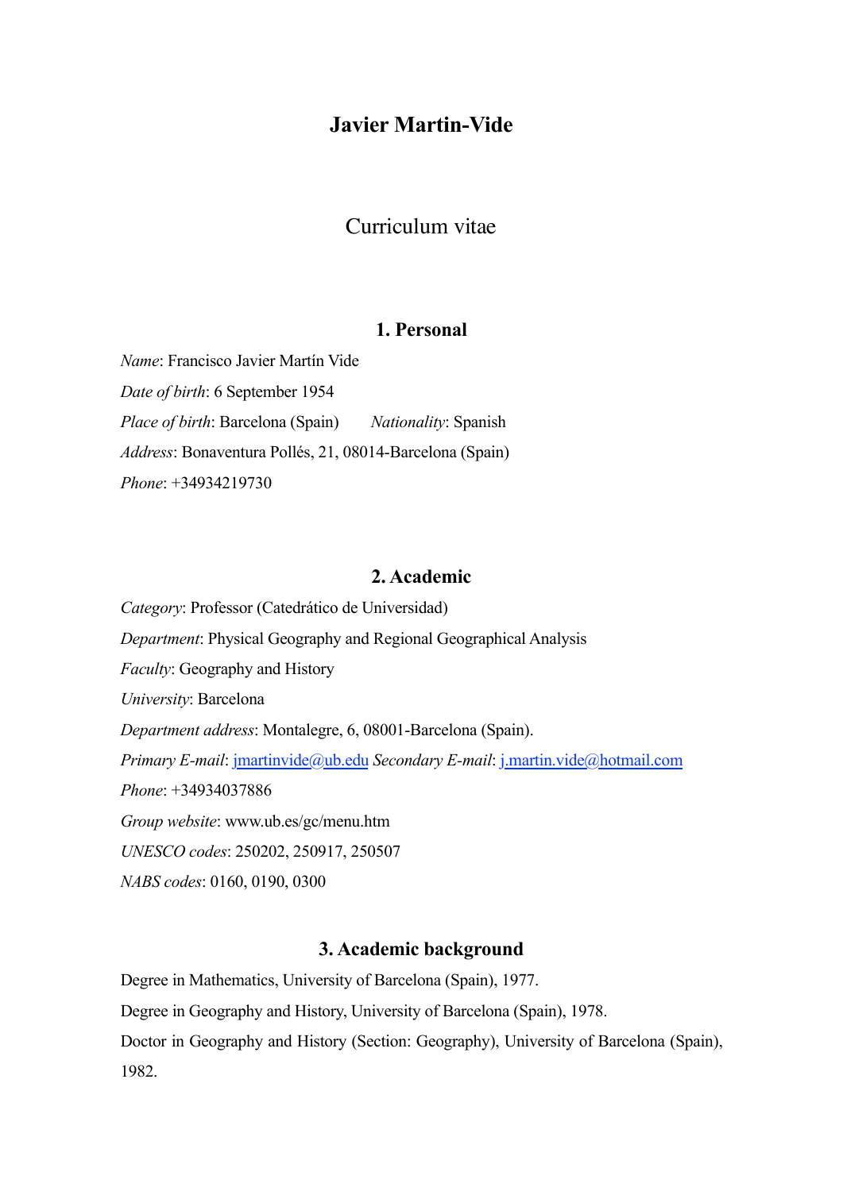# Javier Martin-Vide

## Curriculum vitae

### 1. Personal

*Name*: Francisco Javier Martín Vide

*Date of birth*: 6 September 1954

*Place of birth*: Barcelona (Spain)  *Nationality*: Spanish

*Address*: Bonaventura Pollés, 21, 08014-Barcelona (Spain)

*Phone*: +34934219730

### 2. Academic

*Category*: Professor (Catedrático de Universidad)

*Department*: Physical Geography and Regional Geographical Analysis

*Faculty*: Geography and History

*University*: Barcelona

*Department address*: Montalegre, 6, 08001-Barcelona (Spain).

*Primary E-mail*: jmartinvide@ub.edu *Secondary E-mail*: j.martin.vide@hotmail.com

*Phone*: +34934037886

*Group website*: www.ub.es/gc/menu.htm

*UNESCO codes*: 250202, 250917, 250507

*NABS codes*: 0160, 0190, 0300

### 3. Academic background

Degree in Mathematics, University of Barcelona (Spain), 1977.

Degree in Geography and History, University of Barcelona (Spain), 1978.

Doctor in Geography and History (Section: Geography), University of Barcelona (Spain), 1982.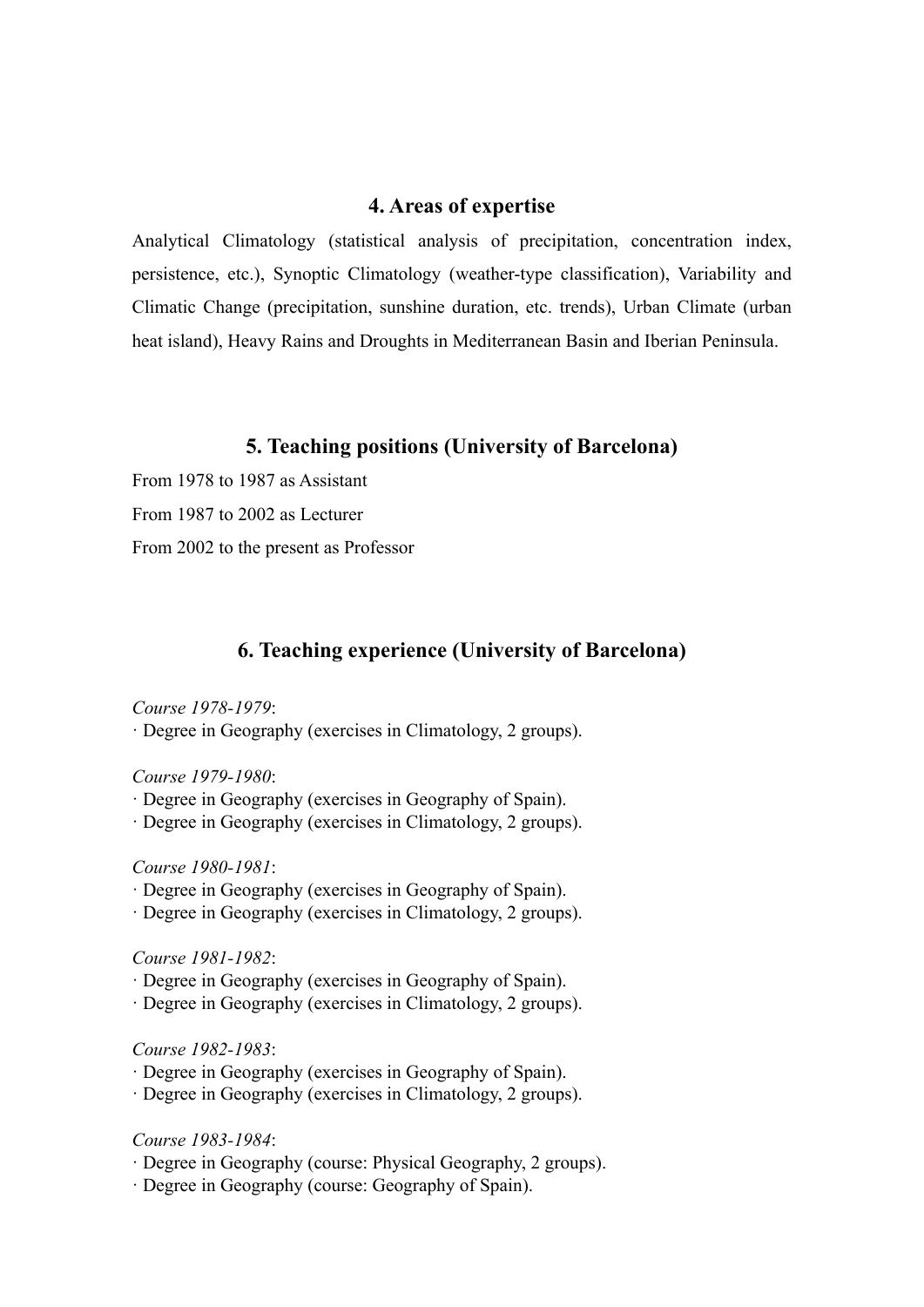## 4. Areas of expertise

Analytical Climatology (statistical analysis of precipitation, concentration index, persistence, etc.), Synoptic Climatology (weather-type classification), Variability and Climatic Change (precipitation, sunshine duration, etc. trends), Urban Climate (urban heat island), Heavy Rains and Droughts in Mediterranean Basin and Iberian Peninsula.

## 5. Teaching positions (University of Barcelona)

From 1978 to 1987 as Assistant

From 1987 to 2002 as Lecturer

From 2002 to the present as Professor

## 6. Teaching experience (University of Barcelona)

*Course 1978-1979*:
· Degree in Geography (exercises in Climatology, 2 groups).

*Course 1979-1980*:
· Degree in Geography (exercises in Geography of Spain).
· Degree in Geography (exercises in Climatology, 2 groups).

*Course 1980-1981*:
· Degree in Geography (exercises in Geography of Spain).
· Degree in Geography (exercises in Climatology, 2 groups).

*Course 1981-1982*:
· Degree in Geography (exercises in Geography of Spain).
· Degree in Geography (exercises in Climatology, 2 groups).

*Course 1982-1983*:
· Degree in Geography (exercises in Geography of Spain).
· Degree in Geography (exercises in Climatology, 2 groups).

*Course 1983-1984*:
· Degree in Geography (course: Physical Geography, 2 groups).
· Degree in Geography (course: Geography of Spain).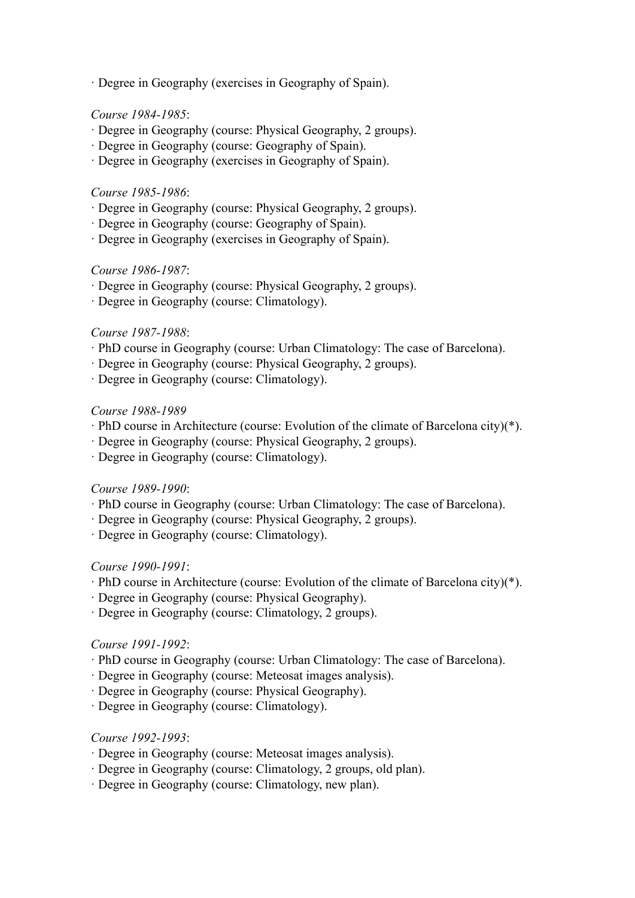· Degree in Geography (exercises in Geography of Spain).

*Course 1984-1985*:
· Degree in Geography (course: Physical Geography, 2 groups).
· Degree in Geography (course: Geography of Spain).
· Degree in Geography (exercises in Geography of Spain).

*Course 1985-1986*:
· Degree in Geography (course: Physical Geography, 2 groups).
· Degree in Geography (course: Geography of Spain).
· Degree in Geography (exercises in Geography of Spain).

*Course 1986-1987*:
· Degree in Geography (course: Physical Geography, 2 groups).
· Degree in Geography (course: Climatology).

*Course 1987-1988*:
· PhD course in Geography (course: Urban Climatology: The case of Barcelona).
· Degree in Geography (course: Physical Geography, 2 groups).
· Degree in Geography (course: Climatology).

*Course 1988-1989*
· PhD course in Architecture (course: Evolution of the climate of Barcelona city)(*).
· Degree in Geography (course: Physical Geography, 2 groups).
· Degree in Geography (course: Climatology).

*Course 1989-1990*:
· PhD course in Geography (course: Urban Climatology: The case of Barcelona).
· Degree in Geography (course: Physical Geography, 2 groups).
· Degree in Geography (course: Climatology).

*Course 1990-1991*:
· PhD course in Architecture (course: Evolution of the climate of Barcelona city)(*).
· Degree in Geography (course: Physical Geography).
· Degree in Geography (course: Climatology, 2 groups).

*Course 1991-1992*:
· PhD course in Geography (course: Urban Climatology: The case of Barcelona).
· Degree in Geography (course: Meteosat images analysis).
· Degree in Geography (course: Physical Geography).
· Degree in Geography (course: Climatology).

*Course 1992-1993*:
· Degree in Geography (course: Meteosat images analysis).
· Degree in Geography (course: Climatology, 2 groups, old plan).
· Degree in Geography (course: Climatology, new plan).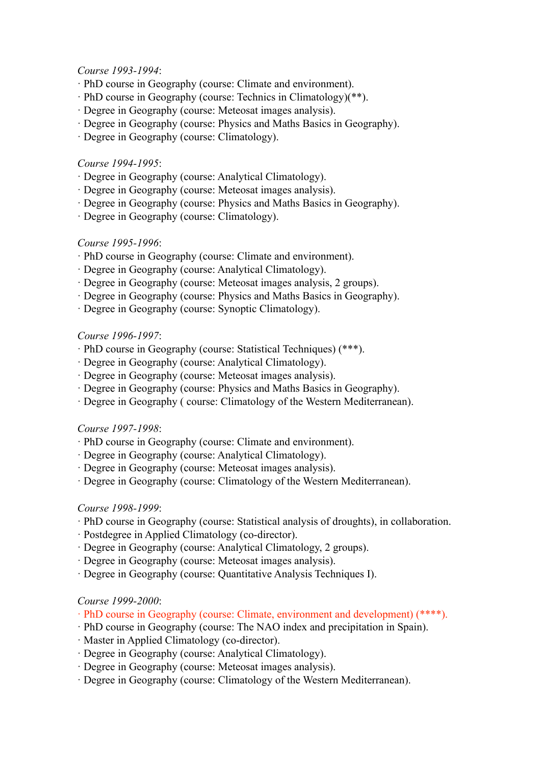*Course 1993-1994*:

· PhD course in Geography (course: Climate and environment).
· PhD course in Geography (course: Technics in Climatology)(**).
· Degree in Geography (course: Meteosat images analysis).
· Degree in Geography (course: Physics and Maths Basics in Geography).
· Degree in Geography (course: Climatology).

*Course 1994-1995*:

· Degree in Geography (course: Analytical Climatology).
· Degree in Geography (course: Meteosat images analysis).
· Degree in Geography (course: Physics and Maths Basics in Geography).
· Degree in Geography (course: Climatology).

*Course 1995-1996*:

· PhD course in Geography (course: Climate and environment).
· Degree in Geography (course: Analytical Climatology).
· Degree in Geography (course: Meteosat images analysis, 2 groups).
· Degree in Geography (course: Physics and Maths Basics in Geography).
· Degree in Geography (course: Synoptic Climatology).

*Course 1996-1997*:

· PhD course in Geography (course: Statistical Techniques) (***).
· Degree in Geography (course: Analytical Climatology).
· Degree in Geography (course: Meteosat images analysis).
· Degree in Geography (course: Physics and Maths Basics in Geography).
· Degree in Geography ( course: Climatology of the Western Mediterranean).

*Course 1997-1998*:

· PhD course in Geography (course: Climate and environment).
· Degree in Geography (course: Analytical Climatology).
· Degree in Geography (course: Meteosat images analysis).
· Degree in Geography (course: Climatology of the Western Mediterranean).

*Course 1998-1999*:

· PhD course in Geography (course: Statistical analysis of droughts), in collaboration.
· Postdegree in Applied Climatology (co-director).
· Degree in Geography (course: Analytical Climatology, 2 groups).
· Degree in Geography (course: Meteosat images analysis).
· Degree in Geography (course: Quantitative Analysis Techniques I).

*Course 1999-2000*:

· PhD course in Geography (course: Climate, environment and development) (****).
· PhD course in Geography (course: The NAO index and precipitation in Spain).
· Master in Applied Climatology (co-director).
· Degree in Geography (course: Analytical Climatology).
· Degree in Geography (course: Meteosat images analysis).
· Degree in Geography (course: Climatology of the Western Mediterranean).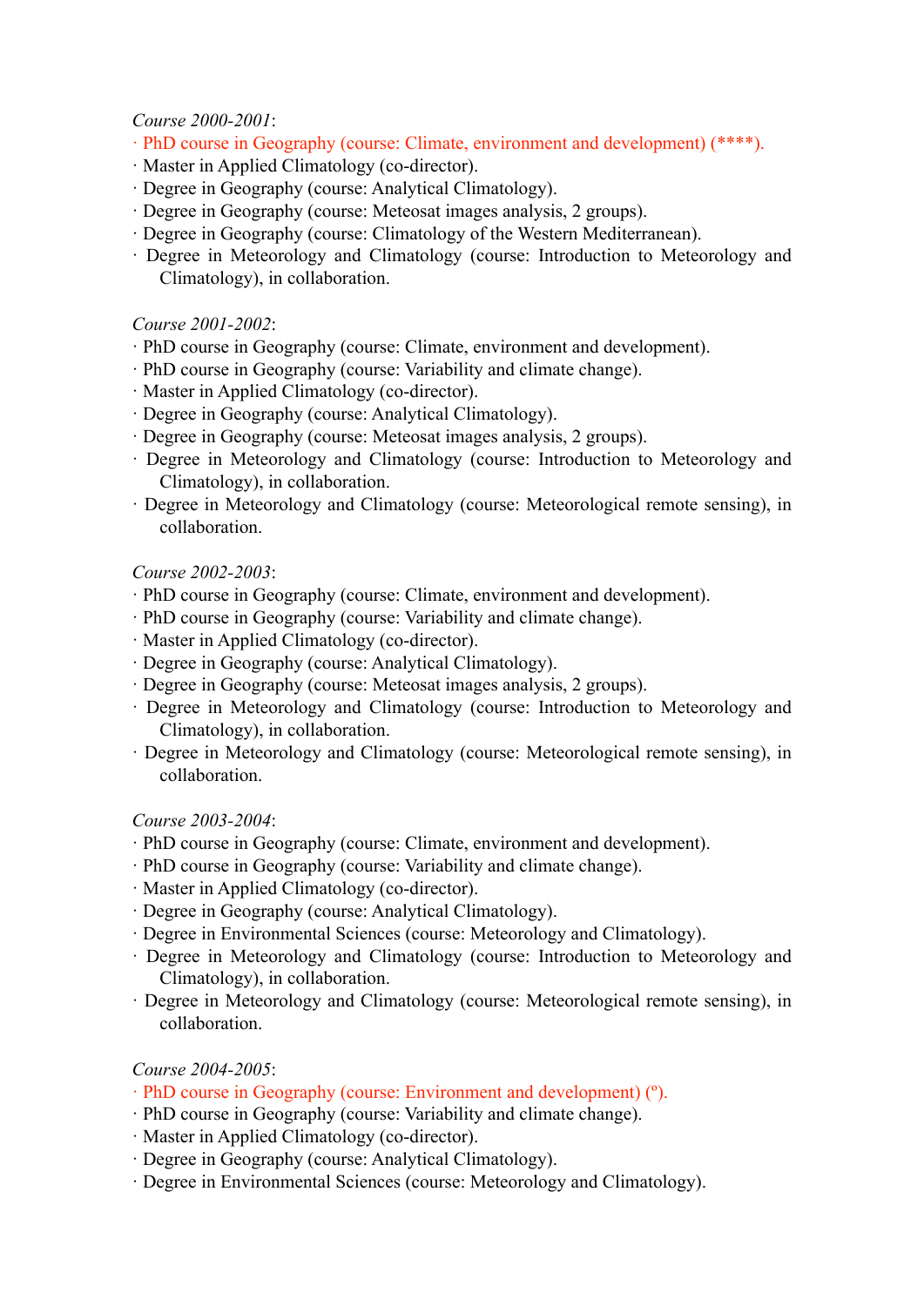*Course 2000-2001*:
· PhD course in Geography (course: Climate, environment and development) (****).
· Master in Applied Climatology (co-director).
· Degree in Geography (course: Analytical Climatology).
· Degree in Geography (course: Meteosat images analysis, 2 groups).
· Degree in Geography (course: Climatology of the Western Mediterranean).
· Degree in Meteorology and Climatology (course: Introduction to Meteorology and Climatology), in collaboration.

*Course 2001-2002*:
· PhD course in Geography (course: Climate, environment and development).
· PhD course in Geography (course: Variability and climate change).
· Master in Applied Climatology (co-director).
· Degree in Geography (course: Analytical Climatology).
· Degree in Geography (course: Meteosat images analysis, 2 groups).
· Degree in Meteorology and Climatology (course: Introduction to Meteorology and Climatology), in collaboration.
· Degree in Meteorology and Climatology (course: Meteorological remote sensing), in collaboration.

*Course 2002-2003*:
· PhD course in Geography (course: Climate, environment and development).
· PhD course in Geography (course: Variability and climate change).
· Master in Applied Climatology (co-director).
· Degree in Geography (course: Analytical Climatology).
· Degree in Geography (course: Meteosat images analysis, 2 groups).
· Degree in Meteorology and Climatology (course: Introduction to Meteorology and Climatology), in collaboration.
· Degree in Meteorology and Climatology (course: Meteorological remote sensing), in collaboration.

*Course 2003-2004*:
· PhD course in Geography (course: Climate, environment and development).
· PhD course in Geography (course: Variability and climate change).
· Master in Applied Climatology (co-director).
· Degree in Geography (course: Analytical Climatology).
· Degree in Environmental Sciences (course: Meteorology and Climatology).
· Degree in Meteorology and Climatology (course: Introduction to Meteorology and Climatology), in collaboration.
· Degree in Meteorology and Climatology (course: Meteorological remote sensing), in collaboration.

*Course 2004-2005*:
· PhD course in Geography (course: Environment and development) (º).
· PhD course in Geography (course: Variability and climate change).
· Master in Applied Climatology (co-director).
· Degree in Geography (course: Analytical Climatology).
· Degree in Environmental Sciences (course: Meteorology and Climatology).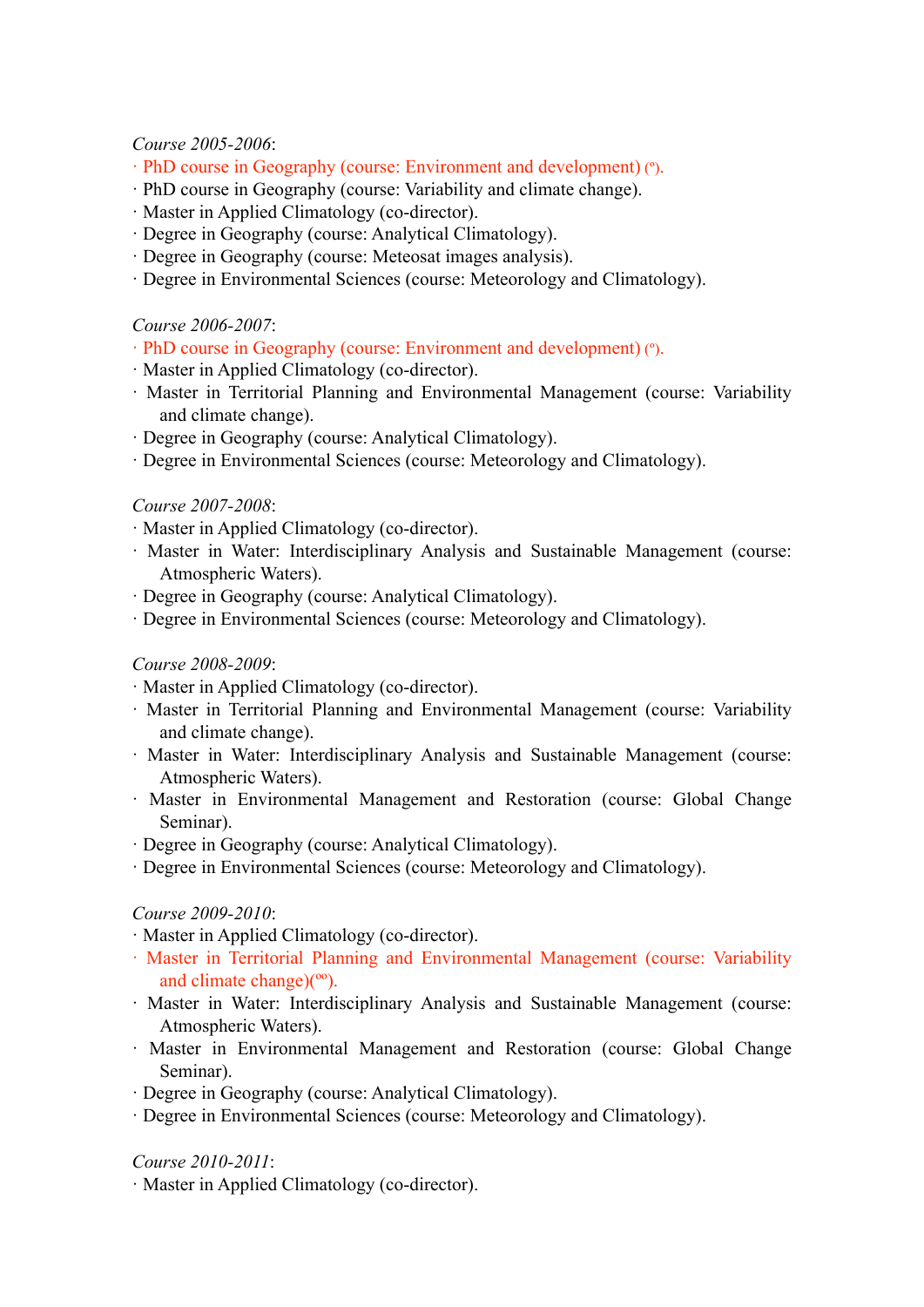*Course 2005-2006*:

· PhD course in Geography (course: Environment and development) (º).
· PhD course in Geography (course: Variability and climate change).
· Master in Applied Climatology (co-director).
· Degree in Geography (course: Analytical Climatology).
· Degree in Geography (course: Meteosat images analysis).
· Degree in Environmental Sciences (course: Meteorology and Climatology).

*Course 2006-2007*:

· PhD course in Geography (course: Environment and development) (º).
· Master in Applied Climatology (co-director).
· Master in Territorial Planning and Environmental Management (course: Variability and climate change).
· Degree in Geography (course: Analytical Climatology).
· Degree in Environmental Sciences (course: Meteorology and Climatology).

*Course 2007-2008*:

· Master in Applied Climatology (co-director).
· Master in Water: Interdisciplinary Analysis and Sustainable Management (course: Atmospheric Waters).
· Degree in Geography (course: Analytical Climatology).
· Degree in Environmental Sciences (course: Meteorology and Climatology).

*Course 2008-2009*:

· Master in Applied Climatology (co-director).
· Master in Territorial Planning and Environmental Management (course: Variability and climate change).
· Master in Water: Interdisciplinary Analysis and Sustainable Management (course: Atmospheric Waters).
· Master in Environmental Management and Restoration (course: Global Change Seminar).
· Degree in Geography (course: Analytical Climatology).
· Degree in Environmental Sciences (course: Meteorology and Climatology).

*Course 2009-2010*:

· Master in Applied Climatology (co-director).
· Master in Territorial Planning and Environmental Management (course: Variability and climate change)(ºº).
· Master in Water: Interdisciplinary Analysis and Sustainable Management (course: Atmospheric Waters).
· Master in Environmental Management and Restoration (course: Global Change Seminar).
· Degree in Geography (course: Analytical Climatology).
· Degree in Environmental Sciences (course: Meteorology and Climatology).

*Course 2010-2011*:

· Master in Applied Climatology (co-director).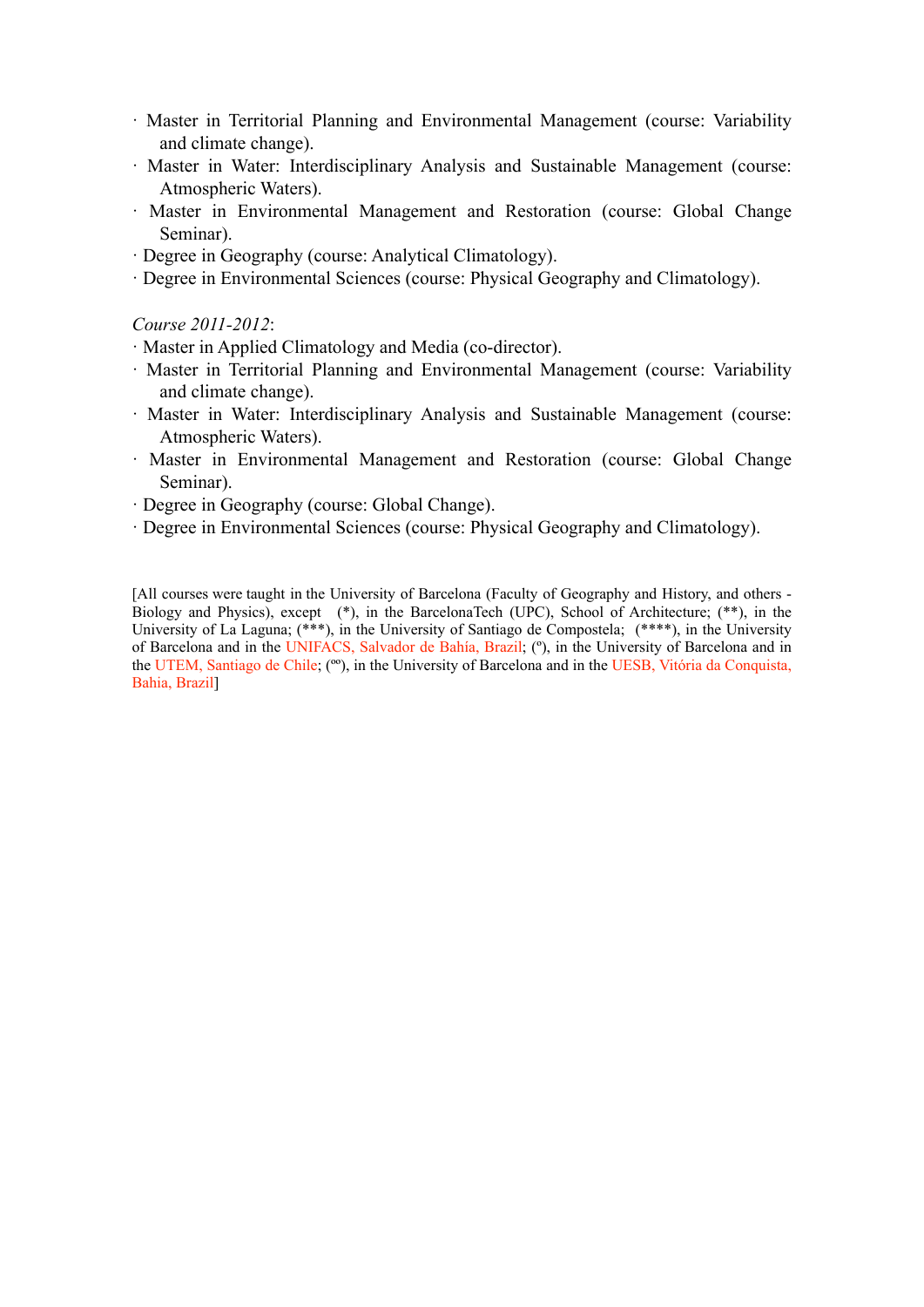· Master in Territorial Planning and Environmental Management (course: Variability and climate change).
· Master in Water: Interdisciplinary Analysis and Sustainable Management (course: Atmospheric Waters).
· Master in Environmental Management and Restoration (course: Global Change Seminar).
· Degree in Geography (course: Analytical Climatology).
· Degree in Environmental Sciences (course: Physical Geography and Climatology).

*Course 2011-2012*:
· Master in Applied Climatology and Media (co-director).
· Master in Territorial Planning and Environmental Management (course: Variability and climate change).
· Master in Water: Interdisciplinary Analysis and Sustainable Management (course: Atmospheric Waters).
· Master in Environmental Management and Restoration (course: Global Change Seminar).
· Degree in Geography (course: Global Change).
· Degree in Environmental Sciences (course: Physical Geography and Climatology).

[All courses were taught in the University of Barcelona (Faculty of Geography and History, and others - Biology and Physics), except (*), in the BarcelonaTech (UPC), School of Architecture; (**), in the University of La Laguna; (***), in the University of Santiago de Compostela; (****), in the University of Barcelona and in the UNIFACS, Salvador de Bahía, Brazil; (º), in the University of Barcelona and in the UTEM, Santiago de Chile; (ºº), in the University of Barcelona and in the UESB, Vitória da Conquista, Bahia, Brazil]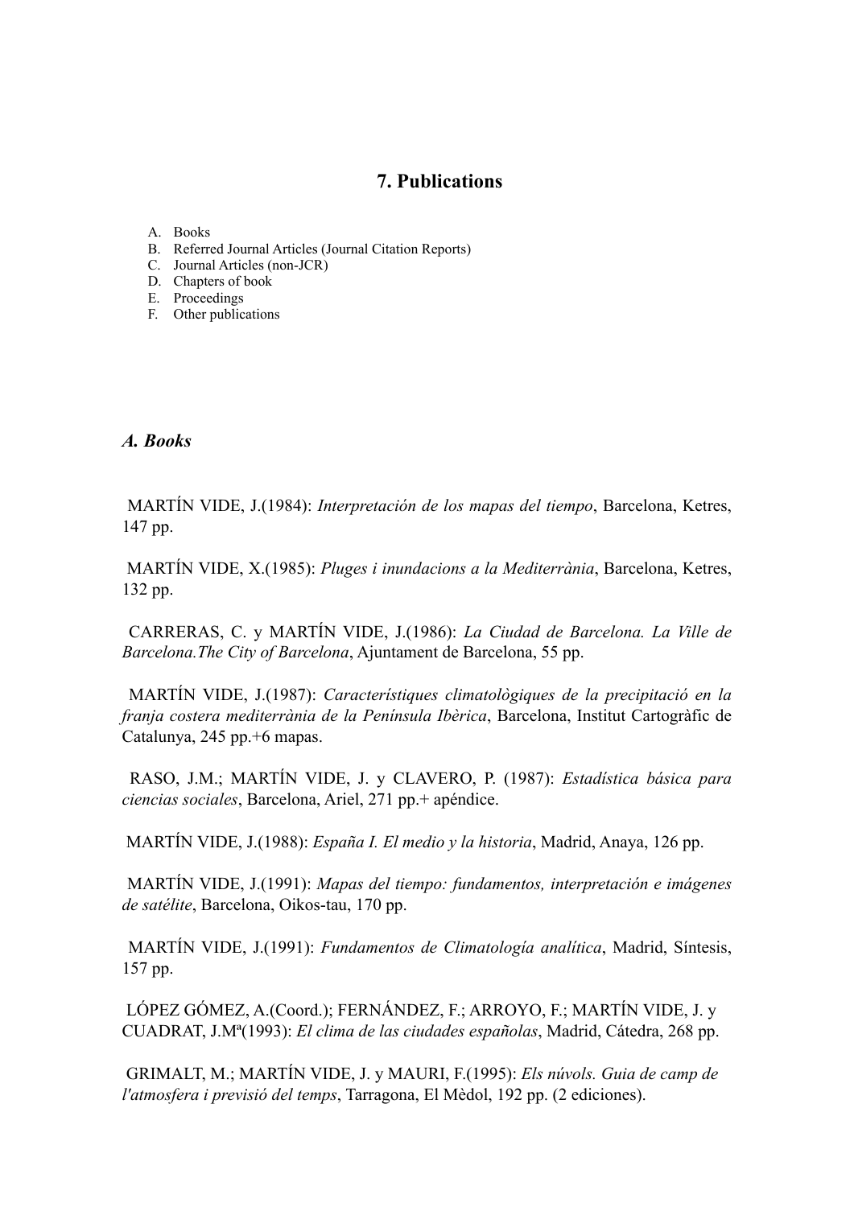## 7. Publications

A. Books
B. Referred Journal Articles (Journal Citation Reports)
C. Journal Articles (non-JCR)
D. Chapters of book
E. Proceedings
F. Other publications

### *A. Books*

MARTÍN VIDE, J.(1984): *Interpretación de los mapas del tiempo*, Barcelona, Ketres, 147 pp.

MARTÍN VIDE, X.(1985): *Pluges i inundacions a la Mediterrània*, Barcelona, Ketres, 132 pp.

CARRERAS, C. y MARTÍN VIDE, J.(1986): *La Ciudad de Barcelona. La Ville de Barcelona.The City of Barcelona*, Ajuntament de Barcelona, 55 pp.

MARTÍN VIDE, J.(1987): *Característiques climatològiques de la precipitació en la franja costera mediterrània de la Península Ibèrica*, Barcelona, Institut Cartogràfic de Catalunya, 245 pp.+6 mapas.

RASO, J.M.; MARTÍN VIDE, J. y CLAVERO, P. (1987): *Estadística básica para ciencias sociales*, Barcelona, Ariel, 271 pp.+ apéndice.

MARTÍN VIDE, J.(1988): *España I. El medio y la historia*, Madrid, Anaya, 126 pp.

MARTÍN VIDE, J.(1991): *Mapas del tiempo: fundamentos, interpretación e imágenes de satélite*, Barcelona, Oikos-tau, 170 pp.

MARTÍN VIDE, J.(1991): *Fundamentos de Climatología analítica*, Madrid, Síntesis, 157 pp.

LÓPEZ GÓMEZ, A.(Coord.); FERNÁNDEZ, F.; ARROYO, F.; MARTÍN VIDE, J. y CUADRAT, J.Mª(1993): *El clima de las ciudades españolas*, Madrid, Cátedra, 268 pp.

GRIMALT, M.; MARTÍN VIDE, J. y MAURI, F.(1995): *Els núvols. Guia de camp de l'atmosfera i previsió del temps*, Tarragona, El Mèdol, 192 pp. (2 ediciones).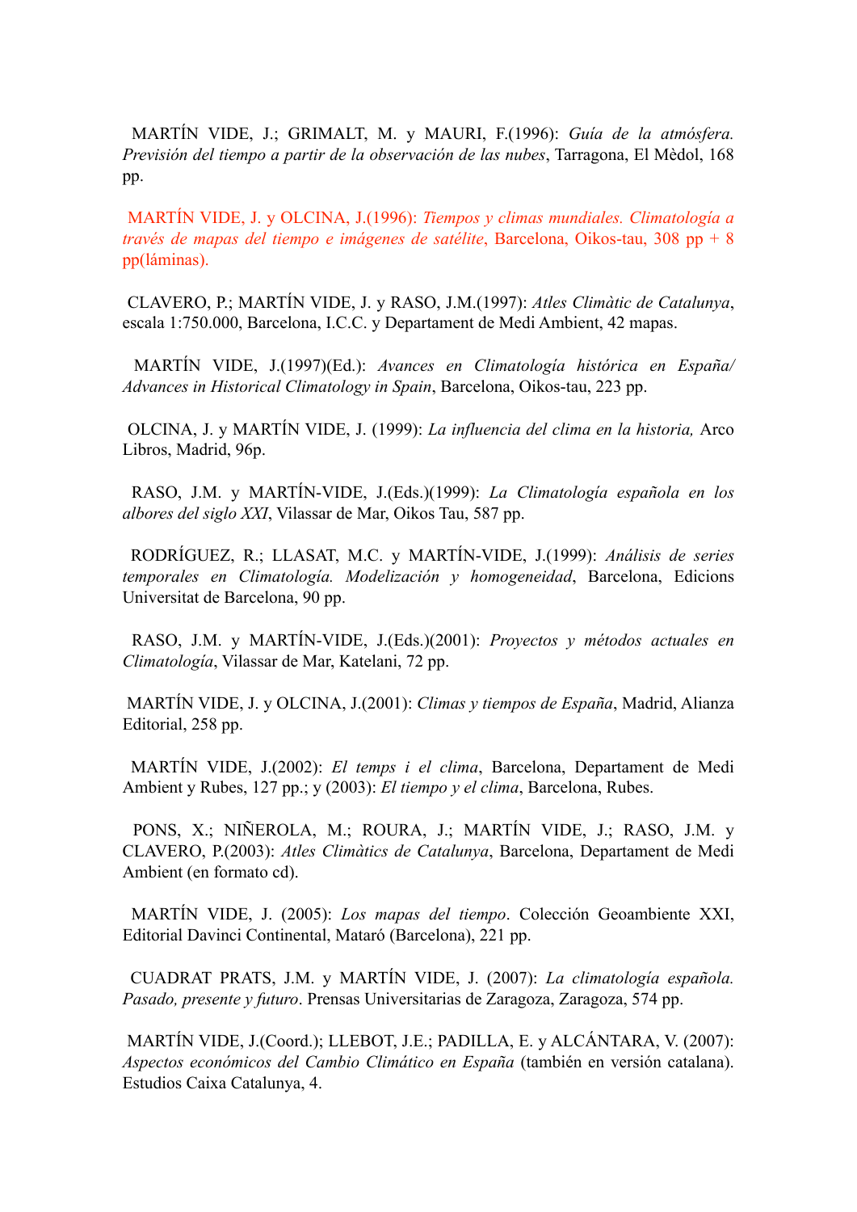MARTÍN VIDE, J.; GRIMALT, M. y MAURI, F.(1996): *Guía de la atmósfera. Previsión del tiempo a partir de la observación de las nubes*, Tarragona, El Mèdol, 168 pp.

MARTÍN VIDE, J. y OLCINA, J.(1996): *Tiempos y climas mundiales. Climatología a través de mapas del tiempo e imágenes de satélite*, Barcelona, Oikos-tau, 308 pp + 8 pp(láminas).

CLAVERO, P.; MARTÍN VIDE, J. y RASO, J.M.(1997): *Atles Climàtic de Catalunya*, escala 1:750.000, Barcelona, I.C.C. y Departament de Medi Ambient, 42 mapas.

MARTÍN VIDE, J.(1997)(Ed.): *Avances en Climatología histórica en España/ Advances in Historical Climatology in Spain*, Barcelona, Oikos-tau, 223 pp.

OLCINA, J. y MARTÍN VIDE, J. (1999): *La influencia del clima en la historia,* Arco Libros, Madrid, 96p.

RASO, J.M. y MARTÍN-VIDE, J.(Eds.)(1999): *La Climatología española en los albores del siglo XXI*, Vilassar de Mar, Oikos Tau, 587 pp.

RODRÍGUEZ, R.; LLASAT, M.C. y MARTÍN-VIDE, J.(1999): *Análisis de series temporales en Climatología. Modelización y homogeneidad*, Barcelona, Edicions Universitat de Barcelona, 90 pp.

RASO, J.M. y MARTÍN-VIDE, J.(Eds.)(2001): *Proyectos y métodos actuales en Climatología*, Vilassar de Mar, Katelani, 72 pp.

MARTÍN VIDE, J. y OLCINA, J.(2001): *Climas y tiempos de España*, Madrid, Alianza Editorial, 258 pp.

MARTÍN VIDE, J.(2002): *El temps i el clima*, Barcelona, Departament de Medi Ambient y Rubes, 127 pp.; y (2003): *El tiempo y el clima*, Barcelona, Rubes.

PONS, X.; NIÑEROLA, M.; ROURA, J.; MARTÍN VIDE, J.; RASO, J.M. y CLAVERO, P.(2003): *Atles Climàtics de Catalunya*, Barcelona, Departament de Medi Ambient (en formato cd).

MARTÍN VIDE, J. (2005): *Los mapas del tiempo*. Colección Geoambiente XXI, Editorial Davinci Continental, Mataró (Barcelona), 221 pp.

CUADRAT PRATS, J.M. y MARTÍN VIDE, J. (2007): *La climatología española. Pasado, presente y futuro*. Prensas Universitarias de Zaragoza, Zaragoza, 574 pp.

MARTÍN VIDE, J.(Coord.); LLEBOT, J.E.; PADILLA, E. y ALCÁNTARA, V. (2007): *Aspectos económicos del Cambio Climático en España* (también en versión catalana). Estudios Caixa Catalunya, 4.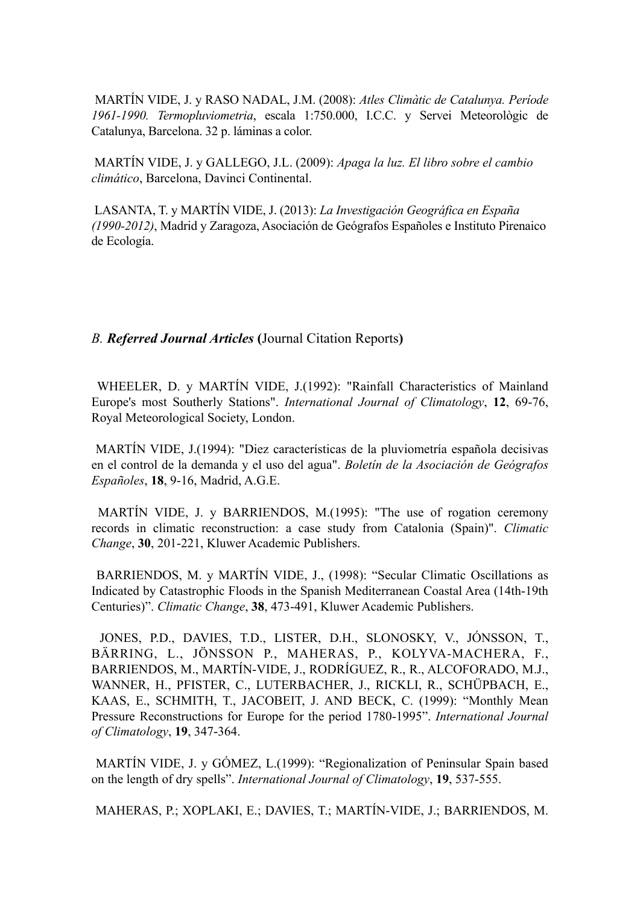MARTÍN VIDE, J. y RASO NADAL, J.M. (2008): *Atles Climàtic de Catalunya. Període 1961-1990. Termopluviometria*, escala 1:750.000, I.C.C. y Servei Meteorològic de Catalunya, Barcelona. 32 p. láminas a color.

MARTÍN VIDE, J. y GALLEGO, J.L. (2009): *Apaga la luz. El libro sobre el cambio climático*, Barcelona, Davinci Continental.

LASANTA, T. y MARTÍN VIDE, J. (2013): *La Investigación Geográfica en España (1990-2012)*, Madrid y Zaragoza, Asociación de Geógrafos Españoles e Instituto Pirenaico de Ecología.

## *B. **Referred Journal Articles*** **(**Journal Citation Reports**)**

WHEELER, D. y MARTÍN VIDE, J.(1992): "Rainfall Characteristics of Mainland Europe's most Southerly Stations". *International Journal of Climatology*, **12**, 69-76, Royal Meteorological Society, London.

MARTÍN VIDE, J.(1994): "Diez características de la pluviometría española decisivas en el control de la demanda y el uso del agua". *Boletín de la Asociación de Geógrafos Españoles*, **18**, 9-16, Madrid, A.G.E.

MARTÍN VIDE, J. y BARRIENDOS, M.(1995): "The use of rogation ceremony records in climatic reconstruction: a case study from Catalonia (Spain)". *Climatic Change*, **30**, 201-221, Kluwer Academic Publishers.

BARRIENDOS, M. y MARTÍN VIDE, J., (1998): "Secular Climatic Oscillations as Indicated by Catastrophic Floods in the Spanish Mediterranean Coastal Area (14th-19th Centuries)". *Climatic Change*, **38**, 473-491, Kluwer Academic Publishers.

JONES, P.D., DAVIES, T.D., LISTER, D.H., SLONOSKY, V., JÓNSSON, T., BÄRRING, L., JÖNSSON P., MAHERAS, P., KOLYVA-MACHERA, F., BARRIENDOS, M., MARTÍN-VIDE, J., RODRÍGUEZ, R., R., ALCOFORADO, M.J., WANNER, H., PFISTER, C., LUTERBACHER, J., RICKLI, R., SCHÜPBACH, E., KAAS, E., SCHMITH, T., JACOBEIT, J. AND BECK, C. (1999): "Monthly Mean Pressure Reconstructions for Europe for the period 1780-1995". *International Journal of Climatology*, **19**, 347-364.

MARTÍN VIDE, J. y GÓMEZ, L.(1999): "Regionalization of Peninsular Spain based on the length of dry spells". *International Journal of Climatology*, **19**, 537-555.

MAHERAS, P.; XOPLAKI, E.; DAVIES, T.; MARTÍN-VIDE, J.; BARRIENDOS, M.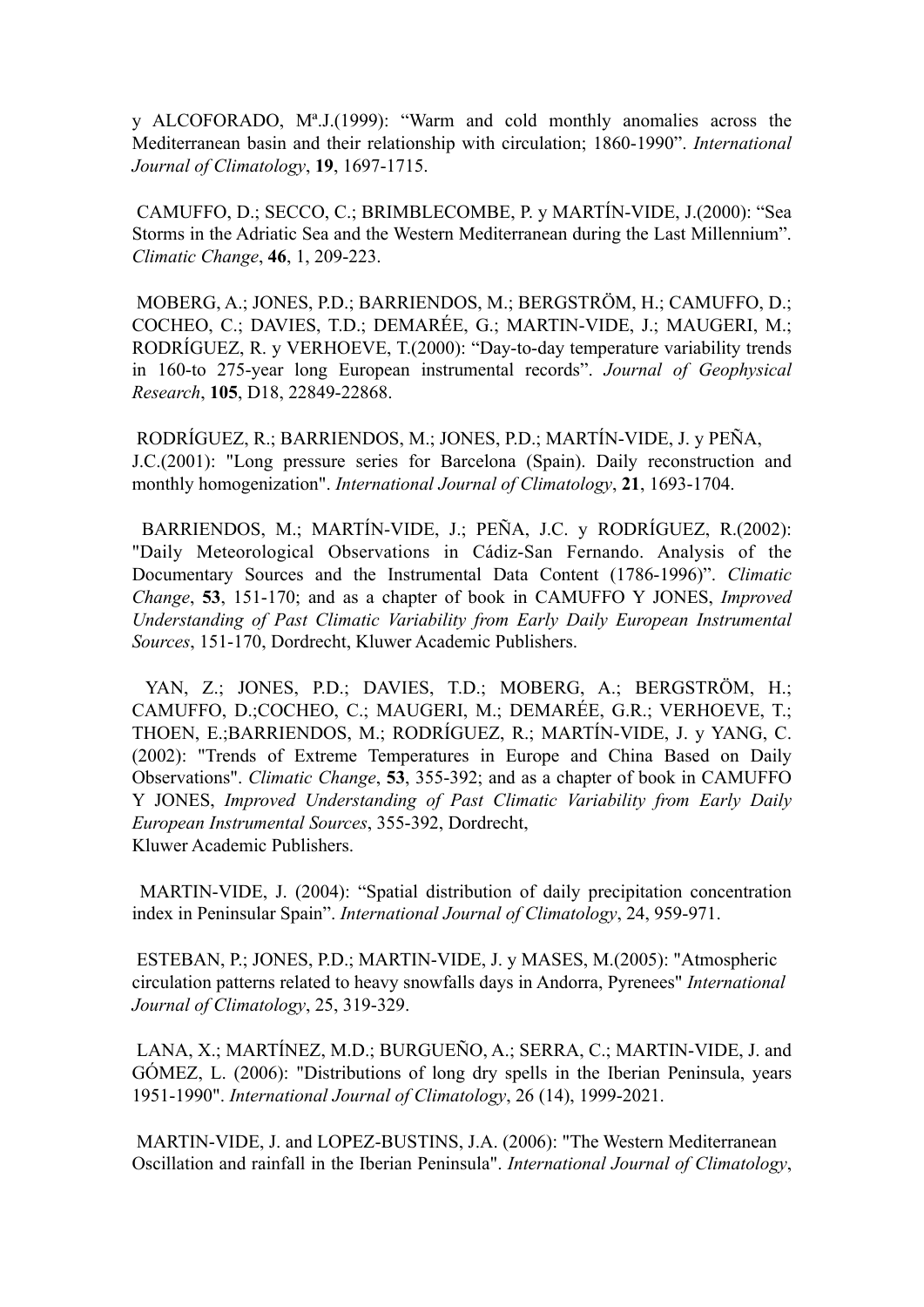y ALCOFORADO, Mª.J.(1999): “Warm and cold monthly anomalies across the Mediterranean basin and their relationship with circulation; 1860-1990”. *International Journal of Climatology*, **19**, 1697-1715.

CAMUFFO, D.; SECCO, C.; BRIMBLECOMBE, P. y MARTÍN-VIDE, J.(2000): “Sea Storms in the Adriatic Sea and the Western Mediterranean during the Last Millennium”. *Climatic Change*, **46**, 1, 209-223.

MOBERG, A.; JONES, P.D.; BARRIENDOS, M.; BERGSTRÖM, H.; CAMUFFO, D.; COCHEO, C.; DAVIES, T.D.; DEMARÉE, G.; MARTIN-VIDE, J.; MAUGERI, M.; RODRÍGUEZ, R. y VERHOEVE, T.(2000): “Day-to-day temperature variability trends in 160-to 275-year long European instrumental records”. *Journal of Geophysical Research*, **105**, D18, 22849-22868.

RODRÍGUEZ, R.; BARRIENDOS, M.; JONES, P.D.; MARTÍN-VIDE, J. y PEÑA, J.C.(2001): "Long pressure series for Barcelona (Spain). Daily reconstruction and monthly homogenization". *International Journal of Climatology*, **21**, 1693-1704.

BARRIENDOS, M.; MARTÍN-VIDE, J.; PEÑA, J.C. y RODRÍGUEZ, R.(2002): "Daily Meteorological Observations in Cádiz-San Fernando. Analysis of the Documentary Sources and the Instrumental Data Content (1786-1996)”. *Climatic Change*, **53**, 151-170; and as a chapter of book in CAMUFFO Y JONES, *Improved Understanding of Past Climatic Variability from Early Daily European Instrumental Sources*, 151-170, Dordrecht, Kluwer Academic Publishers.

YAN, Z.; JONES, P.D.; DAVIES, T.D.; MOBERG, A.; BERGSTRÖM, H.; CAMUFFO, D.;COCHEO, C.; MAUGERI, M.; DEMARÉE, G.R.; VERHOEVE, T.; THOEN, E.;BARRIENDOS, M.; RODRÍGUEZ, R.; MARTÍN-VIDE, J. y YANG, C. (2002): "Trends of Extreme Temperatures in Europe and China Based on Daily Observations". *Climatic Change*, **53**, 355-392; and as a chapter of book in CAMUFFO Y JONES, *Improved Understanding of Past Climatic Variability from Early Daily European Instrumental Sources*, 355-392, Dordrecht, Kluwer Academic Publishers.

MARTIN-VIDE, J. (2004): “Spatial distribution of daily precipitation concentration index in Peninsular Spain”. *International Journal of Climatology*, 24, 959-971.

ESTEBAN, P.; JONES, P.D.; MARTIN-VIDE, J. y MASES, M.(2005): "Atmospheric circulation patterns related to heavy snowfalls days in Andorra, Pyrenees" *International Journal of Climatology*, 25, 319-329.

LANA, X.; MARTÍNEZ, M.D.; BURGUEÑO, A.; SERRA, C.; MARTIN-VIDE, J. and GÓMEZ, L. (2006): "Distributions of long dry spells in the Iberian Peninsula, years 1951-1990". *International Journal of Climatology*, 26 (14), 1999-2021.

MARTIN-VIDE, J. and LOPEZ-BUSTINS, J.A. (2006): "The Western Mediterranean Oscillation and rainfall in the Iberian Peninsula". *International Journal of Climatology*,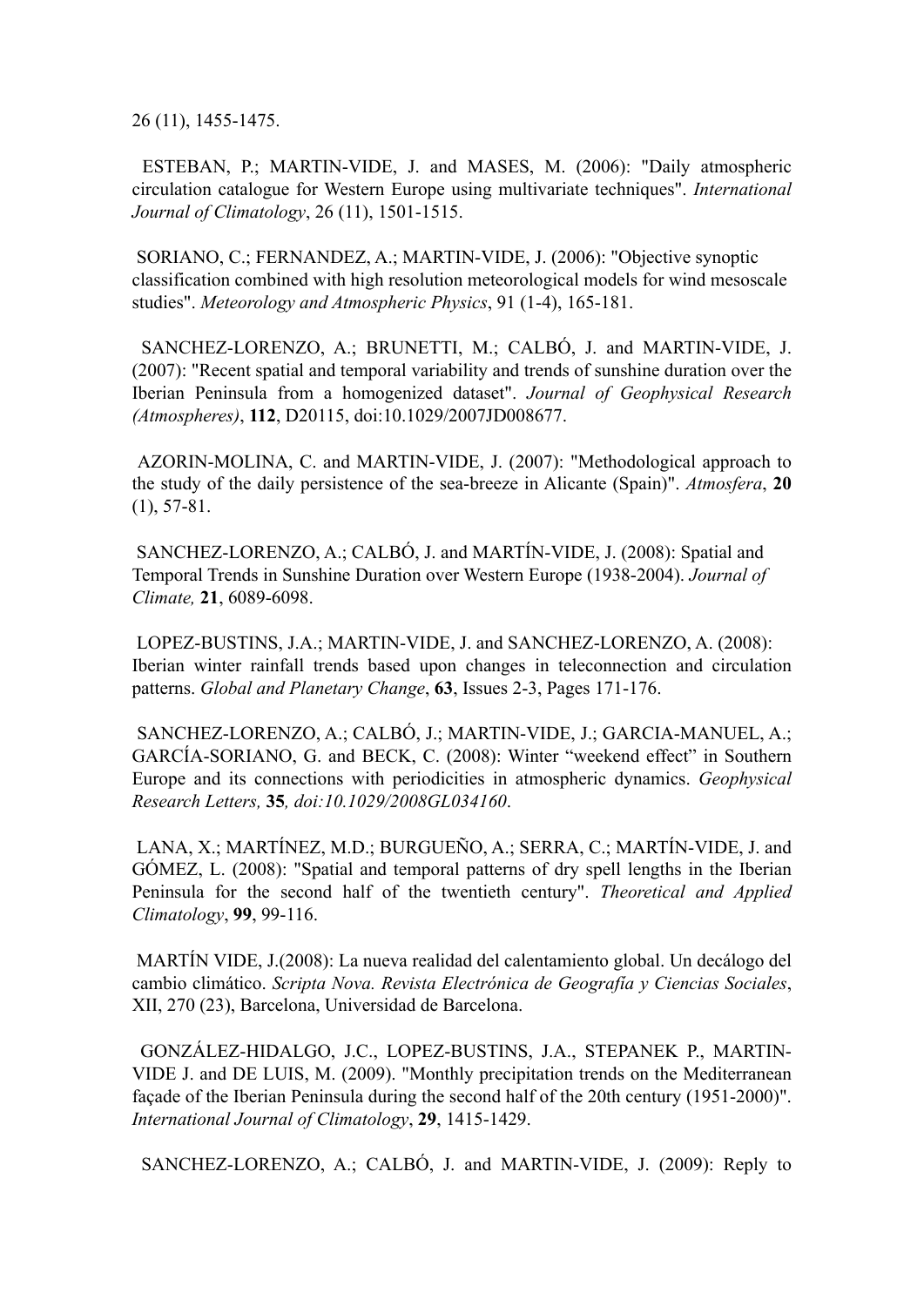26 (11), 1455-1475.

ESTEBAN, P.; MARTIN-VIDE, J. and MASES, M. (2006): "Daily atmospheric circulation catalogue for Western Europe using multivariate techniques". *International Journal of Climatology*, 26 (11), 1501-1515.

SORIANO, C.; FERNANDEZ, A.; MARTIN-VIDE, J. (2006): "Objective synoptic classification combined with high resolution meteorological models for wind mesoscale studies". *Meteorology and Atmospheric Physics*, 91 (1-4), 165-181.

SANCHEZ-LORENZO, A.; BRUNETTI, M.; CALBÓ, J. and MARTIN-VIDE, J. (2007): "Recent spatial and temporal variability and trends of sunshine duration over the Iberian Peninsula from a homogenized dataset". *Journal of Geophysical Research (Atmospheres)*, **112**, D20115, doi:10.1029/2007JD008677.

AZORIN-MOLINA, C. and MARTIN-VIDE, J. (2007): "Methodological approach to the study of the daily persistence of the sea-breeze in Alicante (Spain)". *Atmosfera*, **20** (1), 57-81.

SANCHEZ-LORENZO, A.; CALBÓ, J. and MARTÍN-VIDE, J. (2008): Spatial and Temporal Trends in Sunshine Duration over Western Europe (1938-2004). *Journal of Climate,* **21**, 6089-6098.

LOPEZ-BUSTINS, J.A.; MARTIN-VIDE, J. and SANCHEZ-LORENZO, A. (2008): Iberian winter rainfall trends based upon changes in teleconnection and circulation patterns. *Global and Planetary Change*, **63**, Issues 2-3, Pages 171-176.

SANCHEZ-LORENZO, A.; CALBÓ, J.; MARTIN-VIDE, J.; GARCIA-MANUEL, A.; GARCÍA-SORIANO, G. and BECK, C. (2008): Winter "weekend effect" in Southern Europe and its connections with periodicities in atmospheric dynamics. *Geophysical Research Letters,* **35***, doi:10.1029/2008GL034160*.

LANA, X.; MARTÍNEZ, M.D.; BURGUEÑO, A.; SERRA, C.; MARTÍN-VIDE, J. and GÓMEZ, L. (2008): "Spatial and temporal patterns of dry spell lengths in the Iberian Peninsula for the second half of the twentieth century". *Theoretical and Applied Climatology*, **99**, 99-116.

MARTÍN VIDE, J.(2008): La nueva realidad del calentamiento global. Un decálogo del cambio climático. *Scripta Nova. Revista Electrónica de Geografía y Ciencias Sociales*, XII, 270 (23), Barcelona, Universidad de Barcelona.

GONZÁLEZ-HIDALGO, J.C., LOPEZ-BUSTINS, J.A., STEPANEK P., MARTIN-VIDE J. and DE LUIS, M. (2009). "Monthly precipitation trends on the Mediterranean façade of the Iberian Peninsula during the second half of the 20th century (1951-2000)". *International Journal of Climatology*, **29**, 1415-1429.

SANCHEZ-LORENZO, A.; CALBÓ, J. and MARTIN-VIDE, J. (2009): Reply to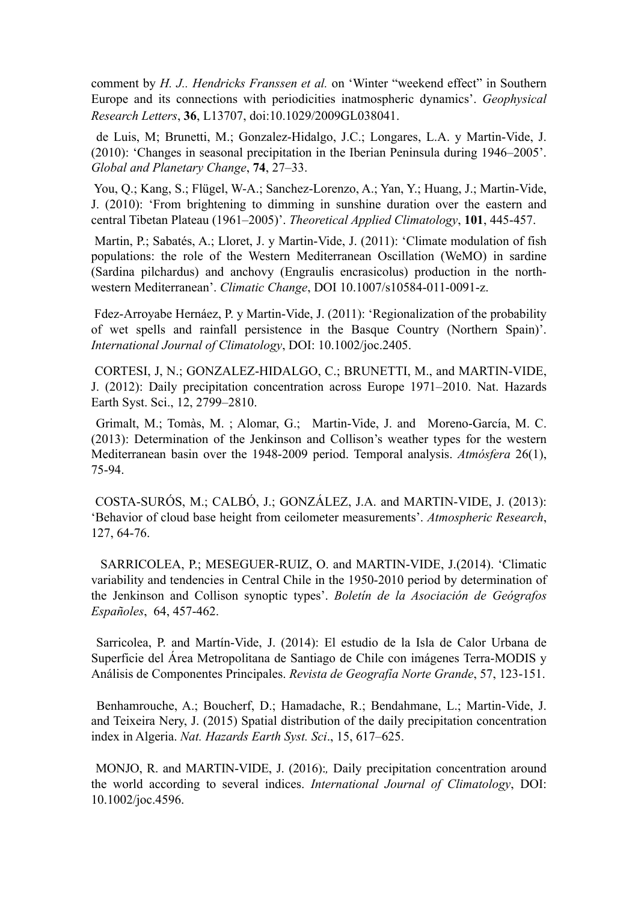comment by *H. J.. Hendricks Franssen et al.* on 'Winter "weekend effect" in Southern Europe and its connections with periodicities inatmospheric dynamics'. *Geophysical Research Letters*, **36**, L13707, doi:10.1029/2009GL038041.

de Luis, M; Brunetti, M.; Gonzalez-Hidalgo, J.C.; Longares, L.A. y Martin-Vide, J. (2010): 'Changes in seasonal precipitation in the Iberian Peninsula during 1946–2005'. *Global and Planetary Change*, **74**, 27–33.

You, Q.; Kang, S.; Flügel, W-A.; Sanchez-Lorenzo, A.; Yan, Y.; Huang, J.; Martin-Vide, J. (2010): 'From brightening to dimming in sunshine duration over the eastern and central Tibetan Plateau (1961–2005)'. *Theoretical Applied Climatology*, **101**, 445-457.

Martin, P.; Sabatés, A.; Lloret, J. y Martin-Vide, J. (2011): 'Climate modulation of fish populations: the role of the Western Mediterranean Oscillation (WeMO) in sardine (Sardina pilchardus) and anchovy (Engraulis encrasicolus) production in the north-western Mediterranean'. *Climatic Change*, DOI 10.1007/s10584-011-0091-z.

Fdez-Arroyabe Hernáez, P. y Martin-Vide, J. (2011): 'Regionalization of the probability of wet spells and rainfall persistence in the Basque Country (Northern Spain)'. *International Journal of Climatology*, DOI: 10.1002/joc.2405.

CORTESI, J, N.; GONZALEZ-HIDALGO, C.; BRUNETTI, M., and MARTIN-VIDE, J. (2012): Daily precipitation concentration across Europe 1971–2010. Nat. Hazards Earth Syst. Sci., 12, 2799–2810.

Grimalt, M.; Tomàs, M. ; Alomar, G.; Martin-Vide, J. and Moreno-García, M. C. (2013): Determination of the Jenkinson and Collison's weather types for the western Mediterranean basin over the 1948-2009 period. Temporal analysis. *Atmósfera* 26(1), 75-94.

COSTA-SURÓS, M.; CALBÓ, J.; GONZÁLEZ, J.A. and MARTIN-VIDE, J. (2013): 'Behavior of cloud base height from ceilometer measurements'. *Atmospheric Research*, 127, 64-76.

SARRICOLEA, P.; MESEGUER-RUIZ, O. and MARTIN-VIDE, J.(2014). 'Climatic variability and tendencies in Central Chile in the 1950-2010 period by determination of the Jenkinson and Collison synoptic types'. *Boletín de la Asociación de Geógrafos Españoles*, 64, 457-462.

Sarricolea, P. and Martín-Vide, J. (2014): El estudio de la Isla de Calor Urbana de Superficie del Área Metropolitana de Santiago de Chile con imágenes Terra-MODIS y Análisis de Componentes Principales. *Revista de Geografía Norte Grande*, 57, 123-151.

Benhamrouche, A.; Boucherf, D.; Hamadache, R.; Bendahmane, L.; Martin-Vide, J. and Teixeira Nery, J. (2015) Spatial distribution of the daily precipitation concentration index in Algeria. *Nat. Hazards Earth Syst. Sci*., 15, 617–625.

MONJO, R. and MARTIN-VIDE, J. (2016):*,* Daily precipitation concentration around the world according to several indices. *International Journal of Climatology*, DOI: 10.1002/joc.4596.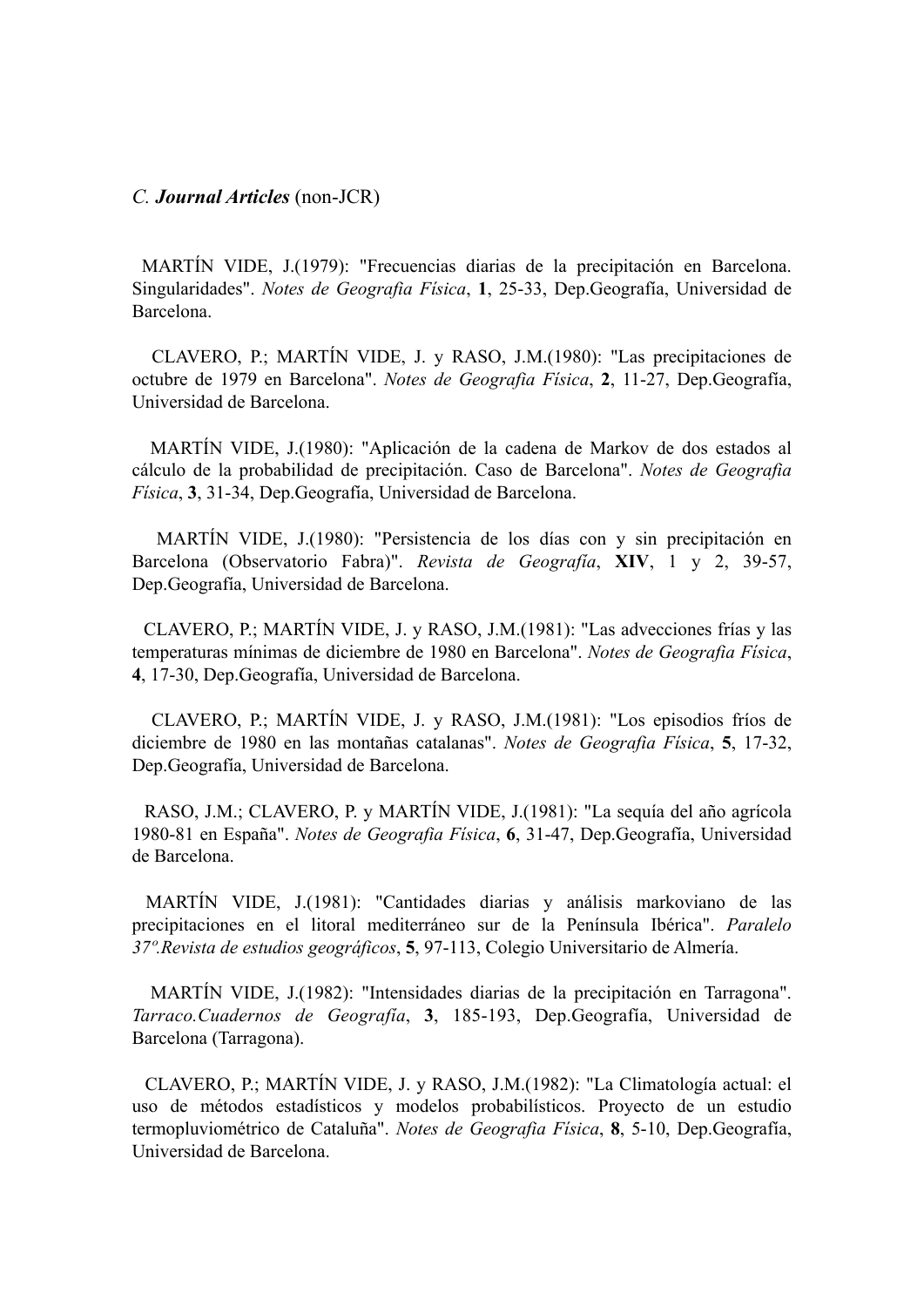### C. ***Journal Articles*** (non-JCR)

MARTÍN VIDE, J.(1979): "Frecuencias diarias de la precipitación en Barcelona. Singularidades". *Notes de Geografia Física*, **1**, 25-33, Dep.Geografía, Universidad de Barcelona.

CLAVERO, P.; MARTÍN VIDE, J. y RASO, J.M.(1980): "Las precipitaciones de octubre de 1979 en Barcelona". *Notes de Geografia Física*, **2**, 11-27, Dep.Geografía, Universidad de Barcelona.

MARTÍN VIDE, J.(1980): "Aplicación de la cadena de Markov de dos estados al cálculo de la probabilidad de precipitación. Caso de Barcelona". *Notes de Geografia Física*, **3**, 31-34, Dep.Geografía, Universidad de Barcelona.

MARTÍN VIDE, J.(1980): "Persistencia de los días con y sin precipitación en Barcelona (Observatorio Fabra)". *Revista de Geografía*, **XIV**, 1 y 2, 39-57, Dep.Geografía, Universidad de Barcelona.

CLAVERO, P.; MARTÍN VIDE, J. y RASO, J.M.(1981): "Las advecciones frías y las temperaturas mínimas de diciembre de 1980 en Barcelona". *Notes de Geografia Física*, **4**, 17-30, Dep.Geografía, Universidad de Barcelona.

CLAVERO, P.; MARTÍN VIDE, J. y RASO, J.M.(1981): "Los episodios fríos de diciembre de 1980 en las montañas catalanas". *Notes de Geografia Física*, **5**, 17-32, Dep.Geografía, Universidad de Barcelona.

RASO, J.M.; CLAVERO, P. y MARTÍN VIDE, J.(1981): "La sequía del año agrícola 1980-81 en España". *Notes de Geografia Física*, **6**, 31-47, Dep.Geografía, Universidad de Barcelona.

MARTÍN VIDE, J.(1981): "Cantidades diarias y análisis markoviano de las precipitaciones en el litoral mediterráneo sur de la Península Ibérica". *Paralelo 37º.Revista de estudios geográficos*, **5**, 97-113, Colegio Universitario de Almería.

MARTÍN VIDE, J.(1982): "Intensidades diarias de la precipitación en Tarragona". *Tarraco.Cuadernos de Geografía*, **3**, 185-193, Dep.Geografía, Universidad de Barcelona (Tarragona).

CLAVERO, P.; MARTÍN VIDE, J. y RASO, J.M.(1982): "La Climatología actual: el uso de métodos estadísticos y modelos probabilísticos. Proyecto de un estudio termopluviométrico de Cataluña". *Notes de Geografia Física*, **8**, 5-10, Dep.Geografía, Universidad de Barcelona.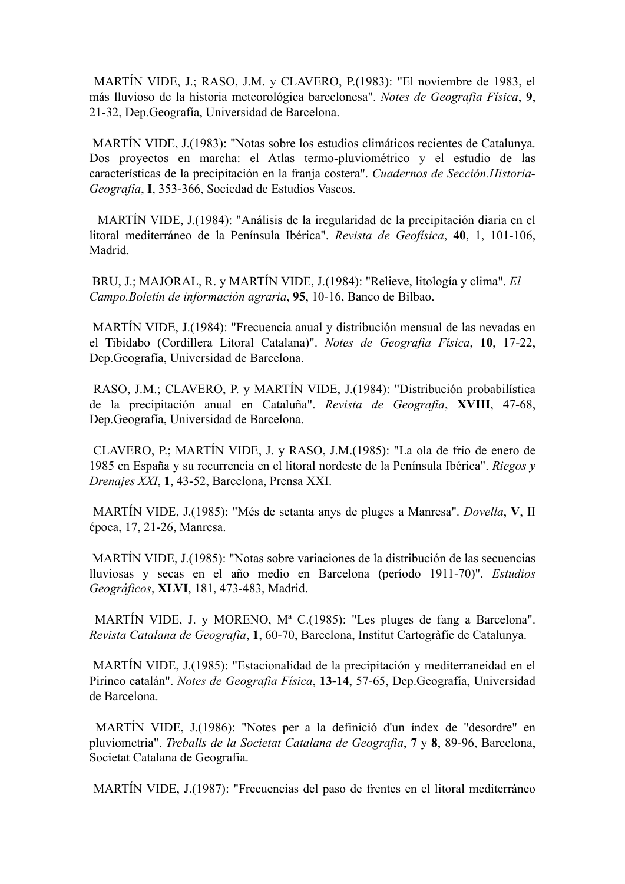MARTÍN VIDE, J.; RASO, J.M. y CLAVERO, P.(1983): "El noviembre de 1983, el más lluvioso de la historia meteorológica barcelonesa". *Notes de Geografia Física*, **9**, 21-32, Dep.Geografía, Universidad de Barcelona.

MARTÍN VIDE, J.(1983): "Notas sobre los estudios climáticos recientes de Catalunya. Dos proyectos en marcha: el Atlas termo-pluviométrico y el estudio de las características de la precipitación en la franja costera". *Cuadernos de Sección.Historia-Geografía*, **I**, 353-366, Sociedad de Estudios Vascos.

MARTÍN VIDE, J.(1984): "Análisis de la iregularidad de la precipitación diaria en el litoral mediterráneo de la Península Ibérica". *Revista de Geofísica*, **40**, 1, 101-106, Madrid.

BRU, J.; MAJORAL, R. y MARTÍN VIDE, J.(1984): "Relieve, litología y clima". *El Campo.Boletín de información agraria*, **95**, 10-16, Banco de Bilbao.

MARTÍN VIDE, J.(1984): "Frecuencia anual y distribución mensual de las nevadas en el Tibidabo (Cordillera Litoral Catalana)". *Notes de Geografia Física*, **10**, 17-22, Dep.Geografía, Universidad de Barcelona.

RASO, J.M.; CLAVERO, P. y MARTÍN VIDE, J.(1984): "Distribución probabilística de la precipitación anual en Cataluña". *Revista de Geografía*, **XVIII**, 47-68, Dep.Geografía, Universidad de Barcelona.

CLAVERO, P.; MARTÍN VIDE, J. y RASO, J.M.(1985): "La ola de frío de enero de 1985 en España y su recurrencia en el litoral nordeste de la Península Ibérica". *Riegos y Drenajes XXI*, **1**, 43-52, Barcelona, Prensa XXI.

MARTÍN VIDE, J.(1985): "Més de setanta anys de pluges a Manresa". *Dovella*, **V**, II época, 17, 21-26, Manresa.

MARTÍN VIDE, J.(1985): "Notas sobre variaciones de la distribución de las secuencias lluviosas y secas en el año medio en Barcelona (período 1911-70)". *Estudios Geográficos*, **XLVI**, 181, 473-483, Madrid.

MARTÍN VIDE, J. y MORENO, Mª C.(1985): "Les pluges de fang a Barcelona". *Revista Catalana de Geografia*, **1**, 60-70, Barcelona, Institut Cartogràfic de Catalunya.

MARTÍN VIDE, J.(1985): "Estacionalidad de la precipitación y mediterraneidad en el Pirineo catalán". *Notes de Geografia Física*, **13-14**, 57-65, Dep.Geografía, Universidad de Barcelona.

MARTÍN VIDE, J.(1986): "Notes per a la definició d'un índex de "desordre" en pluviometria". *Treballs de la Societat Catalana de Geografia*, **7** y **8**, 89-96, Barcelona, Societat Catalana de Geografia.

MARTÍN VIDE, J.(1987): "Frecuencias del paso de frentes en el litoral mediterráneo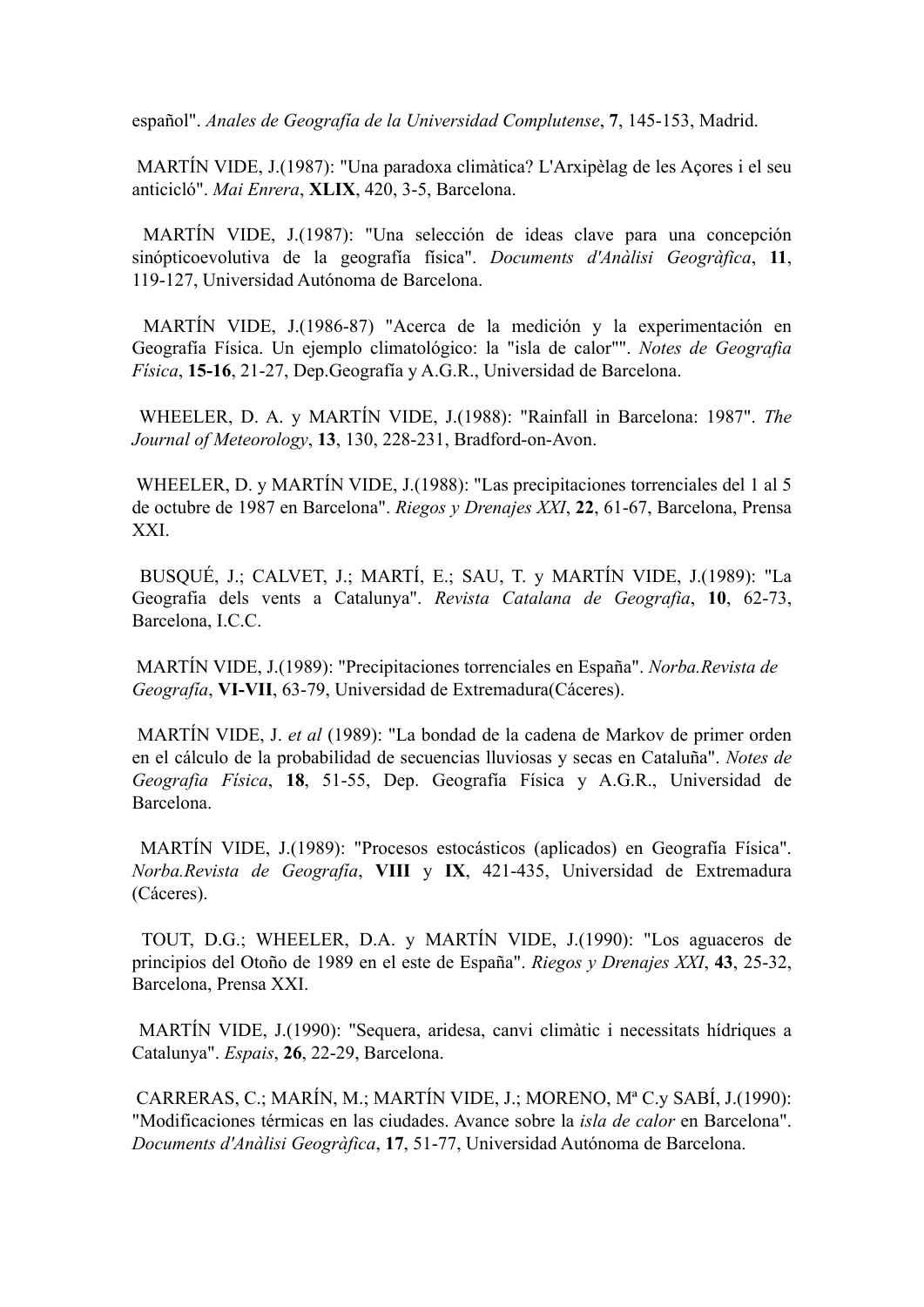español". *Anales de Geografía de la Universidad Complutense*, **7**, 145-153, Madrid.

MARTÍN VIDE, J.(1987): "Una paradoxa climàtica? L'Arxipèlag de les Açores i el seu anticicló". *Mai Enrera*, **XLIX**, 420, 3-5, Barcelona.

MARTÍN VIDE, J.(1987): "Una selección de ideas clave para una concepción sinópticoevolutiva de la geografía física". *Documents d'Anàlisi Geogràfica*, **11**, 119-127, Universidad Autónoma de Barcelona.

MARTÍN VIDE, J.(1986-87) "Acerca de la medición y la experimentación en Geografía Física. Un ejemplo climatológico: la "isla de calor"". *Notes de Geografia Física*, **15-16**, 21-27, Dep.Geografía y A.G.R., Universidad de Barcelona.

WHEELER, D. A. y MARTÍN VIDE, J.(1988): "Rainfall in Barcelona: 1987". *The Journal of Meteorology*, **13**, 130, 228-231, Bradford-on-Avon.

WHEELER, D. y MARTÍN VIDE, J.(1988): "Las precipitaciones torrenciales del 1 al 5 de octubre de 1987 en Barcelona". *Riegos y Drenajes XXI*, **22**, 61-67, Barcelona, Prensa XXI.

BUSQUÉ, J.; CALVET, J.; MARTÍ, E.; SAU, T. y MARTÍN VIDE, J.(1989): "La Geografia dels vents a Catalunya". *Revista Catalana de Geografia*, **10**, 62-73, Barcelona, I.C.C.

MARTÍN VIDE, J.(1989): "Precipitaciones torrenciales en España". *Norba.Revista de Geografía*, **VI-VII**, 63-79, Universidad de Extremadura(Cáceres).

MARTÍN VIDE, J. *et al* (1989): "La bondad de la cadena de Markov de primer orden en el cálculo de la probabilidad de secuencias lluviosas y secas en Cataluña". *Notes de Geografia Física*, **18**, 51-55, Dep. Geografía Física y A.G.R., Universidad de Barcelona.

MARTÍN VIDE, J.(1989): "Procesos estocásticos (aplicados) en Geografía Física". *Norba.Revista de Geografía*, **VIII** y **IX**, 421-435, Universidad de Extremadura (Cáceres).

TOUT, D.G.; WHEELER, D.A. y MARTÍN VIDE, J.(1990): "Los aguaceros de principios del Otoño de 1989 en el este de España". *Riegos y Drenajes XXI*, **43**, 25-32, Barcelona, Prensa XXI.

MARTÍN VIDE, J.(1990): "Sequera, aridesa, canvi climàtic i necessitats hídriques a Catalunya". *Espais*, **26**, 22-29, Barcelona.

CARRERAS, C.; MARÍN, M.; MARTÍN VIDE, J.; MORENO, Mª C.y SABÍ, J.(1990): "Modificaciones térmicas en las ciudades. Avance sobre la *isla de calor* en Barcelona". *Documents d'Anàlisi Geogràfica*, **17**, 51-77, Universidad Autónoma de Barcelona.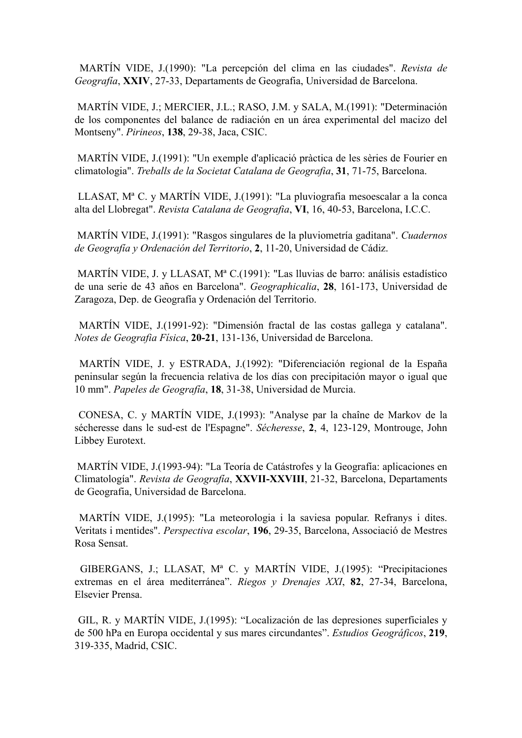MARTÍN VIDE, J.(1990): "La percepción del clima en las ciudades". *Revista de Geografía*, **XXIV**, 27-33, Departaments de Geografia, Universidad de Barcelona.

MARTÍN VIDE, J.; MERCIER, J.L.; RASO, J.M. y SALA, M.(1991): "Determinación de los componentes del balance de radiación en un área experimental del macizo del Montseny". *Pirineos*, **138**, 29-38, Jaca, CSIC.

MARTÍN VIDE, J.(1991): "Un exemple d'aplicació pràctica de les sèries de Fourier en climatologia". *Treballs de la Societat Catalana de Geografia*, **31**, 71-75, Barcelona.

LLASAT, Mª C. y MARTÍN VIDE, J.(1991): "La pluviografia mesoescalar a la conca alta del Llobregat". *Revista Catalana de Geografia*, **VI**, 16, 40-53, Barcelona, I.C.C.

MARTÍN VIDE, J.(1991): "Rasgos singulares de la pluviometría gaditana". *Cuadernos de Geografía y Ordenación del Territorio*, **2**, 11-20, Universidad de Cádiz.

MARTÍN VIDE, J. y LLASAT, Mª C.(1991): "Las lluvias de barro: análisis estadístico de una serie de 43 años en Barcelona". *Geographicalia*, **28**, 161-173, Universidad de Zaragoza, Dep. de Geografía y Ordenación del Territorio.

MARTÍN VIDE, J.(1991-92): "Dimensión fractal de las costas gallega y catalana". *Notes de Geografia Física*, **20-21**, 131-136, Universidad de Barcelona.

MARTÍN VIDE, J. y ESTRADA, J.(1992): "Diferenciación regional de la España peninsular según la frecuencia relativa de los días con precipitación mayor o igual que 10 mm". *Papeles de Geografía*, **18**, 31-38, Universidad de Murcia.

CONESA, C. y MARTÍN VIDE, J.(1993): "Analyse par la chaîne de Markov de la sécheresse dans le sud-est de l'Espagne". *Sécheresse*, **2**, 4, 123-129, Montrouge, John Libbey Eurotext.

MARTÍN VIDE, J.(1993-94): "La Teoría de Catástrofes y la Geografía: aplicaciones en Climatología". *Revista de Geografía*, **XXVII-XXVIII**, 21-32, Barcelona, Departaments de Geografia, Universidad de Barcelona.

MARTÍN VIDE, J.(1995): "La meteorologia i la saviesa popular. Refranys i dites. Veritats i mentides". *Perspectiva escolar*, **196**, 29-35, Barcelona, Associació de Mestres Rosa Sensat.

GIBERGANS, J.; LLASAT, Mª C. y MARTÍN VIDE, J.(1995): "Precipitaciones extremas en el área mediterránea". *Riegos y Drenajes XXI*, **82**, 27-34, Barcelona, Elsevier Prensa.

GIL, R. y MARTÍN VIDE, J.(1995): "Localización de las depresiones superficiales y de 500 hPa en Europa occidental y sus mares circundantes". *Estudios Geográficos*, **219**, 319-335, Madrid, CSIC.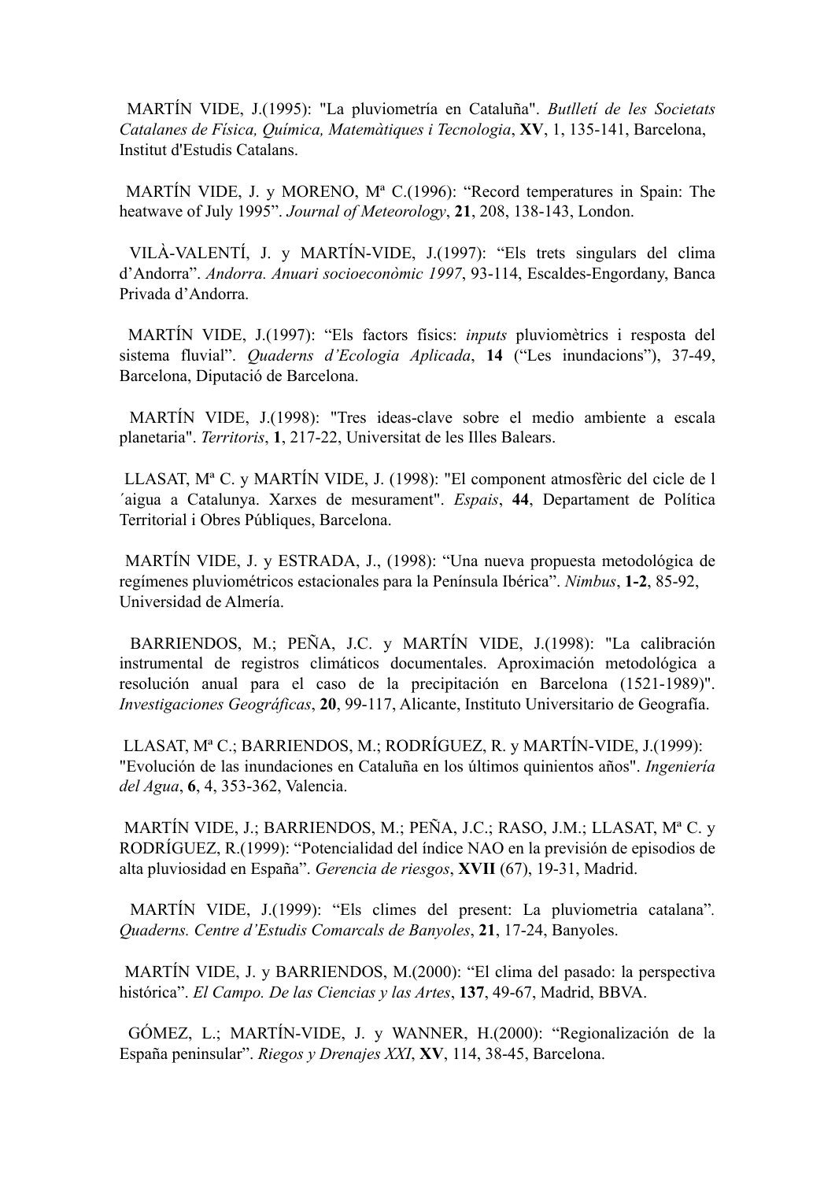MARTÍN VIDE, J.(1995): "La pluviometría en Cataluña". *Butlletí de les Societats Catalanes de Física, Química, Matemàtiques i Tecnologia*, **XV**, 1, 135-141, Barcelona, Institut d'Estudis Catalans.

MARTÍN VIDE, J. y MORENO, Mª C.(1996): "Record temperatures in Spain: The heatwave of July 1995". *Journal of Meteorology*, **21**, 208, 138-143, London.

VILÀ-VALENTÍ, J. y MARTÍN-VIDE, J.(1997): "Els trets singulars del clima d'Andorra". *Andorra. Anuari socioeconòmic 1997*, 93-114, Escaldes-Engordany, Banca Privada d'Andorra.

MARTÍN VIDE, J.(1997): "Els factors físics: *inputs* pluviomètrics i resposta del sistema fluvial". *Quaderns d'Ecologia Aplicada*, **14** ("Les inundacions"), 37-49, Barcelona, Diputació de Barcelona.

MARTÍN VIDE, J.(1998): "Tres ideas-clave sobre el medio ambiente a escala planetaria". *Territoris*, **1**, 217-22, Universitat de les Illes Balears.

LLASAT, Mª C. y MARTÍN VIDE, J. (1998): "El component atmosfèric del cicle de l ´aigua a Catalunya. Xarxes de mesurament". *Espais*, **44**, Departament de Política Territorial i Obres Públiques, Barcelona.

MARTÍN VIDE, J. y ESTRADA, J., (1998): "Una nueva propuesta metodológica de regímenes pluviométricos estacionales para la Península Ibérica". *Nimbus*, **1-2**, 85-92, Universidad de Almería.

BARRIENDOS, M.; PEÑA, J.C. y MARTÍN VIDE, J.(1998): "La calibración instrumental de registros climáticos documentales. Aproximación metodológica a resolución anual para el caso de la precipitación en Barcelona (1521-1989)". *Investigaciones Geográficas*, **20**, 99-117, Alicante, Instituto Universitario de Geografía.

LLASAT, Mª C.; BARRIENDOS, M.; RODRÍGUEZ, R. y MARTÍN-VIDE, J.(1999): "Evolución de las inundaciones en Cataluña en los últimos quinientos años". *Ingeniería del Agua*, **6**, 4, 353-362, Valencia.

MARTÍN VIDE, J.; BARRIENDOS, M.; PEÑA, J.C.; RASO, J.M.; LLASAT, Mª C. y RODRÍGUEZ, R.(1999): "Potencialidad del índice NAO en la previsión de episodios de alta pluviosidad en España". *Gerencia de riesgos*, **XVII** (67), 19-31, Madrid.

MARTÍN VIDE, J.(1999): "Els climes del present: La pluviometria catalana". *Quaderns. Centre d'Estudis Comarcals de Banyoles*, **21**, 17-24, Banyoles.

MARTÍN VIDE, J. y BARRIENDOS, M.(2000): "El clima del pasado: la perspectiva histórica". *El Campo. De las Ciencias y las Artes*, **137**, 49-67, Madrid, BBVA.

GÓMEZ, L.; MARTÍN-VIDE, J. y WANNER, H.(2000): "Regionalización de la España peninsular". *Riegos y Drenajes XXI*, **XV**, 114, 38-45, Barcelona.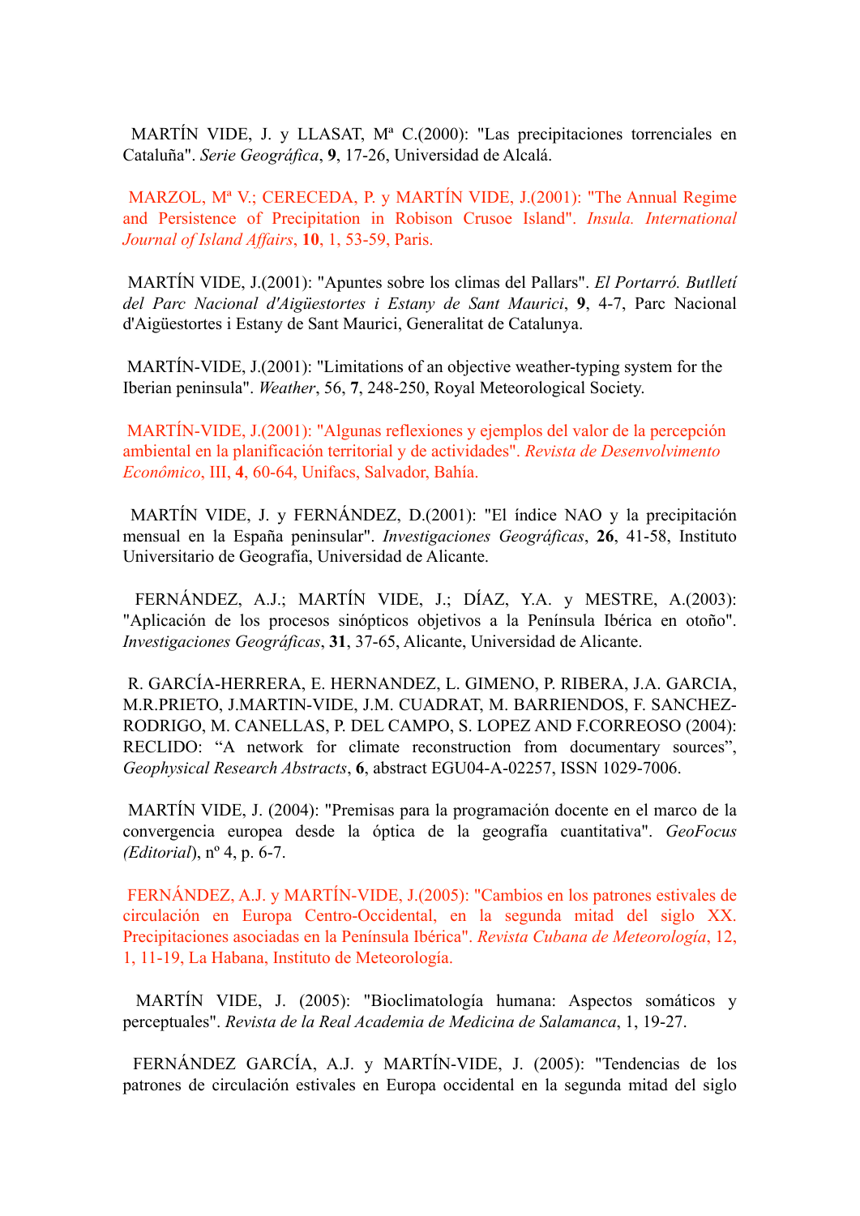MARTÍN VIDE, J. y LLASAT, Mª C.(2000): "Las precipitaciones torrenciales en Cataluña". *Serie Geográfica*, **9**, 17-26, Universidad de Alcalá.

MARZOL, Mª V.; CERECEDA, P. y MARTÍN VIDE, J.(2001): "The Annual Regime and Persistence of Precipitation in Robison Crusoe Island". *Insula. International Journal of Island Affairs*, **10**, 1, 53-59, Paris.

MARTÍN VIDE, J.(2001): "Apuntes sobre los climas del Pallars". *El Portarró. Butlletí del Parc Nacional d'Aigüestortes i Estany de Sant Maurici*, **9**, 4-7, Parc Nacional d'Aigüestortes i Estany de Sant Maurici, Generalitat de Catalunya.

MARTÍN-VIDE, J.(2001): "Limitations of an objective weather-typing system for the Iberian peninsula". *Weather*, 56, **7**, 248-250, Royal Meteorological Society.

MARTÍN-VIDE, J.(2001): "Algunas reflexiones y ejemplos del valor de la percepción ambiental en la planificación territorial y de actividades". *Revista de Desenvolvimento Econômico*, III, **4**, 60-64, Unifacs, Salvador, Bahía.

MARTÍN VIDE, J. y FERNÁNDEZ, D.(2001): "El índice NAO y la precipitación mensual en la España peninsular". *Investigaciones Geográficas*, **26**, 41-58, Instituto Universitario de Geografía, Universidad de Alicante.

FERNÁNDEZ, A.J.; MARTÍN VIDE, J.; DÍAZ, Y.A. y MESTRE, A.(2003): "Aplicación de los procesos sinópticos objetivos a la Península Ibérica en otoño". *Investigaciones Geográficas*, **31**, 37-65, Alicante, Universidad de Alicante.

R. GARCÍA-HERRERA, E. HERNANDEZ, L. GIMENO, P. RIBERA, J.A. GARCIA, M.R.PRIETO, J.MARTIN-VIDE, J.M. CUADRAT, M. BARRIENDOS, F. SANCHEZ-RODRIGO, M. CANELLAS, P. DEL CAMPO, S. LOPEZ AND F.CORREOSO (2004): RECLIDO: "A network for climate reconstruction from documentary sources", *Geophysical Research Abstracts*, **6**, abstract EGU04-A-02257, ISSN 1029-7006.

MARTÍN VIDE, J. (2004): "Premisas para la programación docente en el marco de la convergencia europea desde la óptica de la geografía cuantitativa". *GeoFocus (Editorial)*, nº 4, p. 6-7.

FERNÁNDEZ, A.J. y MARTÍN-VIDE, J.(2005): "Cambios en los patrones estivales de circulación en Europa Centro-Occidental, en la segunda mitad del siglo XX. Precipitaciones asociadas en la Península Ibérica". *Revista Cubana de Meteorología*, 12, 1, 11-19, La Habana, Instituto de Meteorología.

MARTÍN VIDE, J. (2005): "Bioclimatología humana: Aspectos somáticos y perceptuales". *Revista de la Real Academia de Medicina de Salamanca*, 1, 19-27.

FERNÁNDEZ GARCÍA, A.J. y MARTÍN-VIDE, J. (2005): "Tendencias de los patrones de circulación estivales en Europa occidental en la segunda mitad del siglo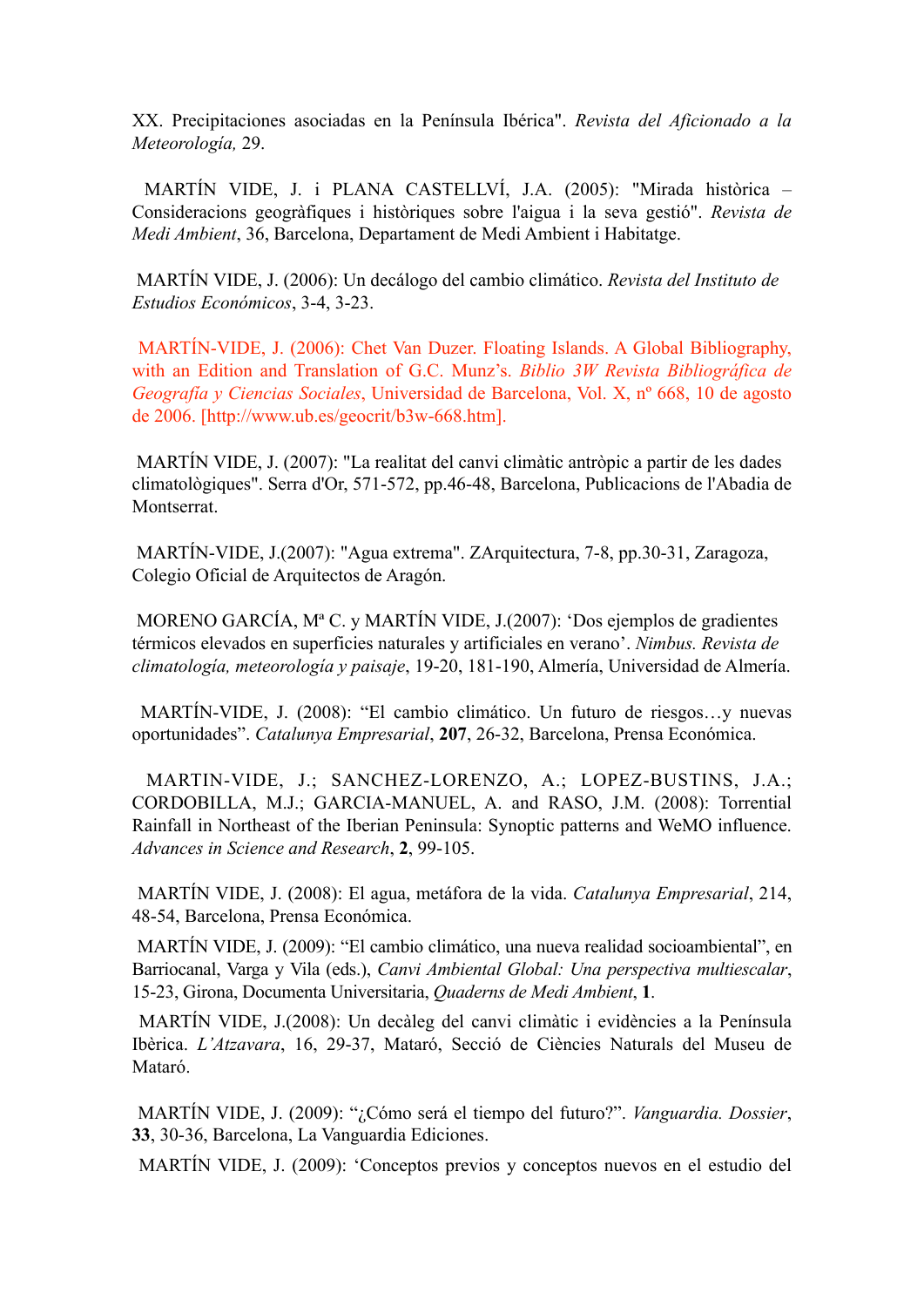XX. Precipitaciones asociadas en la Península Ibérica". *Revista del Aficionado a la Meteorología,* 29.

MARTÍN VIDE, J. i PLANA CASTELLVÍ, J.A. (2005): "Mirada històrica – Consideracions geogràfiques i històriques sobre l'aigua i la seva gestió". *Revista de Medi Ambient*, 36, Barcelona, Departament de Medi Ambient i Habitatge.

MARTÍN VIDE, J. (2006): Un decálogo del cambio climático. *Revista del Instituto de Estudios Económicos*, 3-4, 3-23.

MARTÍN-VIDE, J. (2006): Chet Van Duzer. Floating Islands. A Global Bibliography, with an Edition and Translation of G.C. Munz's. *Biblio 3W Revista Bibliográfica de Geografía y Ciencias Sociales*, Universidad de Barcelona, Vol. X, nº 668, 10 de agosto de 2006. [http://www.ub.es/geocrit/b3w-668.htm].

MARTÍN VIDE, J. (2007): "La realitat del canvi climàtic antròpic a partir de les dades climatològiques". Serra d'Or, 571-572, pp.46-48, Barcelona, Publicacions de l'Abadia de Montserrat.

MARTÍN-VIDE, J.(2007): "Agua extrema". ZArquitectura, 7-8, pp.30-31, Zaragoza, Colegio Oficial de Arquitectos de Aragón.

MORENO GARCÍA, Mª C. y MARTÍN VIDE, J.(2007): 'Dos ejemplos de gradientes térmicos elevados en superficies naturales y artificiales en verano'. *Nimbus. Revista de climatología, meteorología y paisaje*, 19-20, 181-190, Almería, Universidad de Almería.

MARTÍN-VIDE, J. (2008): "El cambio climático. Un futuro de riesgos…y nuevas oportunidades". *Catalunya Empresarial*, **207**, 26-32, Barcelona, Prensa Económica.

MARTIN-VIDE, J.; SANCHEZ-LORENZO, A.; LOPEZ-BUSTINS, J.A.; CORDOBILLA, M.J.; GARCIA-MANUEL, A. and RASO, J.M. (2008): Torrential Rainfall in Northeast of the Iberian Peninsula: Synoptic patterns and WeMO influence. *Advances in Science and Research*, **2**, 99-105.

MARTÍN VIDE, J. (2008): El agua, metáfora de la vida. *Catalunya Empresarial*, 214, 48-54, Barcelona, Prensa Económica.

MARTÍN VIDE, J. (2009): "El cambio climático, una nueva realidad socioambiental", en Barriocanal, Varga y Vila (eds.), *Canvi Ambiental Global: Una perspectiva multiescalar*, 15-23, Girona, Documenta Universitaria, *Quaderns de Medi Ambient*, **1**.

MARTÍN VIDE, J.(2008): Un decàleg del canvi climàtic i evidències a la Península Ibèrica. *L'Atzavara*, 16, 29-37, Mataró, Secció de Ciències Naturals del Museu de Mataró.

MARTÍN VIDE, J. (2009): "¿Cómo será el tiempo del futuro?". *Vanguardia. Dossier*, **33**, 30-36, Barcelona, La Vanguardia Ediciones.

MARTÍN VIDE, J. (2009): 'Conceptos previos y conceptos nuevos en el estudio del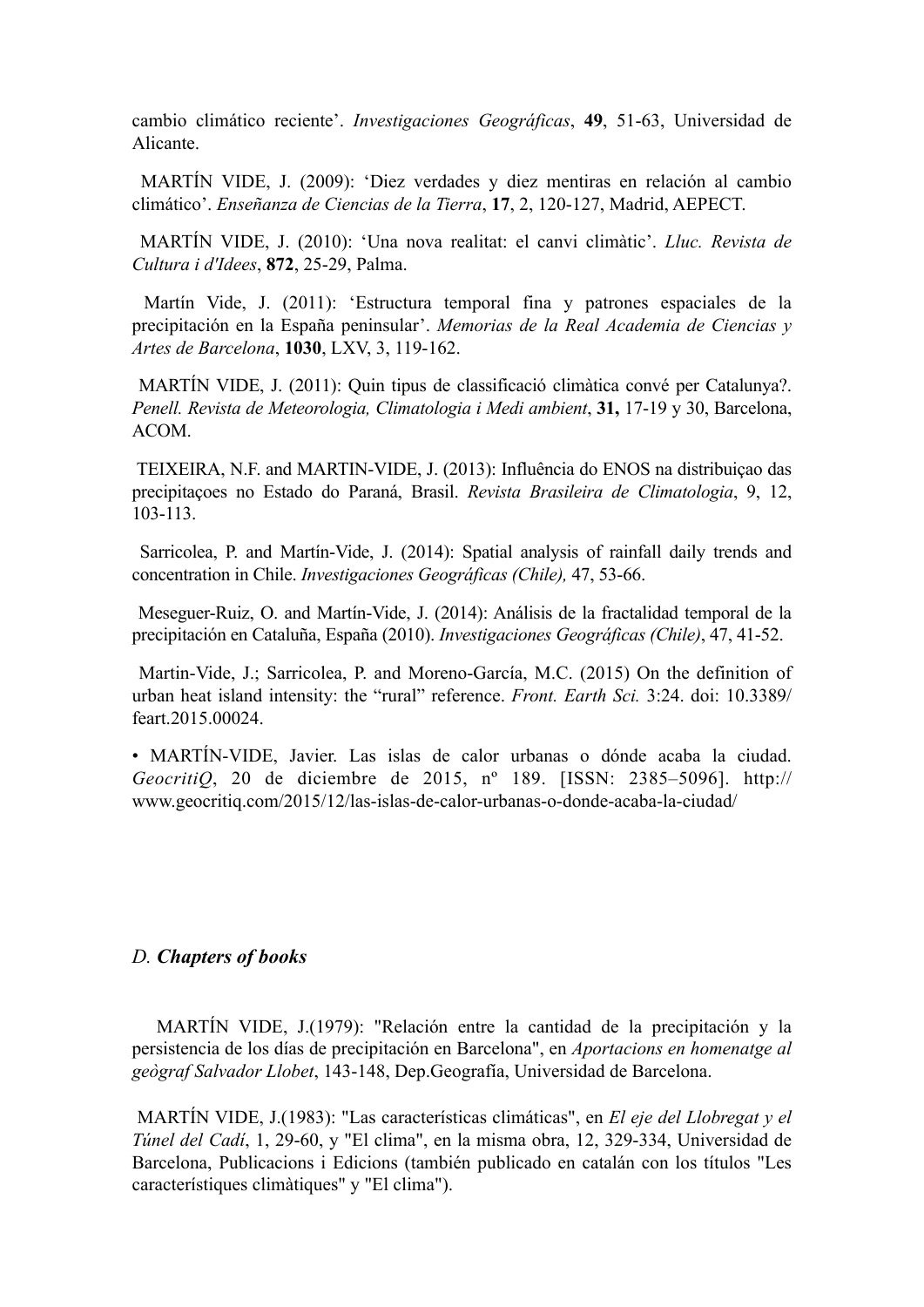cambio climático reciente'. *Investigaciones Geográficas*, **49**, 51-63, Universidad de Alicante.

MARTÍN VIDE, J. (2009): 'Diez verdades y diez mentiras en relación al cambio climático'. *Enseñanza de Ciencias de la Tierra*, **17**, 2, 120-127, Madrid, AEPECT.

MARTÍN VIDE, J. (2010): 'Una nova realitat: el canvi climàtic'. *Lluc. Revista de Cultura i d'Idees*, **872**, 25-29, Palma.

Martín Vide, J. (2011): 'Estructura temporal fina y patrones espaciales de la precipitación en la España peninsular'. *Memorias de la Real Academia de Ciencias y Artes de Barcelona*, **1030**, LXV, 3, 119-162.

MARTÍN VIDE, J. (2011): Quin tipus de classificació climàtica convé per Catalunya?. *Penell. Revista de Meteorologia, Climatologia i Medi ambient*, **31,** 17-19 y 30, Barcelona, ACOM.

TEIXEIRA, N.F. and MARTIN-VIDE, J. (2013): Influência do ENOS na distribuiçao das precipitaçoes no Estado do Paraná, Brasil. *Revista Brasileira de Climatologia*, 9, 12, 103-113.

Sarricolea, P. and Martín-Vide, J. (2014): Spatial analysis of rainfall daily trends and concentration in Chile. *Investigaciones Geográficas (Chile),* 47, 53-66.

Meseguer-Ruiz, O. and Martín-Vide, J. (2014): Análisis de la fractalidad temporal de la precipitación en Cataluña, España (2010). *Investigaciones Geográficas (Chile)*, 47, 41-52.

Martin-Vide, J.; Sarricolea, P. and Moreno-García, M.C. (2015) On the definition of urban heat island intensity: the "rural" reference. *Front. Earth Sci.* 3:24. doi: 10.3389/feart.2015.00024.

• MARTÍN-VIDE, Javier. Las islas de calor urbanas o dónde acaba la ciudad. *GeocritiQ*, 20 de diciembre de 2015, nº 189. [ISSN: 2385–5096]. http://www.geocritiq.com/2015/12/las-islas-de-calor-urbanas-o-donde-acaba-la-ciudad/

### *D. Chapters of books*

MARTÍN VIDE, J.(1979): "Relación entre la cantidad de la precipitación y la persistencia de los días de precipitación en Barcelona", en *Aportacions en homenatge al geògraf Salvador Llobet*, 143-148, Dep.Geografía, Universidad de Barcelona.

MARTÍN VIDE, J.(1983): "Las características climáticas", en *El eje del Llobregat y el Túnel del Cadí*, 1, 29-60, y "El clima", en la misma obra, 12, 329-334, Universidad de Barcelona, Publicacions i Edicions (también publicado en catalán con los títulos "Les característiques climàtiques" y "El clima").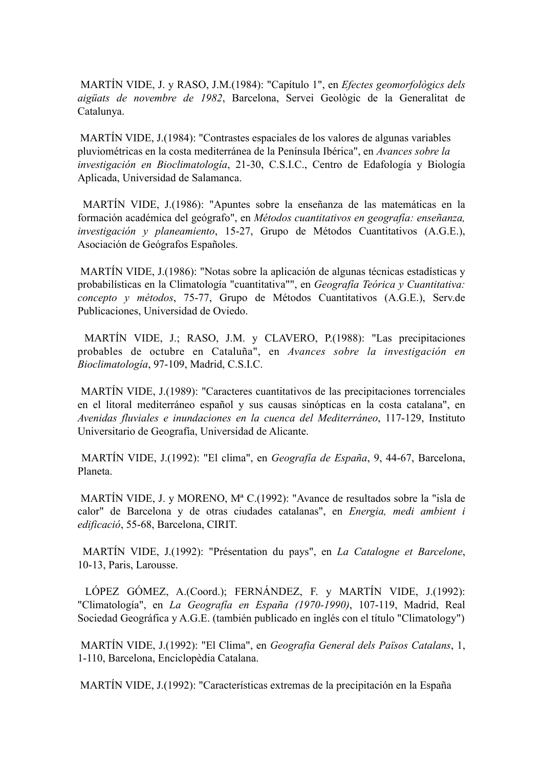MARTÍN VIDE, J. y RASO, J.M.(1984): "Capítulo 1", en *Efectes geomorfològics dels aigüats de novembre de 1982*, Barcelona, Servei Geològic de la Generalitat de Catalunya.

MARTÍN VIDE, J.(1984): "Contrastes espaciales de los valores de algunas variables pluviométricas en la costa mediterránea de la Península Ibérica", en *Avances sobre la investigación en Bioclimatología*, 21-30, C.S.I.C., Centro de Edafología y Biología Aplicada, Universidad de Salamanca.

MARTÍN VIDE, J.(1986): "Apuntes sobre la enseñanza de las matemáticas en la formación académica del geógrafo", en *Métodos cuantitativos en geografía: enseñanza, investigación y planeamiento*, 15-27, Grupo de Métodos Cuantitativos (A.G.E.), Asociación de Geógrafos Españoles.

MARTÍN VIDE, J.(1986): "Notas sobre la aplicación de algunas técnicas estadísticas y probabilísticas en la Climatología "cuantitativa"", en *Geografía Teórica y Cuantitativa: concepto y métodos*, 75-77, Grupo de Métodos Cuantitativos (A.G.E.), Serv.de Publicaciones, Universidad de Oviedo.

MARTÍN VIDE, J.; RASO, J.M. y CLAVERO, P.(1988): "Las precipitaciones probables de octubre en Cataluña", en *Avances sobre la investigación en Bioclimatología*, 97-109, Madrid, C.S.I.C.

MARTÍN VIDE, J.(1989): "Caracteres cuantitativos de las precipitaciones torrenciales en el litoral mediterráneo español y sus causas sinópticas en la costa catalana", en *Avenidas fluviales e inundaciones en la cuenca del Mediterráneo*, 117-129, Instituto Universitario de Geografía, Universidad de Alicante.

MARTÍN VIDE, J.(1992): "El clima", en *Geografía de España*, 9, 44-67, Barcelona, Planeta.

MARTÍN VIDE, J. y MORENO, Mª C.(1992): "Avance de resultados sobre la "isla de calor" de Barcelona y de otras ciudades catalanas", en *Energia, medi ambient i edificació*, 55-68, Barcelona, CIRIT.

MARTÍN VIDE, J.(1992): "Présentation du pays", en *La Catalogne et Barcelone*, 10-13, Paris, Larousse.

LÓPEZ GÓMEZ, A.(Coord.); FERNÁNDEZ, F. y MARTÍN VIDE, J.(1992): "Climatología", en *La Geografía en España (1970-1990)*, 107-119, Madrid, Real Sociedad Geográfica y A.G.E. (también publicado en inglés con el título "Climatology")

MARTÍN VIDE, J.(1992): "El Clima", en *Geografia General dels Països Catalans*, 1, 1-110, Barcelona, Enciclopèdia Catalana.

MARTÍN VIDE, J.(1992): "Características extremas de la precipitación en la España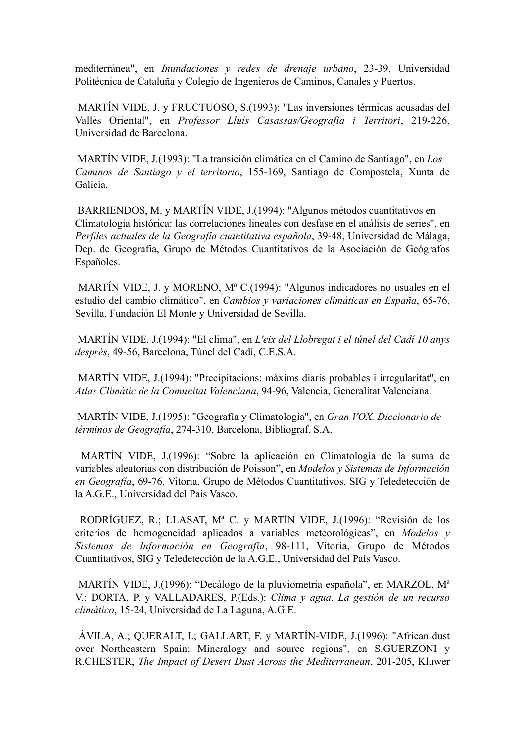mediterránea", en *Inundaciones y redes de drenaje urbano*, 23-39, Universidad Politécnica de Cataluña y Colegio de Ingenieros de Caminos, Canales y Puertos.

MARTÍN VIDE, J. y FRUCTUOSO, S.(1993): "Las inversiones térmicas acusadas del Vallès Oriental", en *Professor Lluís Casassas/Geografia i Territori*, 219-226, Universidad de Barcelona.

MARTÍN VIDE, J.(1993): "La transición climática en el Camino de Santiago", en *Los Caminos de Santiago y el territorio*, 155-169, Santiago de Compostela, Xunta de Galicia.

BARRIENDOS, M. y MARTÍN VIDE, J.(1994): "Algunos métodos cuantitativos en Climatología histórica: las correlaciones lineales con desfase en el análisis de series", en *Perfiles actuales de la Geografía cuantitativa española*, 39-48, Universidad de Málaga, Dep. de Geografía, Grupo de Métodos Cuantitativos de la Asociación de Geógrafos Españoles.

MARTÍN VIDE, J. y MORENO, Mª C.(1994): "Algunos indicadores no usuales en el estudio del cambio climático", en *Cambios y variaciones climáticas en España*, 65-76, Sevilla, Fundación El Monte y Universidad de Sevilla.

MARTÍN VIDE, J.(1994): "El clima", en *L'eix del Llobregat i el túnel del Cadí 10 anys després*, 49-56, Barcelona, Túnel del Cadí, C.E.S.A.

MARTÍN VIDE, J.(1994): "Precipitacions: màxims diaris probables i irregularitat", en *Atlas Climàtic de la Comunitat Valenciana*, 94-96, Valencia, Generalitat Valenciana.

MARTÍN VIDE, J.(1995): "Geografía y Climatología", en *Gran VOX. Diccionario de términos de Geografía*, 274-310, Barcelona, Bibliograf, S.A.

MARTÍN VIDE, J.(1996): "Sobre la aplicación en Climatología de la suma de variables aleatorias con distribución de Poisson", en *Modelos y Sistemas de Información en Geografía*, 69-76, Vitoria, Grupo de Métodos Cuantitativos, SIG y Teledetección de la A.G.E., Universidad del País Vasco.

RODRÍGUEZ, R.; LLASAT, Mª C. y MARTÍN VIDE, J.(1996): "Revisión de los criterios de homogeneidad aplicados a variables meteorológicas", en *Modelos y Sistemas de Información en Geografía*, 98-111, Vitoria, Grupo de Métodos Cuantitativos, SIG y Teledetección de la A.G.E., Universidad del País Vasco.

MARTÍN VIDE, J.(1996): "Decálogo de la pluviometría española", en MARZOL, Mª V.; DORTA, P. y VALLADARES, P.(Eds.): *Clima y agua. La gestión de un recurso climático*, 15-24, Universidad de La Laguna, A.G.E.

ÁVILA, A.; QUERALT, I.; GALLART, F. y MARTÍN-VIDE, J.(1996): "African dust over Northeastern Spain: Mineralogy and source regions", en S.GUERZONI y R.CHESTER, *The Impact of Desert Dust Across the Mediterranean*, 201-205, Kluwer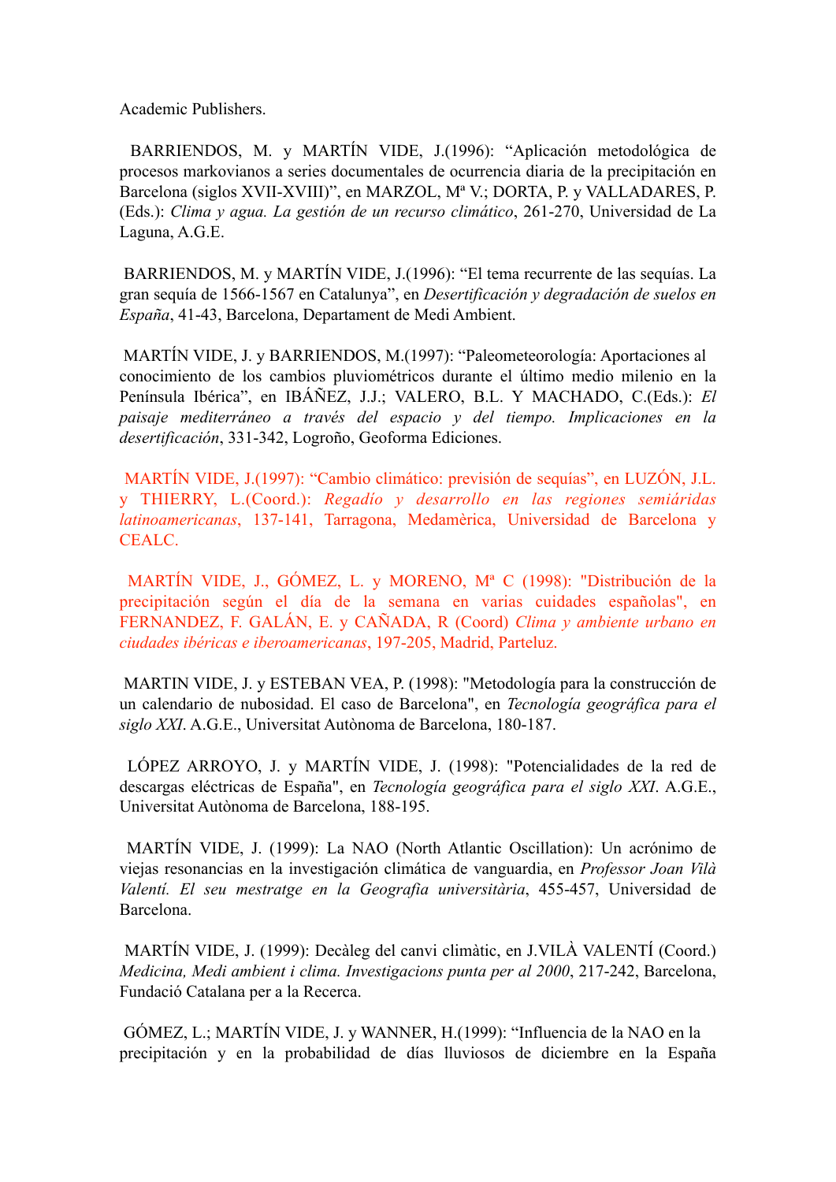Academic Publishers.

BARRIENDOS, M. y MARTÍN VIDE, J.(1996): “Aplicación metodológica de procesos markovianos a series documentales de ocurrencia diaria de la precipitación en Barcelona (siglos XVII-XVIII)”, en MARZOL, Mª V.; DORTA, P. y VALLADARES, P. (Eds.): *Clima y agua. La gestión de un recurso climático*, 261-270, Universidad de La Laguna, A.G.E.

BARRIENDOS, M. y MARTÍN VIDE, J.(1996): “El tema recurrente de las sequías. La gran sequía de 1566-1567 en Catalunya”, en *Desertificación y degradación de suelos en España*, 41-43, Barcelona, Departament de Medi Ambient.

MARTÍN VIDE, J. y BARRIENDOS, M.(1997): “Paleometeorología: Aportaciones al conocimiento de los cambios pluviométricos durante el último medio milenio en la Península Ibérica”, en IBÁÑEZ, J.J.; VALERO, B.L. Y MACHADO, C.(Eds.): *El paisaje mediterráneo a través del espacio y del tiempo. Implicaciones en la desertificación*, 331-342, Logroño, Geoforma Ediciones.

MARTÍN VIDE, J.(1997): “Cambio climático: previsión de sequías”, en LUZÓN, J.L. y THIERRY, L.(Coord.): *Regadío y desarrollo en las regiones semiáridas latinoamericanas*, 137-141, Tarragona, Medamèrica, Universidad de Barcelona y CEALC.

MARTÍN VIDE, J., GÓMEZ, L. y MORENO, Mª C (1998): "Distribución de la precipitación según el día de la semana en varias cuidades españolas", en FERNANDEZ, F. GALÁN, E. y CAÑADA, R (Coord) *Clima y ambiente urbano en ciudades ibéricas e iberoamericanas*, 197-205, Madrid, Parteluz.

MARTIN VIDE, J. y ESTEBAN VEA, P. (1998): "Metodología para la construcción de un calendario de nubosidad. El caso de Barcelona", en *Tecnología geográfica para el siglo XXI*. A.G.E., Universitat Autònoma de Barcelona, 180-187.

LÓPEZ ARROYO, J. y MARTÍN VIDE, J. (1998): "Potencialidades de la red de descargas eléctricas de España", en *Tecnología geográfica para el siglo XXI*. A.G.E., Universitat Autònoma de Barcelona, 188-195.

MARTÍN VIDE, J. (1999): La NAO (North Atlantic Oscillation): Un acrónimo de viejas resonancias en la investigación climática de vanguardia, en *Professor Joan Vilà Valentí. El seu mestratge en la Geografia universitària*, 455-457, Universidad de Barcelona.

MARTÍN VIDE, J. (1999): Decàleg del canvi climàtic, en J.VILÀ VALENTÍ (Coord.) *Medicina, Medi ambient i clima. Investigacions punta per al 2000*, 217-242, Barcelona, Fundació Catalana per a la Recerca.

GÓMEZ, L.; MARTÍN VIDE, J. y WANNER, H.(1999): “Influencia de la NAO en la precipitación y en la probabilidad de días lluviosos de diciembre en la España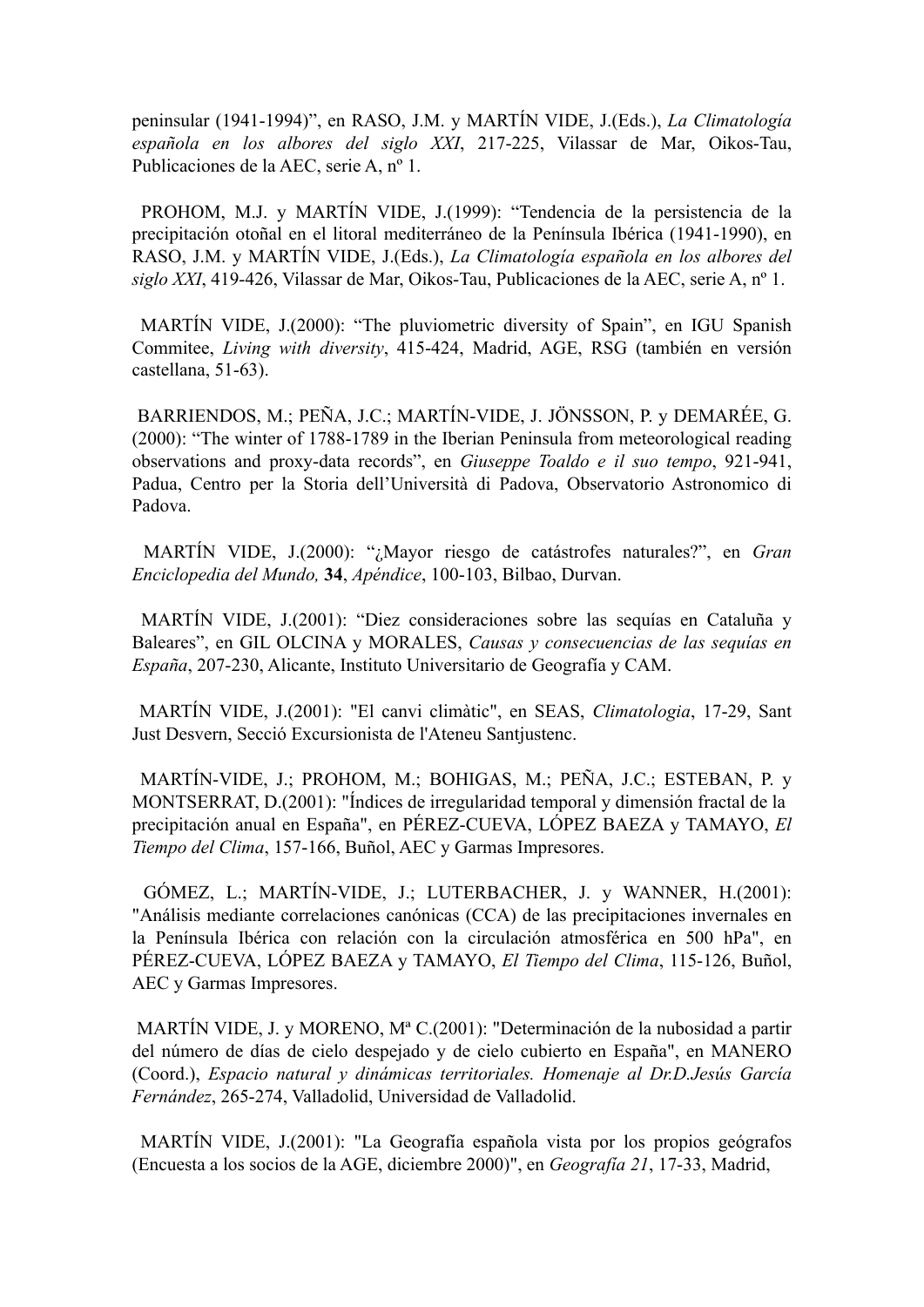peninsular (1941-1994)", en RASO, J.M. y MARTÍN VIDE, J.(Eds.), *La Climatología española en los albores del siglo XXI*, 217-225, Vilassar de Mar, Oikos-Tau, Publicaciones de la AEC, serie A, nº 1.

PROHOM, M.J. y MARTÍN VIDE, J.(1999): "Tendencia de la persistencia de la precipitación otoñal en el litoral mediterráneo de la Península Ibérica (1941-1990), en RASO, J.M. y MARTÍN VIDE, J.(Eds.), *La Climatología española en los albores del siglo XXI*, 419-426, Vilassar de Mar, Oikos-Tau, Publicaciones de la AEC, serie A, nº 1.

MARTÍN VIDE, J.(2000): "The pluviometric diversity of Spain", en IGU Spanish Commitee, *Living with diversity*, 415-424, Madrid, AGE, RSG (también en versión castellana, 51-63).

BARRIENDOS, M.; PEÑA, J.C.; MARTÍN-VIDE, J. JÖNSSON, P. y DEMARÉE, G. (2000): "The winter of 1788-1789 in the Iberian Peninsula from meteorological reading observations and proxy-data records", en *Giuseppe Toaldo e il suo tempo*, 921-941, Padua, Centro per la Storia dell'Università di Padova, Observatorio Astronomico di Padova.

MARTÍN VIDE, J.(2000): "¿Mayor riesgo de catástrofes naturales?", en *Gran Enciclopedia del Mundo,* **34**, *Apéndice*, 100-103, Bilbao, Durvan.

MARTÍN VIDE, J.(2001): "Diez consideraciones sobre las sequías en Cataluña y Baleares", en GIL OLCINA y MORALES, *Causas y consecuencias de las sequías en España*, 207-230, Alicante, Instituto Universitario de Geografía y CAM.

MARTÍN VIDE, J.(2001): "El canvi climàtic", en SEAS, *Climatologia*, 17-29, Sant Just Desvern, Secció Excursionista de l'Ateneu Santjustenc.

MARTÍN-VIDE, J.; PROHOM, M.; BOHIGAS, M.; PEÑA, J.C.; ESTEBAN, P. y MONTSERRAT, D.(2001): "Índices de irregularidad temporal y dimensión fractal de la precipitación anual en España", en PÉREZ-CUEVA, LÓPEZ BAEZA y TAMAYO, *El Tiempo del Clima*, 157-166, Buñol, AEC y Garmas Impresores.

GÓMEZ, L.; MARTÍN-VIDE, J.; LUTERBACHER, J. y WANNER, H.(2001): "Análisis mediante correlaciones canónicas (CCA) de las precipitaciones invernales en la Península Ibérica con relación con la circulación atmosférica en 500 hPa", en PÉREZ-CUEVA, LÓPEZ BAEZA y TAMAYO, *El Tiempo del Clima*, 115-126, Buñol, AEC y Garmas Impresores.

MARTÍN VIDE, J. y MORENO, Mª C.(2001): "Determinación de la nubosidad a partir del número de días de cielo despejado y de cielo cubierto en España", en MANERO (Coord.), *Espacio natural y dinámicas territoriales. Homenaje al Dr.D.Jesús García Fernández*, 265-274, Valladolid, Universidad de Valladolid.

MARTÍN VIDE, J.(2001): "La Geografía española vista por los propios geógrafos (Encuesta a los socios de la AGE, diciembre 2000)", en *Geografía 21*, 17-33, Madrid,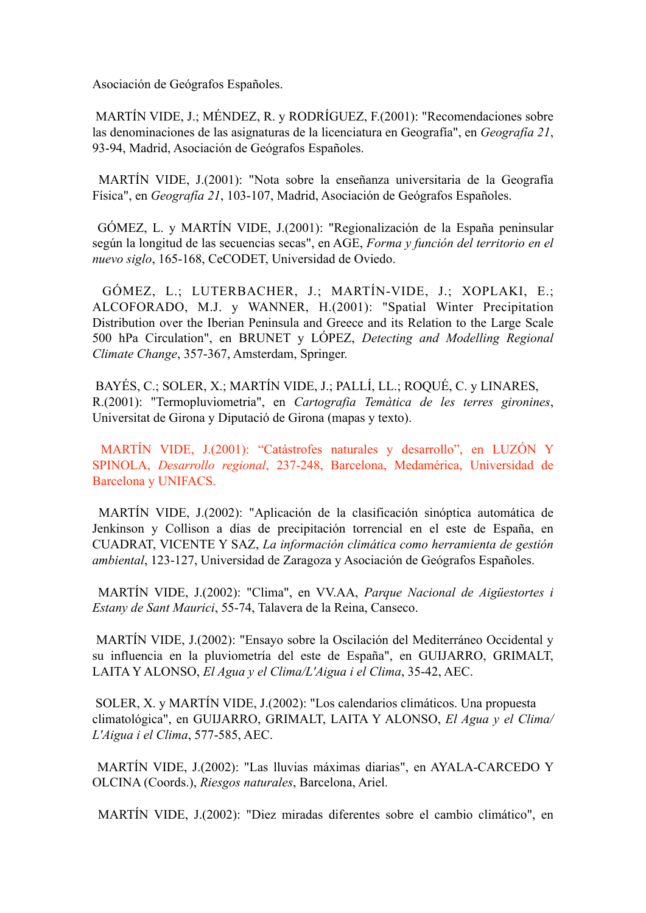Asociación de Geógrafos Españoles.

MARTÍN VIDE, J.; MÉNDEZ, R. y RODRÍGUEZ, F.(2001): "Recomendaciones sobre las denominaciones de las asignaturas de la licenciatura en Geografía", en *Geografía 21*, 93-94, Madrid, Asociación de Geógrafos Españoles.

MARTÍN VIDE, J.(2001): "Nota sobre la enseñanza universitaria de la Geografía Física", en *Geografía 21*, 103-107, Madrid, Asociación de Geógrafos Españoles.

GÓMEZ, L. y MARTÍN VIDE, J.(2001): "Regionalización de la España peninsular según la longitud de las secuencias secas", en AGE, *Forma y función del territorio en el nuevo siglo*, 165-168, CeCODET, Universidad de Oviedo.

GÓMEZ, L.; LUTERBACHER, J.; MARTÍN-VIDE, J.; XOPLAKI, E.; ALCOFORADO, M.J. y WANNER, H.(2001): "Spatial Winter Precipitation Distribution over the Iberian Peninsula and Greece and its Relation to the Large Scale 500 hPa Circulation", en BRUNET y LÓPEZ, *Detecting and Modelling Regional Climate Change*, 357-367, Amsterdam, Springer.

BAYÉS, C.; SOLER, X.; MARTÍN VIDE, J.; PALLÍ, LL.; ROQUÉ, C. y LINARES, R.(2001): "Termopluviometria", en *Cartografia Temàtica de les terres gironines*, Universitat de Girona y Diputació de Girona (mapas y texto).

MARTÍN VIDE, J.(2001): "Catástrofes naturales y desarrollo", en LUZÓN Y SPINOLA, *Desarrollo regional*, 237-248, Barcelona, Medamérica, Universidad de Barcelona y UNIFACS.

MARTÍN VIDE, J.(2002): "Aplicación de la clasificación sinóptica automática de Jenkinson y Collison a días de precipitación torrencial en el este de España, en CUADRAT, VICENTE Y SAZ, *La información climática como herramienta de gestión ambiental*, 123-127, Universidad de Zaragoza y Asociación de Geógrafos Españoles.

MARTÍN VIDE, J.(2002): "Clima", en VV.AA, *Parque Nacional de Aigüestortes i Estany de Sant Maurici*, 55-74, Talavera de la Reina, Canseco.

MARTÍN VIDE, J.(2002): "Ensayo sobre la Oscilación del Mediterráneo Occidental y su influencia en la pluviometría del este de España", en GUIJARRO, GRIMALT, LAITA Y ALONSO, *El Agua y el Clima/L'Aigua i el Clima*, 35-42, AEC.

SOLER, X. y MARTÍN VIDE, J.(2002): "Los calendarios climáticos. Una propuesta climatológica", en GUIJARRO, GRIMALT, LAITA Y ALONSO, *El Agua y el Clima/ L'Aigua i el Clima*, 577-585, AEC.

MARTÍN VIDE, J.(2002): "Las lluvias máximas diarias", en AYALA-CARCEDO Y OLCINA (Coords.), *Riesgos naturales*, Barcelona, Ariel.

MARTÍN VIDE, J.(2002): "Diez miradas diferentes sobre el cambio climático", en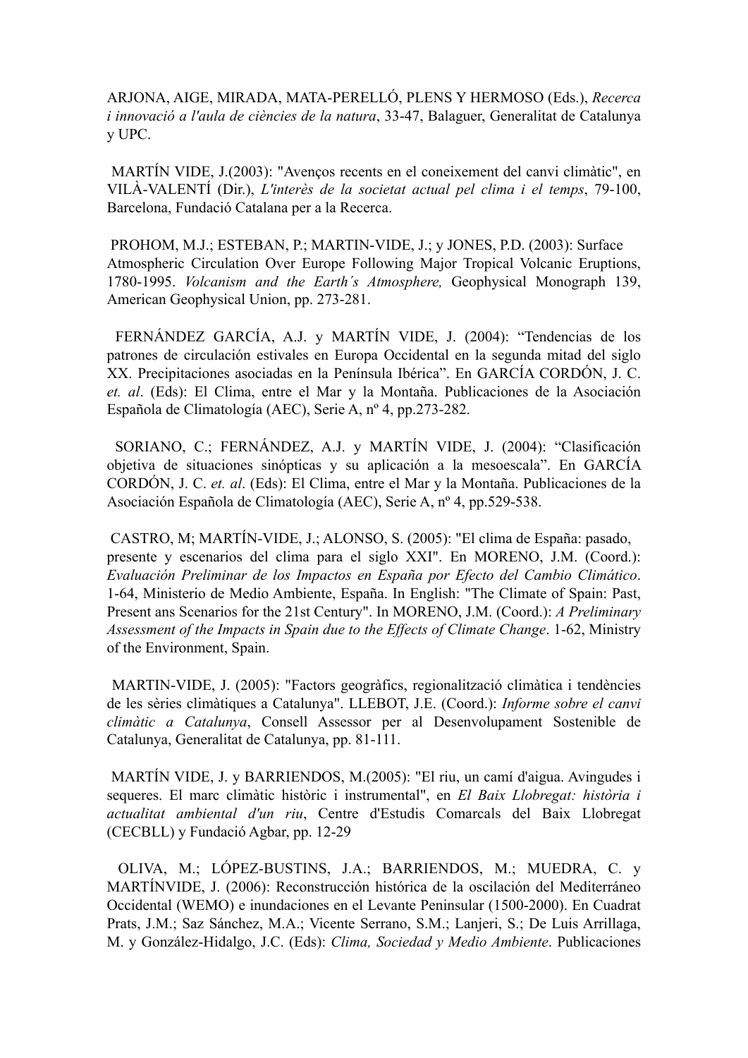ARJONA, AIGE, MIRADA, MATA-PERELLÓ, PLENS Y HERMOSO (Eds.), *Recerca i innovació a l'aula de ciències de la natura*, 33-47, Balaguer, Generalitat de Catalunya y UPC.

MARTÍN VIDE, J.(2003): "Avenços recents en el coneixement del canvi climàtic", en VILÀ-VALENTÍ (Dir.), *L'interès de la societat actual pel clima i el temps*, 79-100, Barcelona, Fundació Catalana per a la Recerca.

PROHOM, M.J.; ESTEBAN, P.; MARTIN-VIDE, J.; y JONES, P.D. (2003): Surface Atmospheric Circulation Over Europe Following Major Tropical Volcanic Eruptions, 1780-1995. *Volcanism and the Earth´s Atmosphere,* Geophysical Monograph 139, American Geophysical Union, pp. 273-281.

FERNÁNDEZ GARCÍA, A.J. y MARTÍN VIDE, J. (2004): "Tendencias de los patrones de circulación estivales en Europa Occidental en la segunda mitad del siglo XX. Precipitaciones asociadas en la Península Ibérica". En GARCÍA CORDÓN, J. C. *et. al*. (Eds): El Clima, entre el Mar y la Montaña. Publicaciones de la Asociación Española de Climatología (AEC), Serie A, nº 4, pp.273-282.

SORIANO, C.; FERNÁNDEZ, A.J. y MARTÍN VIDE, J. (2004): "Clasificación objetiva de situaciones sinópticas y su aplicación a la mesoescala". En GARCÍA CORDÓN, J. C. *et. al*. (Eds): El Clima, entre el Mar y la Montaña. Publicaciones de la Asociación Española de Climatología (AEC), Serie A, nº 4, pp.529-538.

CASTRO, M; MARTÍN-VIDE, J.; ALONSO, S. (2005): "El clima de España: pasado, presente y escenarios del clima para el siglo XXI". En MORENO, J.M. (Coord.): *Evaluación Preliminar de los Impactos en España por Efecto del Cambio Climático*. 1-64, Ministerio de Medio Ambiente, España. In English: "The Climate of Spain: Past, Present ans Scenarios for the 21st Century". In MORENO, J.M. (Coord.): *A Preliminary Assessment of the Impacts in Spain due to the Effects of Climate Change*. 1-62, Ministry of the Environment, Spain.

MARTIN-VIDE, J. (2005): "Factors geogràfics, regionalització climàtica i tendències de les sèries climàtiques a Catalunya". LLEBOT, J.E. (Coord.): *Informe sobre el canvi climàtic a Catalunya*, Consell Assessor per al Desenvolupament Sostenible de Catalunya, Generalitat de Catalunya, pp. 81-111.

MARTÍN VIDE, J. y BARRIENDOS, M.(2005): "El riu, un camí d'aigua. Avingudes i sequeres. El marc climàtic històric i instrumental", en *El Baix Llobregat: història i actualitat ambiental d'un riu*, Centre d'Estudis Comarcals del Baix Llobregat (CECBLL) y Fundació Agbar, pp. 12-29

OLIVA, M.; LÓPEZ-BUSTINS, J.A.; BARRIENDOS, M.; MUEDRA, C. y MARTÍNVIDE, J. (2006): Reconstrucción histórica de la oscilación del Mediterráneo Occidental (WEMO) e inundaciones en el Levante Peninsular (1500-2000). En Cuadrat Prats, J.M.; Saz Sánchez, M.A.; Vicente Serrano, S.M.; Lanjeri, S.; De Luis Arrillaga, M. y González-Hidalgo, J.C. (Eds): *Clima, Sociedad y Medio Ambiente*. Publicaciones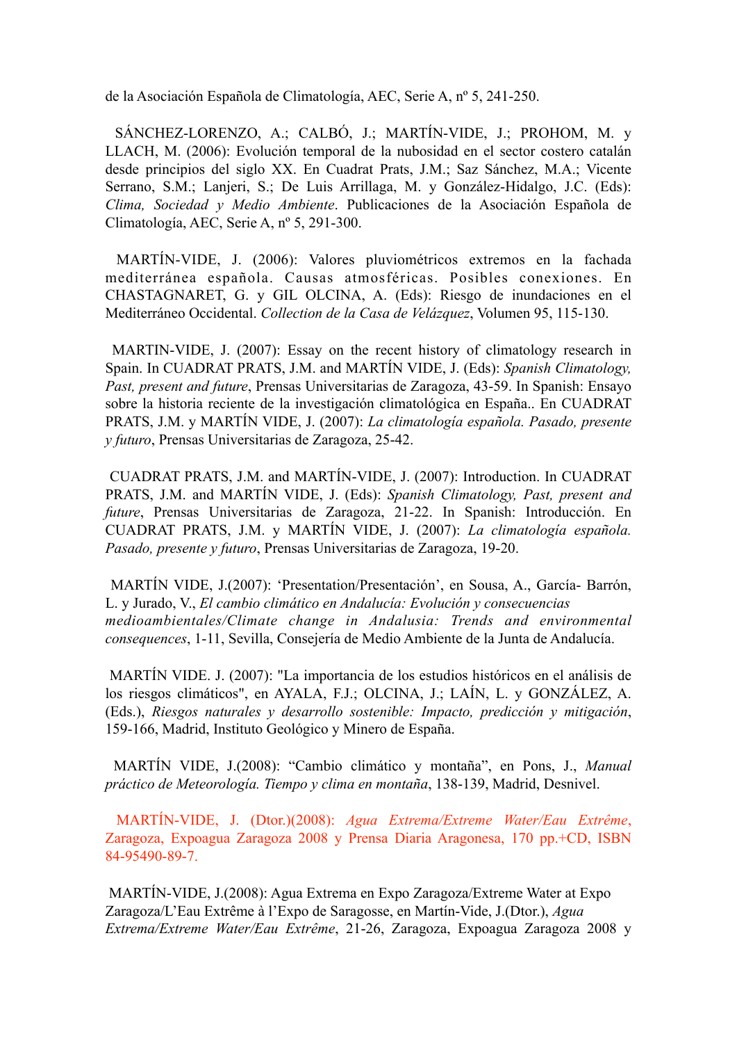de la Asociación Española de Climatología, AEC, Serie A, nº 5, 241-250.

SÁNCHEZ-LORENZO, A.; CALBÓ, J.; MARTÍN-VIDE, J.; PROHOM, M. y LLACH, M. (2006): Evolución temporal de la nubosidad en el sector costero catalán desde principios del siglo XX. En Cuadrat Prats, J.M.; Saz Sánchez, M.A.; Vicente Serrano, S.M.; Lanjeri, S.; De Luis Arrillaga, M. y González-Hidalgo, J.C. (Eds): *Clima, Sociedad y Medio Ambiente*. Publicaciones de la Asociación Española de Climatología, AEC, Serie A, nº 5, 291-300.

MARTÍN-VIDE, J. (2006): Valores pluviométricos extremos en la fachada mediterránea española. Causas atmosféricas. Posibles conexiones. En CHASTAGNARET, G. y GIL OLCINA, A. (Eds): Riesgo de inundaciones en el Mediterráneo Occidental. *Collection de la Casa de Velázquez*, Volumen 95, 115-130.

MARTIN-VIDE, J. (2007): Essay on the recent history of climatology research in Spain. In CUADRAT PRATS, J.M. and MARTÍN VIDE, J. (Eds): *Spanish Climatology, Past, present and future*, Prensas Universitarias de Zaragoza, 43-59. In Spanish: Ensayo sobre la historia reciente de la investigación climatológica en España.. En CUADRAT PRATS, J.M. y MARTÍN VIDE, J. (2007): *La climatología española. Pasado, presente y futuro*, Prensas Universitarias de Zaragoza, 25-42.

CUADRAT PRATS, J.M. and MARTÍN-VIDE, J. (2007): Introduction. In CUADRAT PRATS, J.M. and MARTÍN VIDE, J. (Eds): *Spanish Climatology, Past, present and future*, Prensas Universitarias de Zaragoza, 21-22. In Spanish: Introducción. En CUADRAT PRATS, J.M. y MARTÍN VIDE, J. (2007): *La climatología española. Pasado, presente y futuro*, Prensas Universitarias de Zaragoza, 19-20.

MARTÍN VIDE, J.(2007): 'Presentation/Presentación', en Sousa, A., García- Barrón, L. y Jurado, V., *El cambio climático en Andalucía: Evolución y consecuencias medioambientales/Climate change in Andalusia: Trends and environmental consequences*, 1-11, Sevilla, Consejería de Medio Ambiente de la Junta de Andalucía.

MARTÍN VIDE. J. (2007): "La importancia de los estudios históricos en el análisis de los riesgos climáticos", en AYALA, F.J.; OLCINA, J.; LAÍN, L. y GONZÁLEZ, A. (Eds.), *Riesgos naturales y desarrollo sostenible: Impacto, predicción y mitigación*, 159-166, Madrid, Instituto Geológico y Minero de España.

MARTÍN VIDE, J.(2008): "Cambio climático y montaña", en Pons, J., *Manual práctico de Meteorología. Tiempo y clima en montaña*, 138-139, Madrid, Desnivel.

MARTÍN-VIDE, J. (Dtor.)(2008): *Agua Extrema/Extreme Water/Eau Extrême*, Zaragoza, Expoagua Zaragoza 2008 y Prensa Diaria Aragonesa, 170 pp.+CD, ISBN 84-95490-89-7.

MARTÍN-VIDE, J.(2008): Agua Extrema en Expo Zaragoza/Extreme Water at Expo Zaragoza/L'Eau Extrême à l'Expo de Saragosse, en Martín-Vide, J.(Dtor.), *Agua Extrema/Extreme Water/Eau Extrême*, 21-26, Zaragoza, Expoagua Zaragoza 2008 y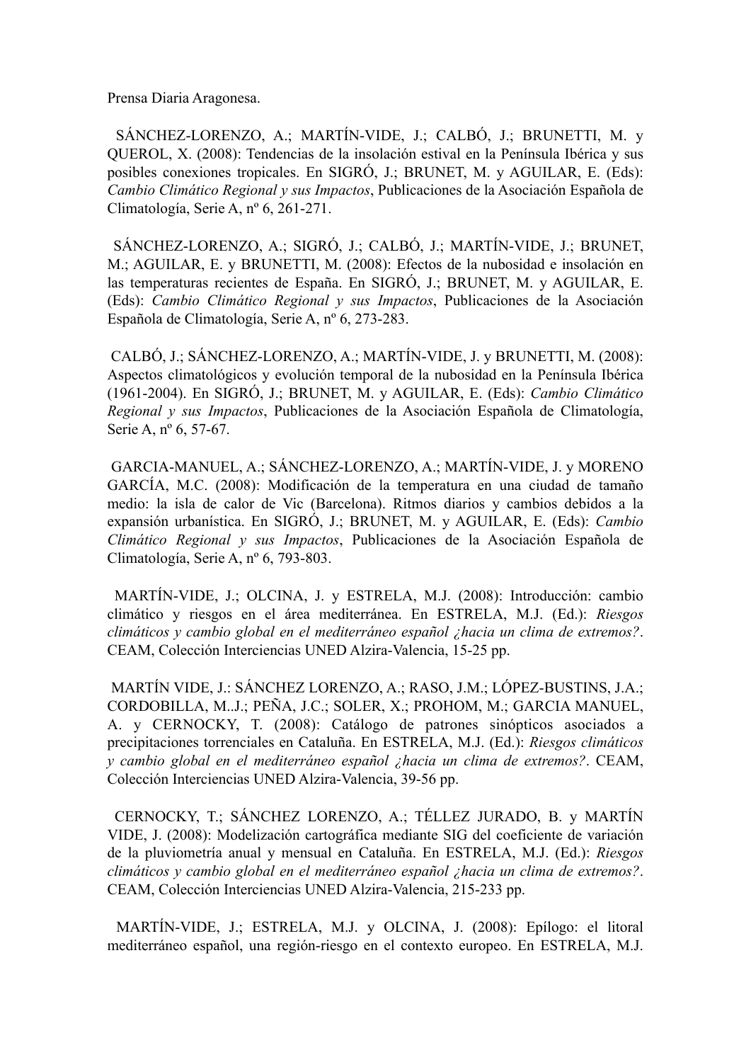Prensa Diaria Aragonesa.

SÁNCHEZ-LORENZO, A.; MARTÍN-VIDE, J.; CALBÓ, J.; BRUNETTI, M. y QUEROL, X. (2008): Tendencias de la insolación estival en la Península Ibérica y sus posibles conexiones tropicales. En SIGRÓ, J.; BRUNET, M. y AGUILAR, E. (Eds): *Cambio Climático Regional y sus Impactos*, Publicaciones de la Asociación Española de Climatología, Serie A, nº 6, 261-271.

SÁNCHEZ-LORENZO, A.; SIGRÓ, J.; CALBÓ, J.; MARTÍN-VIDE, J.; BRUNET, M.; AGUILAR, E. y BRUNETTI, M. (2008): Efectos de la nubosidad e insolación en las temperaturas recientes de España. En SIGRÓ, J.; BRUNET, M. y AGUILAR, E. (Eds): *Cambio Climático Regional y sus Impactos*, Publicaciones de la Asociación Española de Climatología, Serie A, nº 6, 273-283.

CALBÓ, J.; SÁNCHEZ-LORENZO, A.; MARTÍN-VIDE, J. y BRUNETTI, M. (2008): Aspectos climatológicos y evolución temporal de la nubosidad en la Península Ibérica (1961-2004). En SIGRÓ, J.; BRUNET, M. y AGUILAR, E. (Eds): *Cambio Climático Regional y sus Impactos*, Publicaciones de la Asociación Española de Climatología, Serie A, nº 6, 57-67.

GARCIA-MANUEL, A.; SÁNCHEZ-LORENZO, A.; MARTÍN-VIDE, J. y MORENO GARCÍA, M.C. (2008): Modificación de la temperatura en una ciudad de tamaño medio: la isla de calor de Vic (Barcelona). Ritmos diarios y cambios debidos a la expansión urbanística. En SIGRÓ, J.; BRUNET, M. y AGUILAR, E. (Eds): *Cambio Climático Regional y sus Impactos*, Publicaciones de la Asociación Española de Climatología, Serie A, nº 6, 793-803.

MARTÍN-VIDE, J.; OLCINA, J. y ESTRELA, M.J. (2008): Introducción: cambio climático y riesgos en el área mediterránea. En ESTRELA, M.J. (Ed.): *Riesgos climáticos y cambio global en el mediterráneo español ¿hacia un clima de extremos?*. CEAM, Colección Interciencias UNED Alzira-Valencia, 15-25 pp.

MARTÍN VIDE, J.: SÁNCHEZ LORENZO, A.; RASO, J.M.; LÓPEZ-BUSTINS, J.A.; CORDOBILLA, M..J.; PEÑA, J.C.; SOLER, X.; PROHOM, M.; GARCIA MANUEL, A. y CERNOCKY, T. (2008): Catálogo de patrones sinópticos asociados a precipitaciones torrenciales en Cataluña. En ESTRELA, M.J. (Ed.): *Riesgos climáticos y cambio global en el mediterráneo español ¿hacia un clima de extremos?*. CEAM, Colección Interciencias UNED Alzira-Valencia, 39-56 pp.

CERNOCKY, T.; SÁNCHEZ LORENZO, A.; TÉLLEZ JURADO, B. y MARTÍN VIDE, J. (2008): Modelización cartográfica mediante SIG del coeficiente de variación de la pluviometría anual y mensual en Cataluña. En ESTRELA, M.J. (Ed.): *Riesgos climáticos y cambio global en el mediterráneo español ¿hacia un clima de extremos?*. CEAM, Colección Interciencias UNED Alzira-Valencia, 215-233 pp.

MARTÍN-VIDE, J.; ESTRELA, M.J. y OLCINA, J. (2008): Epílogo: el litoral mediterráneo español, una región-riesgo en el contexto europeo. En ESTRELA, M.J.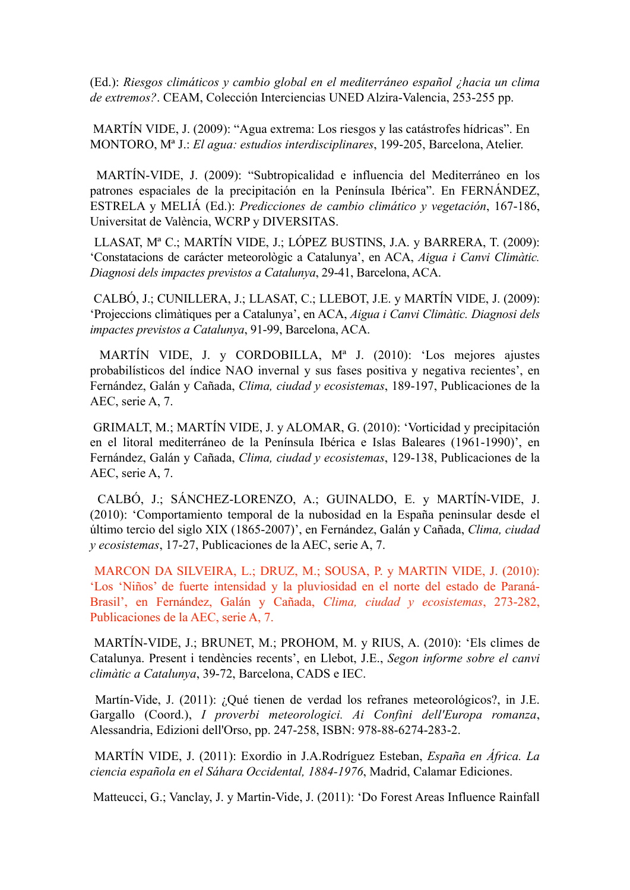(Ed.): *Riesgos climáticos y cambio global en el mediterráneo español ¿hacia un clima de extremos?*. CEAM, Colección Interciencias UNED Alzira-Valencia, 253-255 pp.

MARTÍN VIDE, J. (2009): "Agua extrema: Los riesgos y las catástrofes hídricas". En MONTORO, Mª J.: *El agua: estudios interdisciplinares*, 199-205, Barcelona, Atelier.

MARTÍN-VIDE, J. (2009): "Subtropicalidad e influencia del Mediterráneo en los patrones espaciales de la precipitación en la Península Ibérica". En FERNÁNDEZ, ESTRELA y MELIÁ (Ed.): *Predicciones de cambio climático y vegetación*, 167-186, Universitat de València, WCRP y DIVERSITAS.

LLASAT, Mª C.; MARTÍN VIDE, J.; LÓPEZ BUSTINS, J.A. y BARRERA, T. (2009): 'Constatacions de carácter meteorològic a Catalunya', en ACA, *Aigua i Canvi Climàtic. Diagnosi dels impactes previstos a Catalunya*, 29-41, Barcelona, ACA.

CALBÓ, J.; CUNILLERA, J.; LLASAT, C.; LLEBOT, J.E. y MARTÍN VIDE, J. (2009): 'Projeccions climàtiques per a Catalunya', en ACA, *Aigua i Canvi Climàtic. Diagnosi dels impactes previstos a Catalunya*, 91-99, Barcelona, ACA.

MARTÍN VIDE, J. y CORDOBILLA, Mª J. (2010): 'Los mejores ajustes probabilísticos del índice NAO invernal y sus fases positiva y negativa recientes', en Fernández, Galán y Cañada, *Clima, ciudad y ecosistemas*, 189-197, Publicaciones de la AEC, serie A, 7.

GRIMALT, M.; MARTÍN VIDE, J. y ALOMAR, G. (2010): 'Vorticidad y precipitación en el litoral mediterráneo de la Península Ibérica e Islas Baleares (1961-1990)', en Fernández, Galán y Cañada, *Clima, ciudad y ecosistemas*, 129-138, Publicaciones de la AEC, serie A, 7.

CALBÓ, J.; SÁNCHEZ-LORENZO, A.; GUINALDO, E. y MARTÍN-VIDE, J. (2010): 'Comportamiento temporal de la nubosidad en la España peninsular desde el último tercio del siglo XIX (1865-2007)', en Fernández, Galán y Cañada, *Clima, ciudad y ecosistemas*, 17-27, Publicaciones de la AEC, serie A, 7.

MARCON DA SILVEIRA, L.; DRUZ, M.; SOUSA, P. y MARTIN VIDE, J. (2010): 'Los 'Niños' de fuerte intensidad y la pluviosidad en el norte del estado de Paraná-Brasil', en Fernández, Galán y Cañada, *Clima, ciudad y ecosistemas*, 273-282, Publicaciones de la AEC, serie A, 7.

MARTÍN-VIDE, J.; BRUNET, M.; PROHOM, M. y RIUS, A. (2010): 'Els climes de Catalunya. Present i tendències recents', en Llebot, J.E., *Segon informe sobre el canvi climàtic a Catalunya*, 39-72, Barcelona, CADS e IEC.

Martín-Vide, J. (2011): ¿Qué tienen de verdad los refranes meteorológicos?, in J.E. Gargallo (Coord.), *I proverbi meteorologici. Ai Confini dell'Europa romanza*, Alessandria, Edizioni dell'Orso, pp. 247-258, ISBN: 978-88-6274-283-2.

MARTÍN VIDE, J. (2011): Exordio in J.A.Rodríguez Esteban, *España en África. La ciencia española en el Sáhara Occidental, 1884-1976*, Madrid, Calamar Ediciones.

Matteucci, G.; Vanclay, J. y Martin-Vide, J. (2011): 'Do Forest Areas Influence Rainfall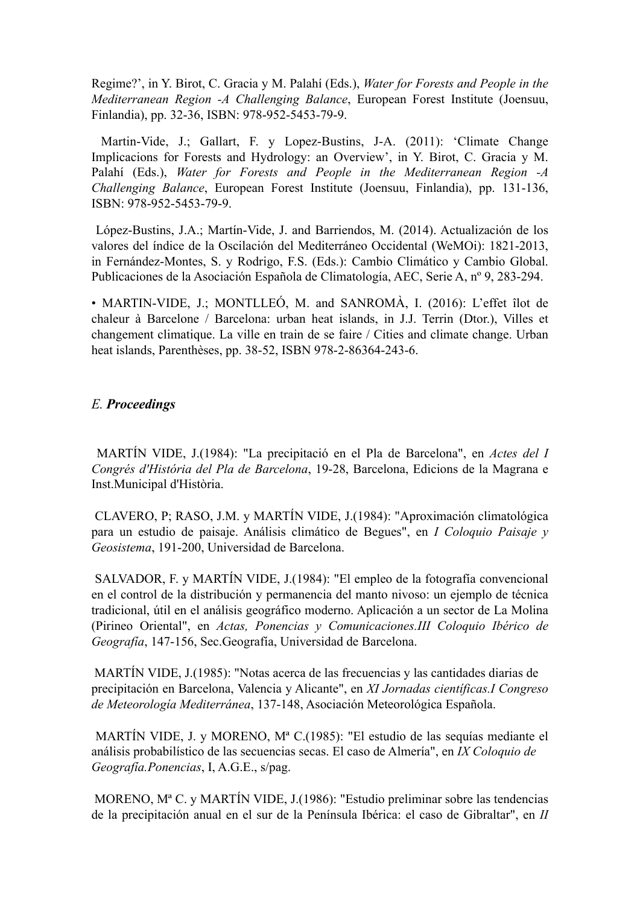Regime?', in Y. Birot, C. Gracia y M. Palahí (Eds.), *Water for Forests and People in the Mediterranean Region -A Challenging Balance*, European Forest Institute (Joensuu, Finlandia), pp. 32-36, ISBN: 978-952-5453-79-9.

Martin-Vide, J.; Gallart, F. y Lopez-Bustins, J-A. (2011): 'Climate Change Implicacions for Forests and Hydrology: an Overview', in Y. Birot, C. Gracia y M. Palahí (Eds.), *Water for Forests and People in the Mediterranean Region -A Challenging Balance*, European Forest Institute (Joensuu, Finlandia), pp. 131-136, ISBN: 978-952-5453-79-9.

López-Bustins, J.A.; Martín-Vide, J. and Barriendos, M. (2014). Actualización de los valores del índice de la Oscilación del Mediterráneo Occidental (WeMOi): 1821-2013, in Fernández-Montes, S. y Rodrigo, F.S. (Eds.): Cambio Climático y Cambio Global. Publicaciones de la Asociación Española de Climatología, AEC, Serie A, nº 9, 283-294.

• MARTIN-VIDE, J.; MONTLLEÓ, M. and SANROMÀ, I. (2016): L'effet îlot de chaleur à Barcelone / Barcelona: urban heat islands, in J.J. Terrin (Dtor.), Villes et changement climatique. La ville en train de se faire / Cities and climate change. Urban heat islands, Parenthèses, pp. 38-52, ISBN 978-2-86364-243-6.

## E. **Proceedings**

MARTÍN VIDE, J.(1984): "La precipitació en el Pla de Barcelona", en *Actes del I Congrés d'Història del Pla de Barcelona*, 19-28, Barcelona, Edicions de la Magrana e Inst.Municipal d'Història.

CLAVERO, P; RASO, J.M. y MARTÍN VIDE, J.(1984): "Aproximación climatológica para un estudio de paisaje. Análisis climático de Begues", en *I Coloquio Paisaje y Geosistema*, 191-200, Universidad de Barcelona.

SALVADOR, F. y MARTÍN VIDE, J.(1984): "El empleo de la fotografía convencional en el control de la distribución y permanencia del manto nivoso: un ejemplo de técnica tradicional, útil en el análisis geográfico moderno. Aplicación a un sector de La Molina (Pirineo Oriental", en *Actas, Ponencias y Comunicaciones.III Coloquio Ibérico de Geografía*, 147-156, Sec.Geografía, Universidad de Barcelona.

MARTÍN VIDE, J.(1985): "Notas acerca de las frecuencias y las cantidades diarias de precipitación en Barcelona, Valencia y Alicante", en *XI Jornadas científicas.I Congreso de Meteorología Mediterránea*, 137-148, Asociación Meteorológica Española.

MARTÍN VIDE, J. y MORENO, Mª C.(1985): "El estudio de las sequías mediante el análisis probabilístico de las secuencias secas. El caso de Almería", en *IX Coloquio de Geografía.Ponencias*, I, A.G.E., s/pag.

MORENO, Mª C. y MARTÍN VIDE, J.(1986): "Estudio preliminar sobre las tendencias de la precipitación anual en el sur de la Península Ibérica: el caso de Gibraltar", en *II*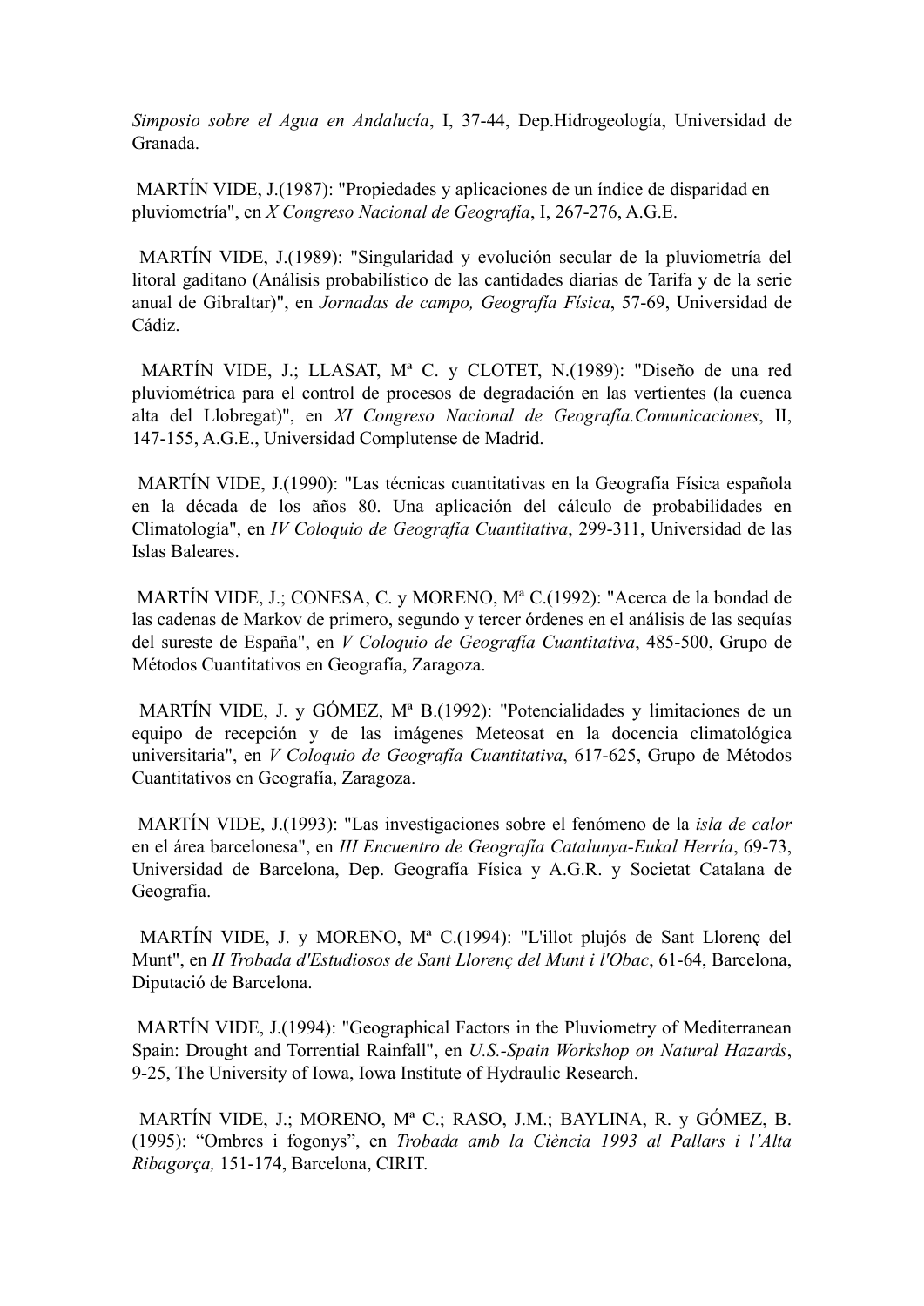*Simposio sobre el Agua en Andalucía*, I, 37-44, Dep.Hidrogeología, Universidad de Granada.

MARTÍN VIDE, J.(1987): "Propiedades y aplicaciones de un índice de disparidad en pluviometría", en *X Congreso Nacional de Geografía*, I, 267-276, A.G.E.

MARTÍN VIDE, J.(1989): "Singularidad y evolución secular de la pluviometría del litoral gaditano (Análisis probabilístico de las cantidades diarias de Tarifa y de la serie anual de Gibraltar)", en *Jornadas de campo, Geografía Física*, 57-69, Universidad de Cádiz.

MARTÍN VIDE, J.; LLASAT, Mª C. y CLOTET, N.(1989): "Diseño de una red pluviométrica para el control de procesos de degradación en las vertientes (la cuenca alta del Llobregat)", en *XI Congreso Nacional de Geografía.Comunicaciones*, II, 147-155, A.G.E., Universidad Complutense de Madrid.

MARTÍN VIDE, J.(1990): "Las técnicas cuantitativas en la Geografía Física española en la década de los años 80. Una aplicación del cálculo de probabilidades en Climatología", en *IV Coloquio de Geografía Cuantitativa*, 299-311, Universidad de las Islas Baleares.

MARTÍN VIDE, J.; CONESA, C. y MORENO, Mª C.(1992): "Acerca de la bondad de las cadenas de Markov de primero, segundo y tercer órdenes en el análisis de las sequías del sureste de España", en *V Coloquio de Geografía Cuantitativa*, 485-500, Grupo de Métodos Cuantitativos en Geografía, Zaragoza.

MARTÍN VIDE, J. y GÓMEZ, Mª B.(1992): "Potencialidades y limitaciones de un equipo de recepción y de las imágenes Meteosat en la docencia climatológica universitaria", en *V Coloquio de Geografía Cuantitativa*, 617-625, Grupo de Métodos Cuantitativos en Geografía, Zaragoza.

MARTÍN VIDE, J.(1993): "Las investigaciones sobre el fenómeno de la *isla de calor* en el área barcelonesa", en *III Encuentro de Geografía Catalunya-Eukal Herría*, 69-73, Universidad de Barcelona, Dep. Geografía Física y A.G.R. y Societat Catalana de Geografia.

MARTÍN VIDE, J. y MORENO, Mª C.(1994): "L'illot plujós de Sant Llorenç del Munt", en *II Trobada d'Estudiosos de Sant Llorenç del Munt i l'Obac*, 61-64, Barcelona, Diputació de Barcelona.

MARTÍN VIDE, J.(1994): "Geographical Factors in the Pluviometry of Mediterranean Spain: Drought and Torrential Rainfall", en *U.S.-Spain Workshop on Natural Hazards*, 9-25, The University of Iowa, Iowa Institute of Hydraulic Research.

MARTÍN VIDE, J.; MORENO, Mª C.; RASO, J.M.; BAYLINA, R. y GÓMEZ, B. (1995): "Ombres i fogonys", en *Trobada amb la Ciència 1993 al Pallars i l'Alta Ribagorça,* 151-174, Barcelona, CIRIT.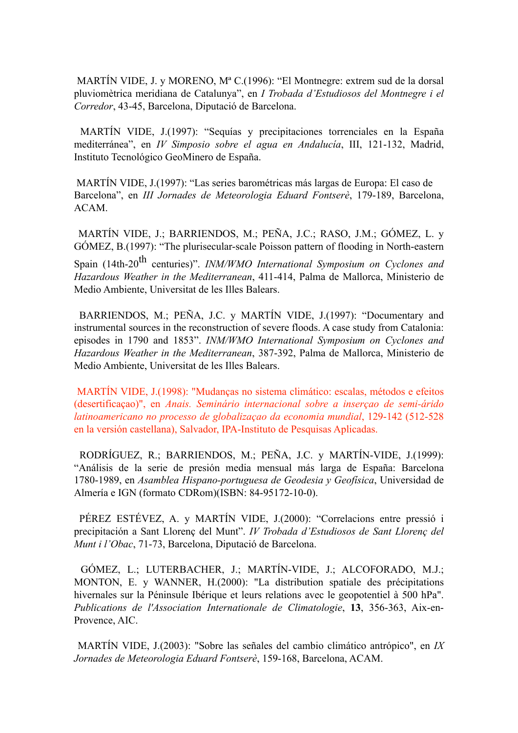MARTÍN VIDE, J. y MORENO, Mª C.(1996): “El Montnegre: extrem sud de la dorsal pluviomètrica meridiana de Catalunya”, en *I Trobada d’Estudiosos del Montnegre i el Corredor*, 43-45, Barcelona, Diputació de Barcelona.

MARTÍN VIDE, J.(1997): “Sequías y precipitaciones torrenciales en la España mediterránea”, en *IV Simposio sobre el agua en Andalucía*, III, 121-132, Madrid, Instituto Tecnológico GeoMinero de España.

MARTÍN VIDE, J.(1997): “Las series barométricas más largas de Europa: El caso de Barcelona”, en *III Jornades de Meteorologia Eduard Fontserè*, 179-189, Barcelona, ACAM.

MARTÍN VIDE, J.; BARRIENDOS, M.; PEÑA, J.C.; RASO, J.M.; GÓMEZ, L. y GÓMEZ, B.(1997): “The plurisecular-scale Poisson pattern of flooding in North-eastern Spain (14th-20th centuries)”. *INM/WMO International Symposium on Cyclones and Hazardous Weather in the Mediterranean*, 411-414, Palma de Mallorca, Ministerio de Medio Ambiente, Universitat de les Illes Balears.

BARRIENDOS, M.; PEÑA, J.C. y MARTÍN VIDE, J.(1997): “Documentary and instrumental sources in the reconstruction of severe floods. A case study from Catalonia: episodes in 1790 and 1853”. *INM/WMO International Symposium on Cyclones and Hazardous Weather in the Mediterranean*, 387-392, Palma de Mallorca, Ministerio de Medio Ambiente, Universitat de les Illes Balears.

MARTÍN VIDE, J.(1998): "Mudanças no sistema climático: escalas, métodos e efeitos (desertificaçao)", en *Anais. Seminário internacional sobre a inserçao de semi-árido latinoamericano no processo de globalizaçao da economia mundial*, 129-142 (512-528 en la versión castellana), Salvador, IPA-Instituto de Pesquisas Aplicadas.

RODRÍGUEZ, R.; BARRIENDOS, M.; PEÑA, J.C. y MARTÍN-VIDE, J.(1999): “Análisis de la serie de presión media mensual más larga de España: Barcelona 1780-1989, en *Asamblea Hispano-portuguesa de Geodesia y Geofísica*, Universidad de Almería e IGN (formato CDRom)(ISBN: 84-95172-10-0).

PÉREZ ESTÉVEZ, A. y MARTÍN VIDE, J.(2000): “Correlacions entre pressió i precipitación a Sant Llorenç del Munt”. *IV Trobada d’Estudiosos de Sant Llorenç del Munt i l’Obac*, 71-73, Barcelona, Diputació de Barcelona.

GÓMEZ, L.; LUTERBACHER, J.; MARTÍN-VIDE, J.; ALCOFORADO, M.J.; MONTON, E. y WANNER, H.(2000): "La distribution spatiale des précipitations hivernales sur la Péninsule Ibérique et leurs relations avec le geopotentiel à 500 hPa". *Publications de l'Association Internationale de Climatologie*, **13**, 356-363, Aix-en-Provence, AIC.

MARTÍN VIDE, J.(2003): "Sobre las señales del cambio climático antrópico", en *IX Jornades de Meteorologia Eduard Fontserè*, 159-168, Barcelona, ACAM.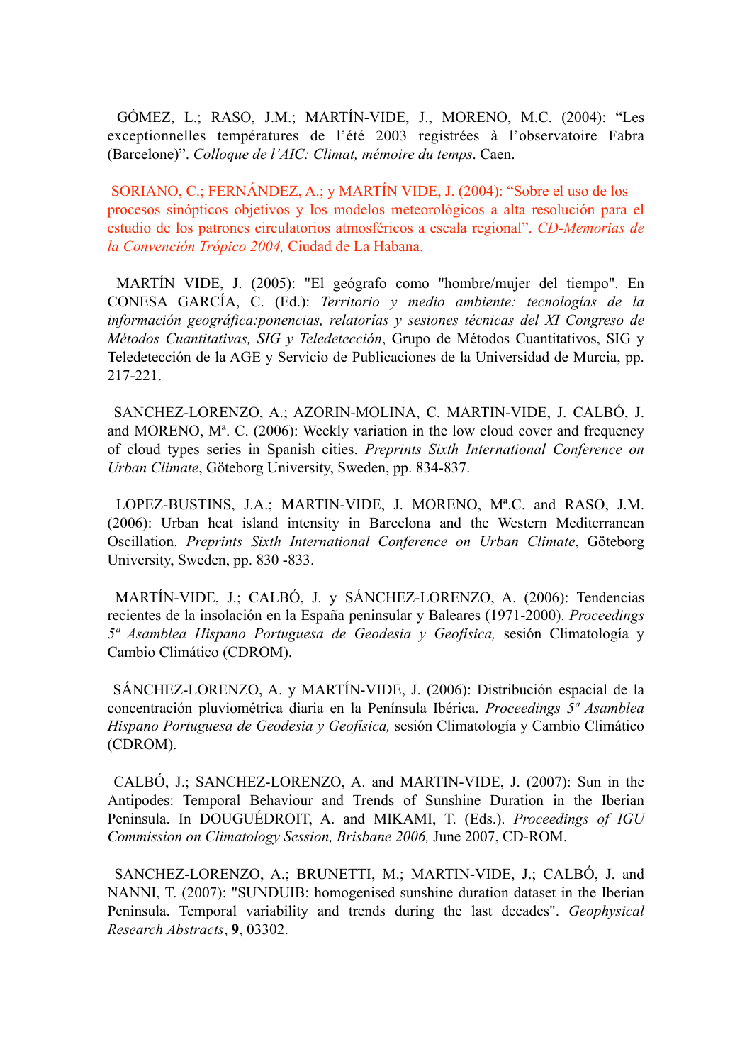GÓMEZ, L.; RASO, J.M.; MARTÍN-VIDE, J., MORENO, M.C. (2004): "Les exceptionnelles températures de l'été 2003 registrées à l'observatoire Fabra (Barcelone)". *Colloque de l'AIC: Climat, mémoire du temps*. Caen.

SORIANO, C.; FERNÁNDEZ, A.; y MARTÍN VIDE, J. (2004): "Sobre el uso de los procesos sinópticos objetivos y los modelos meteorológicos a alta resolución para el estudio de los patrones circulatorios atmosféricos a escala regional". *CD-Memorias de la Convención Trópico 2004,* Ciudad de La Habana.

MARTÍN VIDE, J. (2005): "El geógrafo como "hombre/mujer del tiempo". En CONESA GARCÍA, C. (Ed.): *Territorio y medio ambiente: tecnologías de la información geográfica:ponencias, relatorías y sesiones técnicas del XI Congreso de Métodos Cuantitativas, SIG y Teledetección*, Grupo de Métodos Cuantitativos, SIG y Teledetección de la AGE y Servicio de Publicaciones de la Universidad de Murcia, pp. 217-221.

SANCHEZ-LORENZO, A.; AZORIN-MOLINA, C. MARTIN-VIDE, J. CALBÓ, J. and MORENO, Mª. C. (2006): Weekly variation in the low cloud cover and frequency of cloud types series in Spanish cities. *Preprints Sixth International Conference on Urban Climate*, Göteborg University, Sweden, pp. 834-837.

LOPEZ-BUSTINS, J.A.; MARTIN-VIDE, J. MORENO, Mª.C. and RASO, J.M. (2006): Urban heat island intensity in Barcelona and the Western Mediterranean Oscillation. *Preprints Sixth International Conference on Urban Climate*, Göteborg University, Sweden, pp. 830 -833.

MARTÍN-VIDE, J.; CALBÓ, J. y SÁNCHEZ-LORENZO, A. (2006): Tendencias recientes de la insolación en la España peninsular y Baleares (1971-2000). *Proceedings 5ª Asamblea Hispano Portuguesa de Geodesia y Geofísica,* sesión Climatología y Cambio Climático (CDROM).

SÁNCHEZ-LORENZO, A. y MARTÍN-VIDE, J. (2006): Distribución espacial de la concentración pluviométrica diaria en la Península Ibérica. *Proceedings 5ª Asamblea Hispano Portuguesa de Geodesia y Geofísica,* sesión Climatología y Cambio Climático (CDROM).

CALBÓ, J.; SANCHEZ-LORENZO, A. and MARTIN-VIDE, J. (2007): Sun in the Antipodes: Temporal Behaviour and Trends of Sunshine Duration in the Iberian Peninsula. In DOUGUÉDROIT, A. and MIKAMI, T. (Eds.). *Proceedings of IGU Commission on Climatology Session, Brisbane 2006,* June 2007, CD-ROM.

SANCHEZ-LORENZO, A.; BRUNETTI, M.; MARTIN-VIDE, J.; CALBÓ, J. and NANNI, T. (2007): "SUNDUIB: homogenised sunshine duration dataset in the Iberian Peninsula. Temporal variability and trends during the last decades". *Geophysical Research Abstracts*, **9**, 03302.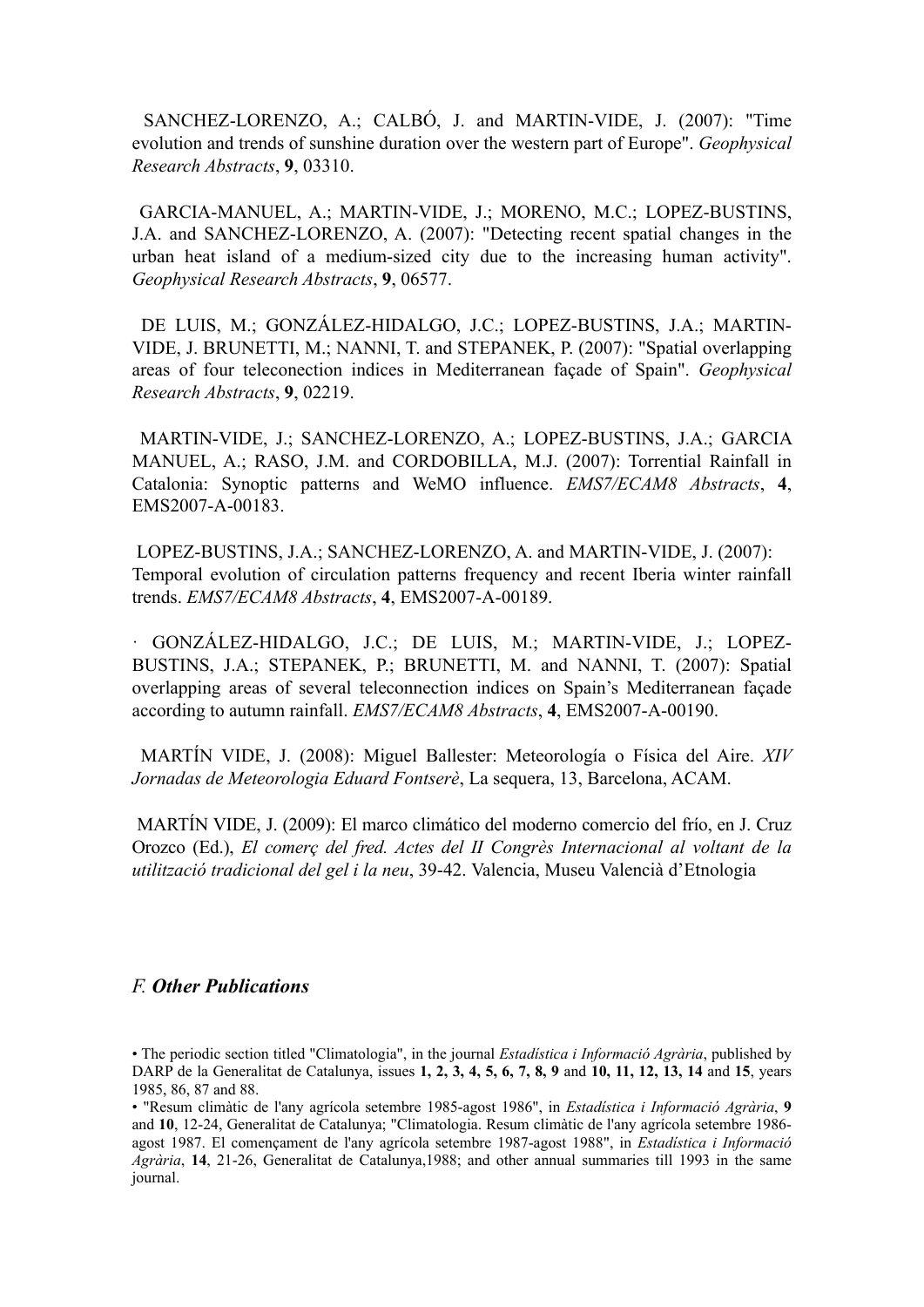SANCHEZ-LORENZO, A.; CALBÓ, J. and MARTIN-VIDE, J. (2007): "Time evolution and trends of sunshine duration over the western part of Europe". *Geophysical Research Abstracts*, **9**, 03310.

GARCIA-MANUEL, A.; MARTIN-VIDE, J.; MORENO, M.C.; LOPEZ-BUSTINS, J.A. and SANCHEZ-LORENZO, A. (2007): "Detecting recent spatial changes in the urban heat island of a medium-sized city due to the increasing human activity". *Geophysical Research Abstracts*, **9**, 06577.

DE LUIS, M.; GONZÁLEZ-HIDALGO, J.C.; LOPEZ-BUSTINS, J.A.; MARTIN-VIDE, J. BRUNETTI, M.; NANNI, T. and STEPANEK, P. (2007): "Spatial overlapping areas of four teleconection indices in Mediterranean façade of Spain". *Geophysical Research Abstracts*, **9**, 02219.

MARTIN-VIDE, J.; SANCHEZ-LORENZO, A.; LOPEZ-BUSTINS, J.A.; GARCIA MANUEL, A.; RASO, J.M. and CORDOBILLA, M.J. (2007): Torrential Rainfall in Catalonia: Synoptic patterns and WeMO influence. *EMS7/ECAM8 Abstracts*, **4**, EMS2007-A-00183.

LOPEZ-BUSTINS, J.A.; SANCHEZ-LORENZO, A. and MARTIN-VIDE, J. (2007): Temporal evolution of circulation patterns frequency and recent Iberia winter rainfall trends. *EMS7/ECAM8 Abstracts*, **4**, EMS2007-A-00189.

· GONZÁLEZ-HIDALGO, J.C.; DE LUIS, M.; MARTIN-VIDE, J.; LOPEZ-BUSTINS, J.A.; STEPANEK, P.; BRUNETTI, M. and NANNI, T. (2007): Spatial overlapping areas of several teleconnection indices on Spain's Mediterranean façade according to autumn rainfall. *EMS7/ECAM8 Abstracts*, **4**, EMS2007-A-00190.

MARTÍN VIDE, J. (2008): Miguel Ballester: Meteorología o Física del Aire. *XIV Jornadas de Meteorologia Eduard Fontserè*, La sequera, 13, Barcelona, ACAM.

MARTÍN VIDE, J. (2009): El marco climático del moderno comercio del frío, en J. Cruz Orozco (Ed.), *El comerç del fred. Actes del II Congrès Internacional al voltant de la utilització tradicional del gel i la neu*, 39-42. Valencia, Museu Valencià d'Etnologia

## *F. **Other Publications***

• The periodic section titled "Climatologia", in the journal *Estadística i Informació Agrària*, published by DARP de la Generalitat de Catalunya, issues **1, 2, 3, 4, 5, 6, 7, 8, 9** and **10, 11, 12, 13, 14** and **15**, years 1985, 86, 87 and 88.

• "Resum climàtic de l'any agrícola setembre 1985-agost 1986", in *Estadística i Informació Agrària*, **9** and **10**, 12-24, Generalitat de Catalunya; "Climatologia. Resum climàtic de l'any agrícola setembre 1986-agost 1987. El començament de l'any agrícola setembre 1987-agost 1988", in *Estadística i Informació Agrària*, **14**, 21-26, Generalitat de Catalunya,1988; and other annual summaries till 1993 in the same journal.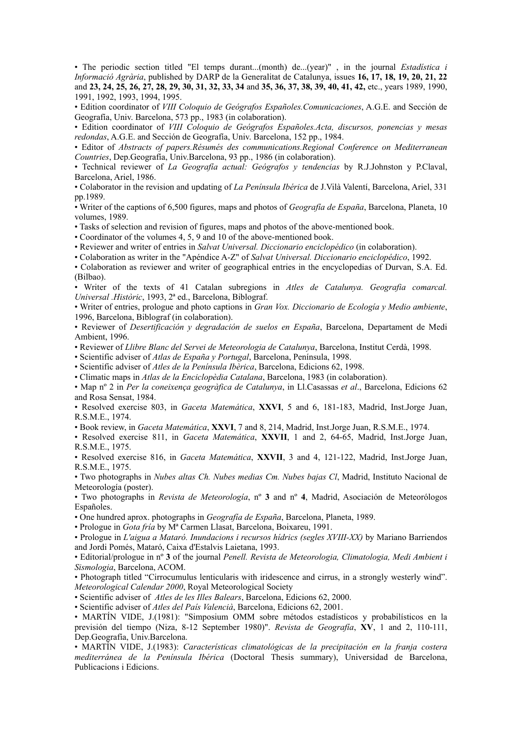- The periodic section titled "El temps durant...(month) de...(year)" , in the journal *Estadística i Informació Agrària*, published by DARP de la Generalitat de Catalunya, issues **16, 17, 18, 19, 20, 21, 22** and **23, 24, 25, 26, 27, 28, 29, 30, 31, 32, 33, 34** and **35, 36, 37, 38, 39, 40, 41, 42,** etc., years 1989, 1990, 1991, 1992, 1993, 1994, 1995.
- Edition coordinator of *VIII Coloquio de Geógrafos Españoles.Comunicaciones*, A.G.E. and Sección de Geografía, Univ. Barcelona, 573 pp., 1983 (in colaboration).
- Edition coordinator of *VIII Coloquio de Geógrafos Españoles.Acta, discursos, ponencias y mesas redondas*, A.G.E. and Sección de Geografía, Univ. Barcelona, 152 pp., 1984.
- Editor of *Abstracts of papers.Résumés des communications.Regional Conference on Mediterranean Countries*, Dep.Geografía, Univ.Barcelona, 93 pp., 1986 (in colaboration).
- Technical reviewer of *La Geografía actual: Geógrafos y tendencias* by R.J.Johnston y P.Claval, Barcelona, Ariel, 1986.
- Colaborator in the revision and updating of *La Península Ibérica* de J.Vilà Valentí, Barcelona, Ariel, 331 pp.1989.
- Writer of the captions of 6,500 figures, maps and photos of *Geografía de España*, Barcelona, Planeta, 10 volumes, 1989.
- Tasks of selection and revision of figures, maps and photos of the above-mentioned book.
- Coordinator of the volumes 4, 5, 9 and 10 of the above-mentioned book.
- Reviewer and writer of entries in *Salvat Universal. Diccionario enciclopédico* (in colaboration).
- Colaboration as writer in the "Apéndice A-Z" of *Salvat Universal. Diccionario enciclopédico*, 1992.
- Colaboration as reviewer and writer of geographical entries in the encyclopedias of Durvan, S.A. Ed. (Bilbao).
- Writer of the texts of 41 Catalan subregions in *Atles de Catalunya. Geografia comarcal. Universal .Històric*, 1993, 2ª ed., Barcelona, Biblograf.
- Writer of entries, prologue and photo captions in *Gran Vox. Diccionario de Ecología y Medio ambiente*, 1996, Barcelona, Biblograf (in colaboration).
- Reviewer of *Desertificación y degradación de suelos en España*, Barcelona, Departament de Medi Ambient, 1996.
- Reviewer of *Llibre Blanc del Servei de Meteorologia de Catalunya*, Barcelona, Institut Cerdà, 1998.
- Scientific adviser of *Atlas de España y Portugal*, Barcelona, Península, 1998.
- Scientific adviser of *Atles de la Península Ibèrica*, Barcelona, Edicions 62, 1998.
- Climatic maps in *Atlas de la Enciclopèdia Catalana*, Barcelona, 1983 (in colaboration).
- Map nº 2 in *Per la coneixença geogràfica de Catalunya*, in Ll.Casassas *et al*., Barcelona, Edicions 62 and Rosa Sensat, 1984.
- Resolved exercise 803, in *Gaceta Matemática*, **XXVI**, 5 and 6, 181-183, Madrid, Inst.Jorge Juan, R.S.M.E., 1974.
- Book review, in *Gaceta Matemática*, **XXVI**, 7 and 8, 214, Madrid, Inst.Jorge Juan, R.S.M.E., 1974.
- Resolved exercise 811, in *Gaceta Matemática*, **XXVII**, 1 and 2, 64-65, Madrid, Inst.Jorge Juan, R.S.M.E., 1975.
- Resolved exercise 816, in *Gaceta Matemática*, **XXVII**, 3 and 4, 121-122, Madrid, Inst.Jorge Juan, R.S.M.E., 1975.
- Two photographs in *Nubes altas Ch. Nubes medias Cm. Nubes bajas Cl*, Madrid, Instituto Nacional de Meteorología (poster).
- Two photographs in *Revista de Meteorología*, nº **3** and nº **4**, Madrid, Asociación de Meteorólogos Españoles.
- One hundred aprox. photographs in *Geografía de España*, Barcelona, Planeta, 1989.
- Prologue in *Gota fría* by Mª Carmen Llasat, Barcelona, Boixareu, 1991.
- Prologue in *L'aigua a Mataró. Inundacions i recursos hídrics (segles XVIII-XX)* by Mariano Barriendos and Jordi Pomés, Mataró, Caixa d'Estalvis Laietana, 1993.
- Editorial/prologue in nº **3** of the journal *Penell. Revista de Meteorologia, Climatologia, Medi Ambient i Sismologia*, Barcelona, ACOM.
- Photograph titled "Cirrocumulus lenticularis with iridescence and cirrus, in a strongly westerly wind". *Meteorological Calendar 2000*, Royal Meteorological Society
- Scientific adviser of *Atles de les Illes Balears*, Barcelona, Edicions 62, 2000.
- Scientific adviser of *Atles del País Valencià*, Barcelona, Edicions 62, 2001.
- MARTÍN VIDE, J.(1981): "Simposium OMM sobre métodos estadísticos y probabilísticos en la previsión del tiempo (Niza, 8-12 September 1980)". *Revista de Geografía*, **XV**, 1 and 2, 110-111, Dep.Geografía, Univ.Barcelona.
- MARTÍN VIDE, J.(1983): *Características climatológicas de la precipitación en la franja costera mediterránea de la Península Ibérica* (Doctoral Thesis summary), Universidad de Barcelona, Publicacions i Edicions.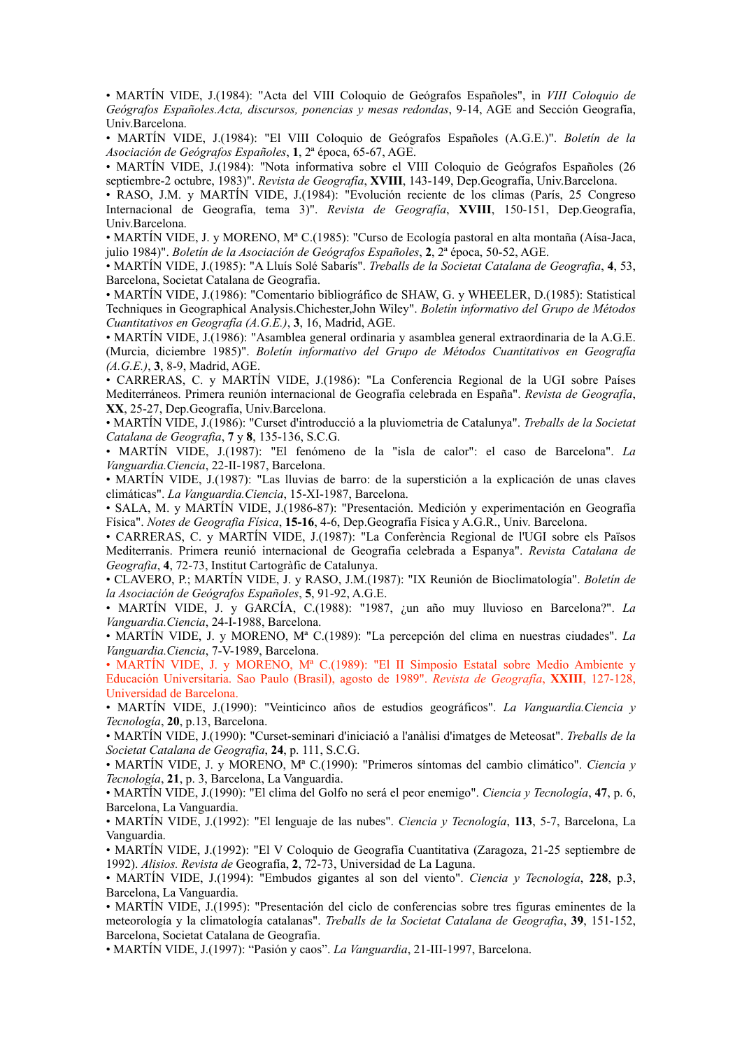• MARTÍN VIDE, J.(1984): "Acta del VIII Coloquio de Geógrafos Españoles", in *VIII Coloquio de Geógrafos Españoles.Acta, discursos, ponencias y mesas redondas*, 9-14, AGE and Sección Geografía, Univ.Barcelona.

• MARTÍN VIDE, J.(1984): "El VIII Coloquio de Geógrafos Españoles (A.G.E.)". *Boletín de la Asociación de Geógrafos Españoles*, **1**, 2ª época, 65-67, AGE.

• MARTÍN VIDE, J.(1984): "Nota informativa sobre el VIII Coloquio de Geógrafos Españoles (26 septiembre-2 octubre, 1983)". *Revista de Geografía*, **XVIII**, 143-149, Dep.Geografía, Univ.Barcelona.

• RASO, J.M. y MARTÍN VIDE, J.(1984): "Evolución reciente de los climas (París, 25 Congreso Internacional de Geografía, tema 3)". *Revista de Geografía*, **XVIII**, 150-151, Dep.Geografía, Univ.Barcelona.

• MARTÍN VIDE, J. y MORENO, Mª C.(1985): "Curso de Ecología pastoral en alta montaña (Aísa-Jaca, julio 1984)". *Boletín de la Asociación de Geógrafos Españoles*, **2**, 2ª época, 50-52, AGE.

• MARTÍN VIDE, J.(1985): "A Lluís Solé Sabarís". *Treballs de la Societat Catalana de Geografia*, **4**, 53, Barcelona, Societat Catalana de Geografia.

• MARTÍN VIDE, J.(1986): "Comentario bibliográfico de SHAW, G. y WHEELER, D.(1985): Statistical Techniques in Geographical Analysis.Chichester,John Wiley". *Boletín informativo del Grupo de Métodos Cuantitativos en Geografía (A.G.E.)*, **3**, 16, Madrid, AGE.

• MARTÍN VIDE, J.(1986): "Asamblea general ordinaria y asamblea general extraordinaria de la A.G.E. (Murcia, diciembre 1985)". *Boletín informativo del Grupo de Métodos Cuantitativos en Geografía (A.G.E.)*, **3**, 8-9, Madrid, AGE.

• CARRERAS, C. y MARTÍN VIDE, J.(1986): "La Conferencia Regional de la UGI sobre Países Mediterráneos. Primera reunión internacional de Geografía celebrada en España". *Revista de Geografía*, **XX**, 25-27, Dep.Geografía, Univ.Barcelona.

• MARTÍN VIDE, J.(1986): "Curset d'introducció a la pluviometria de Catalunya". *Treballs de la Societat Catalana de Geografia*, **7** y **8**, 135-136, S.C.G.

• MARTÍN VIDE, J.(1987): "El fenómeno de la "isla de calor": el caso de Barcelona". *La Vanguardia.Ciencia*, 22-II-1987, Barcelona.

• MARTÍN VIDE, J.(1987): "Las lluvias de barro: de la superstición a la explicación de unas claves climáticas". *La Vanguardia.Ciencia*, 15-XI-1987, Barcelona.

• SALA, M. y MARTÍN VIDE, J.(1986-87): "Presentación. Medición y experimentación en Geografía Física". *Notes de Geografia Física*, **15-16**, 4-6, Dep.Geografia Física y A.G.R., Univ. Barcelona.

• CARRERAS, C. y MARTÍN VIDE, J.(1987): "La Conferència Regional de l'UGI sobre els Països Mediterranis. Primera reunió internacional de Geografia celebrada a Espanya". *Revista Catalana de Geografia*, **4**, 72-73, Institut Cartogràfic de Catalunya.

• CLAVERO, P.; MARTÍN VIDE, J. y RASO, J.M.(1987): "IX Reunión de Bioclimatología". *Boletín de la Asociación de Geógrafos Españoles*, **5**, 91-92, A.G.E.

• MARTÍN VIDE, J. y GARCÍA, C.(1988): "1987, ¿un año muy lluvioso en Barcelona?". *La Vanguardia.Ciencia*, 24-I-1988, Barcelona.

• MARTÍN VIDE, J. y MORENO, Mª C.(1989): "La percepción del clima en nuestras ciudades". *La Vanguardia.Ciencia*, 7-V-1989, Barcelona.

• MARTÍN VIDE, J. y MORENO, Mª C.(1989): "El II Simposio Estatal sobre Medio Ambiente y Educación Universitaria. Sao Paulo (Brasil), agosto de 1989". *Revista de Geografía*, **XXIII**, 127-128, Universidad de Barcelona.

• MARTÍN VIDE, J.(1990): "Veinticinco años de estudios geográficos". *La Vanguardia.Ciencia y Tecnología*, **20**, p.13, Barcelona.

• MARTÍN VIDE, J.(1990): "Curset-seminari d'iniciació a l'anàlisi d'imatges de Meteosat". *Treballs de la Societat Catalana de Geografia*, **24**, p. 111, S.C.G.

• MARTÍN VIDE, J. y MORENO, Mª C.(1990): "Primeros síntomas del cambio climático". *Ciencia y Tecnología*, **21**, p. 3, Barcelona, La Vanguardia.

• MARTÍN VIDE, J.(1990): "El clima del Golfo no será el peor enemigo". *Ciencia y Tecnología*, **47**, p. 6, Barcelona, La Vanguardia.

• MARTÍN VIDE, J.(1992): "El lenguaje de las nubes". *Ciencia y Tecnología*, **113**, 5-7, Barcelona, La Vanguardia.

• MARTÍN VIDE, J.(1992): "El V Coloquio de Geografía Cuantitativa (Zaragoza, 21-25 septiembre de 1992). *Alisios. Revista de* Geografía, **2**, 72-73, Universidad de La Laguna.

• MARTÍN VIDE, J.(1994): "Embudos gigantes al son del viento". *Ciencia y Tecnología*, **228**, p.3, Barcelona, La Vanguardia.

• MARTÍN VIDE, J.(1995): "Presentación del ciclo de conferencias sobre tres figuras eminentes de la meteorología y la climatología catalanas". *Treballs de la Societat Catalana de Geografia*, **39**, 151-152, Barcelona, Societat Catalana de Geografia.

• MARTÍN VIDE, J.(1997): "Pasión y caos". *La Vanguardia*, 21-III-1997, Barcelona.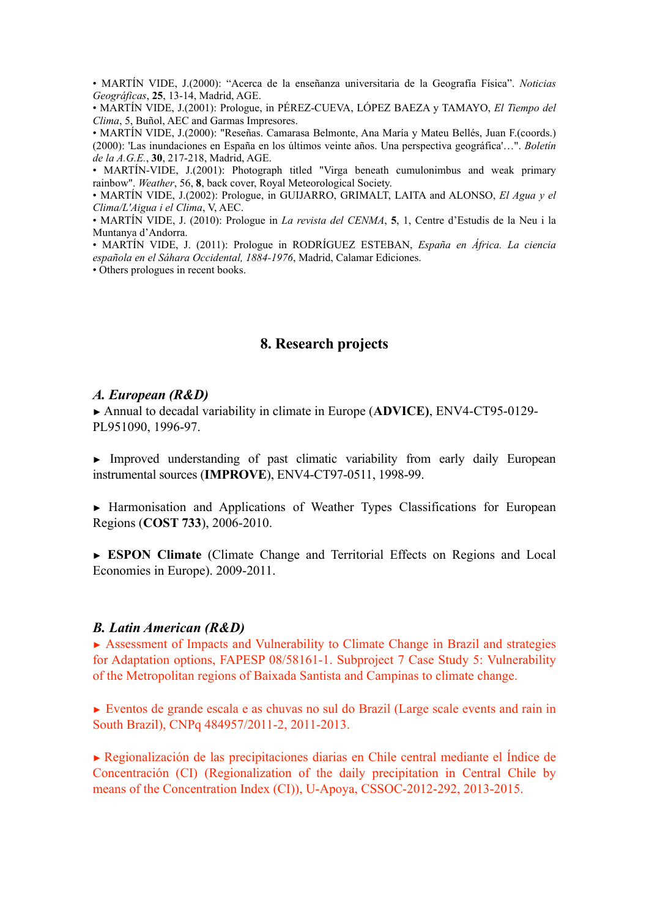• MARTÍN VIDE, J.(2000): "Acerca de la enseñanza universitaria de la Geografía Física". *Noticias Geográficas*, **25**, 13-14, Madrid, AGE.
• MARTÍN VIDE, J.(2001): Prologue, in PÉREZ-CUEVA, LÓPEZ BAEZA y TAMAYO, *El Tiempo del Clima*, 5, Buñol, AEC and Garmas Impresores.
• MARTÍN VIDE, J.(2000): "Reseñas. Camarasa Belmonte, Ana María y Mateu Bellés, Juan F.(coords.) (2000): 'Las inundaciones en España en los últimos veinte años. Una perspectiva geográfica'…". *Boletín de la A.G.E.*, **30**, 217-218, Madrid, AGE.
• MARTÍN-VIDE, J.(2001): Photograph titled "Virga beneath cumulonimbus and weak primary rainbow". *Weather*, 56, **8**, back cover, Royal Meteorological Society.
• MARTÍN VIDE, J.(2002): Prologue, in GUIJARRO, GRIMALT, LAITA and ALONSO, *El Agua y el Clima/L'Aigua i el Clima*, V, AEC.
• MARTÍN VIDE, J. (2010): Prologue in *La revista del CENMA*, **5**, 1, Centre d'Estudis de la Neu i la Muntanya d'Andorra.
• MARTÍN VIDE, J. (2011): Prologue in RODRÍGUEZ ESTEBAN, *España en África. La ciencia española en el Sáhara Occidental, 1884-1976*, Madrid, Calamar Ediciones.
• Others prologues in recent books.

## 8. Research projects

### *A. European (R&D)*

► Annual to decadal variability in climate in Europe (**ADVICE)**, ENV4-CT95-0129-PL951090, 1996-97.

► Improved understanding of past climatic variability from early daily European instrumental sources (**IMPROVE**), ENV4-CT97-0511, 1998-99.

► Harmonisation and Applications of Weather Types Classifications for European Regions (**COST 733**), 2006-2010.

► **ESPON Climate** (Climate Change and Territorial Effects on Regions and Local Economies in Europe). 2009-2011.

### *B. Latin American (R&D)*

► Assessment of Impacts and Vulnerability to Climate Change in Brazil and strategies for Adaptation options, FAPESP 08/58161-1. Subproject 7 Case Study 5: Vulnerability of the Metropolitan regions of Baixada Santista and Campinas to climate change.

► Eventos de grande escala e as chuvas no sul do Brazil (Large scale events and rain in South Brazil), CNPq 484957/2011-2, 2011-2013.

► Regionalización de las precipitaciones diarias en Chile central mediante el Índice de Concentración (CI) (Regionalization of the daily precipitation in Central Chile by means of the Concentration Index (CI)), U-Apoya, CSSOC-2012-292, 2013-2015.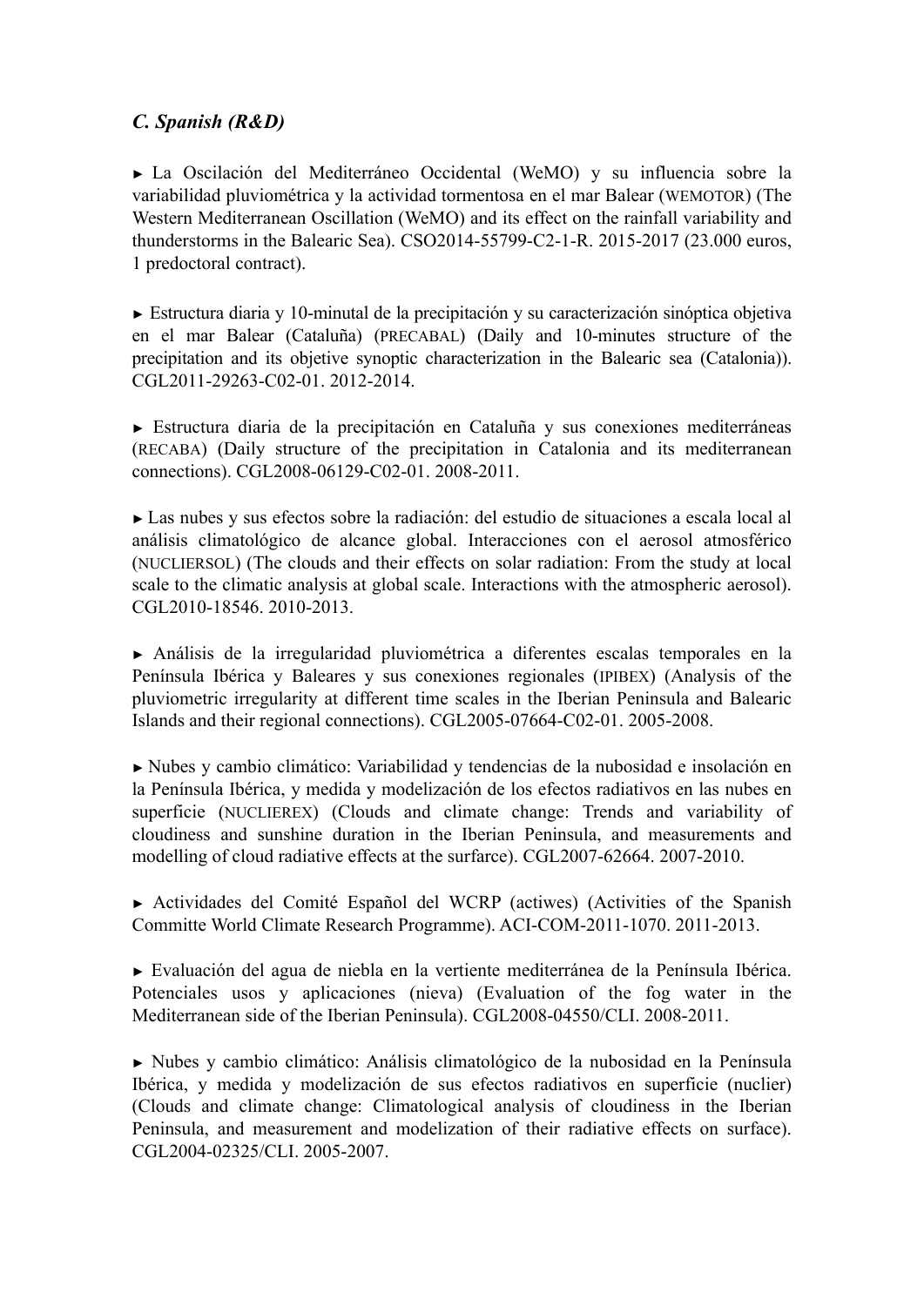### *C. Spanish (R&D)*

► La Oscilación del Mediterráneo Occidental (WeMO) y su influencia sobre la variabilidad pluviométrica y la actividad tormentosa en el mar Balear (WEMOTOR) (The Western Mediterranean Oscillation (WeMO) and its effect on the rainfall variability and thunderstorms in the Balearic Sea). CSO2014-55799-C2-1-R. 2015-2017 (23.000 euros, 1 predoctoral contract).

► Estructura diaria y 10-minutal de la precipitación y su caracterización sinóptica objetiva en el mar Balear (Cataluña) (PRECABAL) (Daily and 10-minutes structure of the precipitation and its objetive synoptic characterization in the Balearic sea (Catalonia)). CGL2011-29263-C02-01. 2012-2014.

► Estructura diaria de la precipitación en Cataluña y sus conexiones mediterráneas (RECABA) (Daily structure of the precipitation in Catalonia and its mediterranean connections). CGL2008-06129-C02-01. 2008-2011.

► Las nubes y sus efectos sobre la radiación: del estudio de situaciones a escala local al análisis climatológico de alcance global. Interacciones con el aerosol atmosférico (NUCLIERSOL) (The clouds and their effects on solar radiation: From the study at local scale to the climatic analysis at global scale. Interactions with the atmospheric aerosol). CGL2010-18546. 2010-2013.

► Análisis de la irregularidad pluviométrica a diferentes escalas temporales en la Península Ibérica y Baleares y sus conexiones regionales (IPIBEX) (Analysis of the pluviometric irregularity at different time scales in the Iberian Peninsula and Balearic Islands and their regional connections). CGL2005-07664-C02-01. 2005-2008.

► Nubes y cambio climático: Variabilidad y tendencias de la nubosidad e insolación en la Península Ibérica, y medida y modelización de los efectos radiativos en las nubes en superficie (NUCLIEREX) (Clouds and climate change: Trends and variability of cloudiness and sunshine duration in the Iberian Peninsula, and measurements and modelling of cloud radiative effects at the surfarce). CGL2007-62664. 2007-2010.

► Actividades del Comité Español del WCRP (actiwes) (Activities of the Spanish Committe World Climate Research Programme). ACI-COM-2011-1070. 2011-2013.

► Evaluación del agua de niebla en la vertiente mediterránea de la Península Ibérica. Potenciales usos y aplicaciones (nieva) (Evaluation of the fog water in the Mediterranean side of the Iberian Peninsula). CGL2008-04550/CLI. 2008-2011.

► Nubes y cambio climático: Análisis climatológico de la nubosidad en la Península Ibérica, y medida y modelización de sus efectos radiativos en superficie (nuclier) (Clouds and climate change: Climatological analysis of cloudiness in the Iberian Peninsula, and measurement and modelization of their radiative effects on surface). CGL2004-02325/CLI. 2005-2007.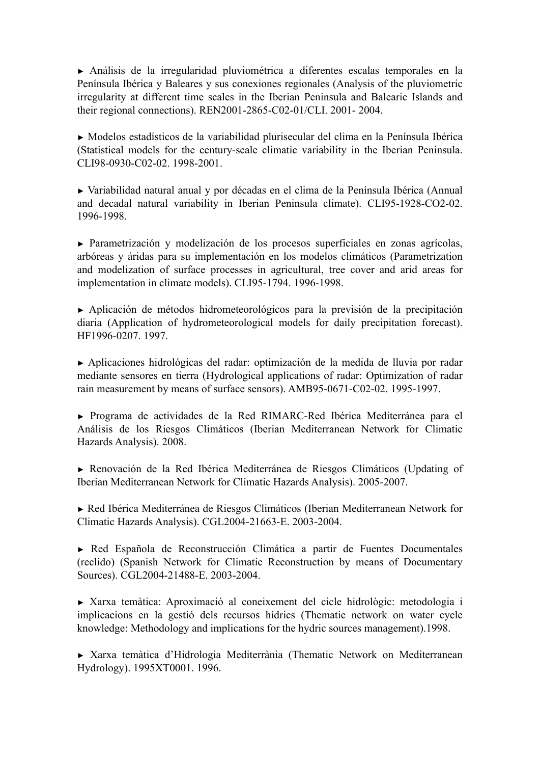► Análisis de la irregularidad pluviométrica a diferentes escalas temporales en la Península Ibérica y Baleares y sus conexiones regionales (Analysis of the pluviometric irregularity at different time scales in the Iberian Peninsula and Balearic Islands and their regional connections). REN2001-2865-C02-01/CLI. 2001- 2004.

► Modelos estadísticos de la variabilidad plurisecular del clima en la Península Ibérica (Statistical models for the century-scale climatic variability in the Iberian Peninsula. CLI98-0930-C02-02. 1998-2001.

► Variabilidad natural anual y por décadas en el clima de la Península Ibérica (Annual and decadal natural variability in Iberian Peninsula climate). CLI95-1928-CO2-02. 1996-1998.

► Parametrización y modelización de los procesos superficiales en zonas agrícolas, arbóreas y áridas para su implementación en los modelos climáticos (Parametrization and modelization of surface processes in agricultural, tree cover and arid areas for implementation in climate models). CLI95-1794. 1996-1998.

► Aplicación de métodos hidrometeorológicos para la previsión de la precipitación diaria (Application of hydrometeorological models for daily precipitation forecast). HF1996-0207. 1997.

► Aplicaciones hidrológicas del radar: optimización de la medida de lluvia por radar mediante sensores en tierra (Hydrological applications of radar: Optimization of radar rain measurement by means of surface sensors). AMB95-0671-C02-02. 1995-1997.

► Programa de actividades de la Red RIMARC-Red Ibérica Mediterránea para el Análisis de los Riesgos Climáticos (Iberian Mediterranean Network for Climatic Hazards Analysis). 2008.

► Renovación de la Red Ibérica Mediterránea de Riesgos Climáticos (Updating of Iberian Mediterranean Network for Climatic Hazards Analysis). 2005-2007.

► Red Ibérica Mediterránea de Riesgos Climáticos (Iberian Mediterranean Network for Climatic Hazards Analysis). CGL2004-21663-E. 2003-2004.

► Red Española de Reconstrucción Climática a partir de Fuentes Documentales (reclido) (Spanish Network for Climatic Reconstruction by means of Documentary Sources). CGL2004-21488-E. 2003-2004.

► Xarxa temàtica: Aproximació al coneixement del cicle hidrològic: metodologia i implicacions en la gestió dels recursos hídrics (Thematic network on water cycle knowledge: Methodology and implications for the hydric sources management).1998.

► Xarxa temàtica d'Hidrologia Mediterrània (Thematic Network on Mediterranean Hydrology). 1995XT0001. 1996.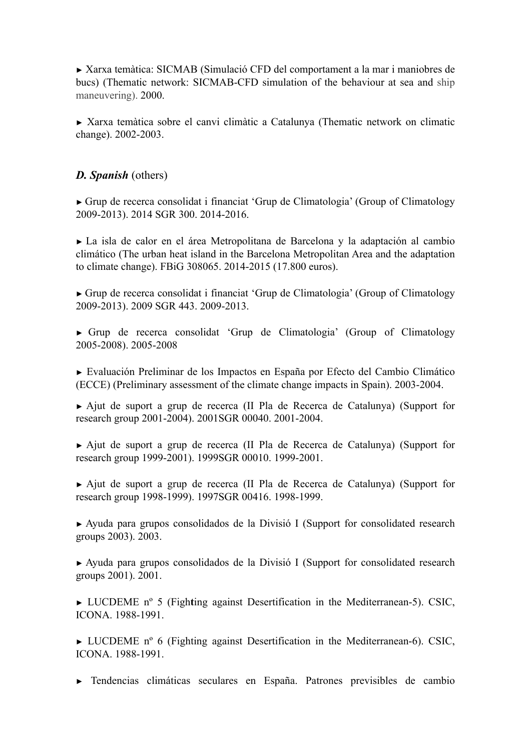► Xarxa temàtica: SICMAB (Simulació CFD del comportament a la mar i maniobres de bucs) (Thematic network: SICMAB-CFD simulation of the behaviour at sea and ship maneuvering). 2000.

► Xarxa temàtica sobre el canvi climàtic a Catalunya (Thematic network on climatic change). 2002-2003.

### *D. Spanish* (others)

► Grup de recerca consolidat i financiat 'Grup de Climatologia' (Group of Climatology 2009-2013). 2014 SGR 300. 2014-2016.

► La isla de calor en el área Metropolitana de Barcelona y la adaptación al cambio climático (The urban heat island in the Barcelona Metropolitan Area and the adaptation to climate change). FBiG 308065. 2014-2015 (17.800 euros).

► Grup de recerca consolidat i financiat 'Grup de Climatologia' (Group of Climatology 2009-2013). 2009 SGR 443. 2009-2013.

► Grup de recerca consolidat 'Grup de Climatologia' (Group of Climatology 2005-2008). 2005-2008

► Evaluación Preliminar de los Impactos en España por Efecto del Cambio Climático (ECCE) (Preliminary assessment of the climate change impacts in Spain). 2003-2004.

► Ajut de suport a grup de recerca (II Pla de Recerca de Catalunya) (Support for research group 2001-2004). 2001SGR 00040. 2001-2004.

► Ajut de suport a grup de recerca (II Pla de Recerca de Catalunya) (Support for research group 1999-2001). 1999SGR 00010. 1999-2001.

► Ajut de suport a grup de recerca (II Pla de Recerca de Catalunya) (Support for research group 1998-1999). 1997SGR 00416. 1998-1999.

► Ayuda para grupos consolidados de la Divisió I (Support for consolidated research groups 2003). 2003.

► Ayuda para grupos consolidados de la Divisió I (Support for consolidated research groups 2001). 2001.

► LUCDEME nº 5 (Fighting against Desertification in the Mediterranean-5). CSIC, ICONA. 1988-1991.

► LUCDEME nº 6 (Fighting against Desertification in the Mediterranean-6). CSIC, ICONA. 1988-1991.

► Tendencias climáticas seculares en España. Patrones previsibles de cambio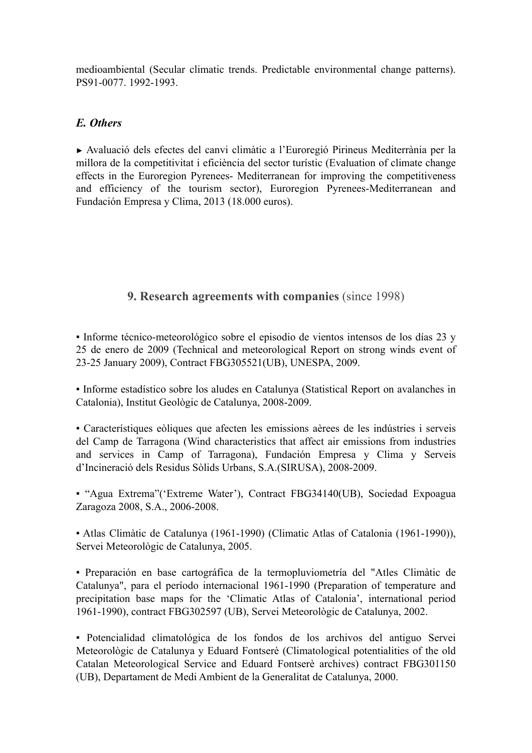medioambiental (Secular climatic trends. Predictable environmental change patterns). PS91-0077. 1992-1993.

### *E. Others*

► Avaluació dels efectes del canvi climàtic a l'Euroregió Pirineus Mediterrània per la millora de la competitivitat i eficiència del sector turístic (Evaluation of climate change effects in the Euroregion Pyrenees- Mediterranean for improving the competitiveness and efficiency of the tourism sector), Euroregion Pyrenees-Mediterranean and Fundación Empresa y Clima, 2013 (18.000 euros).

## 9. Research agreements with companies (since 1998)

▪ Informe técnico-meteorológico sobre el episodio de vientos intensos de los días 23 y 25 de enero de 2009 (Technical and meteorological Report on strong winds event of 23-25 January 2009), Contract FBG305521(UB), UNESPA, 2009.

▪ Informe estadístico sobre los aludes en Catalunya (Statistical Report on avalanches in Catalonia), Institut Geològic de Catalunya, 2008-2009.

▪ Característiques eòliques que afecten les emissions aèrees de les indústries i serveis del Camp de Tarragona (Wind characteristics that affect air emissions from industries and services in Camp of Tarragona), Fundación Empresa y Clima y Serveis d'Incineració dels Residus Sòlids Urbans, S.A.(SIRUSA), 2008-2009.

▪ "Agua Extrema"('Extreme Water'), Contract FBG34140(UB), Sociedad Expoagua Zaragoza 2008, S.A., 2006-2008.

▪ Atlas Climàtic de Catalunya (1961-1990) (Climatic Atlas of Catalonia (1961-1990)), Servei Meteorològic de Catalunya, 2005.

▪ Preparación en base cartográfica de la termopluviometría del "Atles Climàtic de Catalunya", para el período internacional 1961-1990 (Preparation of temperature and precipitation base maps for the 'Climatic Atlas of Catalonia', international period 1961-1990), contract FBG302597 (UB), Servei Meteorològic de Catalunya, 2002.

▪ Potencialidad climatológica de los fondos de los archivos del antiguo Servei Meteorològic de Catalunya y Eduard Fontserè (Climatological potentialities of the old Catalan Meteorological Service and Eduard Fontserè archives) contract FBG301150 (UB), Departament de Medi Ambient de la Generalitat de Catalunya, 2000.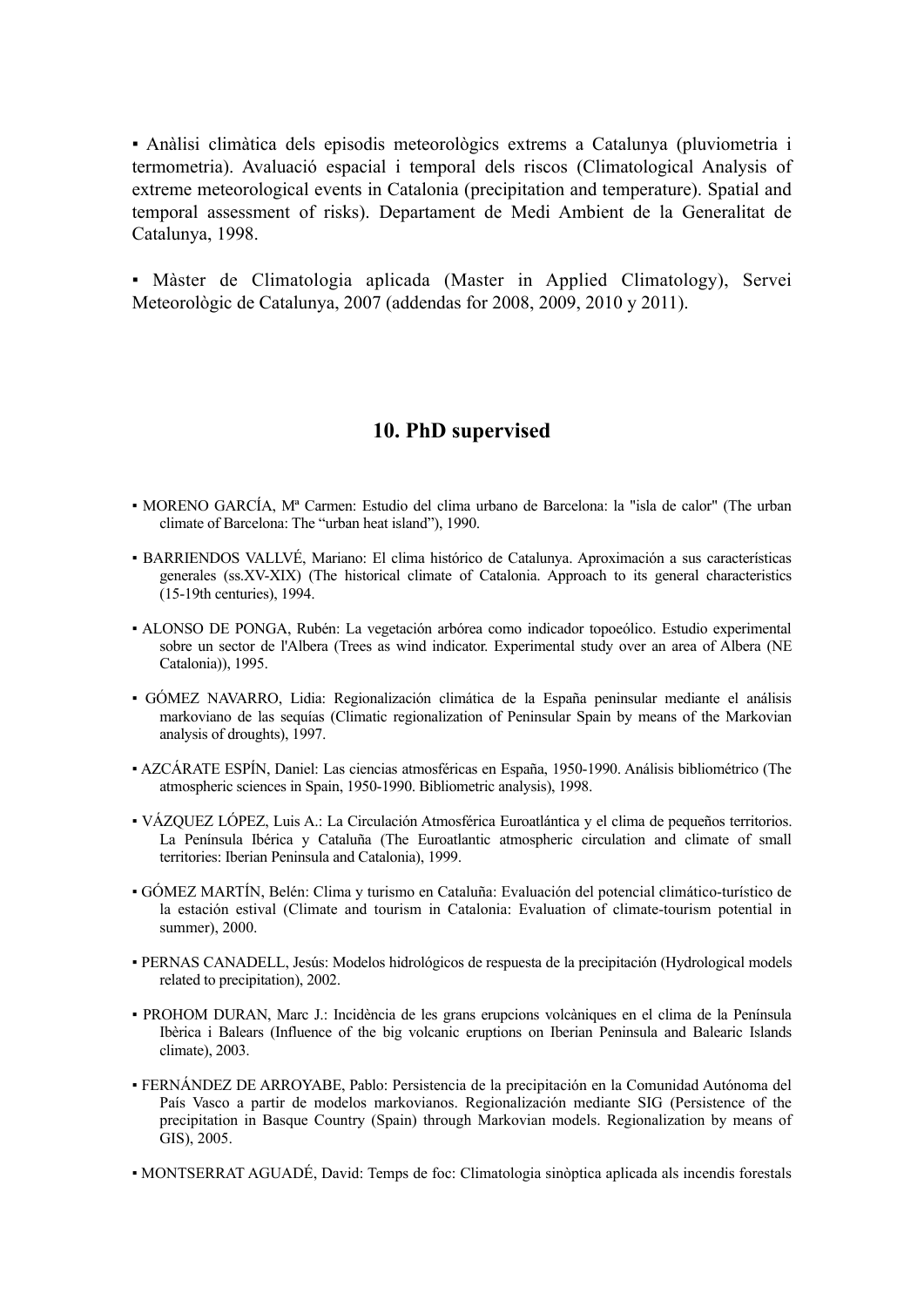▪ Anàlisi climàtica dels episodis meteorològics extrems a Catalunya (pluviometria i termometria). Avaluació espacial i temporal dels riscos (Climatological Analysis of extreme meteorological events in Catalonia (precipitation and temperature). Spatial and temporal assessment of risks). Departament de Medi Ambient de la Generalitat de Catalunya, 1998.

▪ Màster de Climatologia aplicada (Master in Applied Climatology), Servei Meteorològic de Catalunya, 2007 (addendas for 2008, 2009, 2010 y 2011).

## 10. PhD supervised

▪ MORENO GARCÍA, Mª Carmen: Estudio del clima urbano de Barcelona: la "isla de calor" (The urban climate of Barcelona: The "urban heat island"), 1990.

▪ BARRIENDOS VALLVÉ, Mariano: El clima histórico de Catalunya. Aproximación a sus características generales (ss.XV-XIX) (The historical climate of Catalonia. Approach to its general characteristics (15-19th centuries), 1994.

▪ ALONSO DE PONGA, Rubén: La vegetación arbórea como indicador topoeólico. Estudio experimental sobre un sector de l'Albera (Trees as wind indicator. Experimental study over an area of Albera (NE Catalonia)), 1995.

▪ GÓMEZ NAVARRO, Lidia: Regionalización climática de la España peninsular mediante el análisis markoviano de las sequías (Climatic regionalization of Peninsular Spain by means of the Markovian analysis of droughts), 1997.

▪ AZCÁRATE ESPÍN, Daniel: Las ciencias atmosféricas en España, 1950-1990. Análisis bibliométrico (The atmospheric sciences in Spain, 1950-1990. Bibliometric analysis), 1998.

▪ VÁZQUEZ LÓPEZ, Luis A.: La Circulación Atmosférica Euroatlántica y el clima de pequeños territorios. La Península Ibérica y Cataluña (The Euroatlantic atmospheric circulation and climate of small territories: Iberian Peninsula and Catalonia), 1999.

▪ GÓMEZ MARTÍN, Belén: Clima y turismo en Cataluña: Evaluación del potencial climático-turístico de la estación estival (Climate and tourism in Catalonia: Evaluation of climate-tourism potential in summer), 2000.

▪ PERNAS CANADELL, Jesús: Modelos hidrológicos de respuesta de la precipitación (Hydrological models related to precipitation), 2002.

▪ PROHOM DURAN, Marc J.: Incidència de les grans erupcions volcàniques en el clima de la Península Ibèrica i Balears (Influence of the big volcanic eruptions on Iberian Peninsula and Balearic Islands climate), 2003.

▪ FERNÁNDEZ DE ARROYABE, Pablo: Persistencia de la precipitación en la Comunidad Autónoma del País Vasco a partir de modelos markovianos. Regionalización mediante SIG (Persistence of the precipitation in Basque Country (Spain) through Markovian models. Regionalization by means of GIS), 2005.

▪ MONTSERRAT AGUADÉ, David: Temps de foc: Climatologia sinòptica aplicada als incendis forestals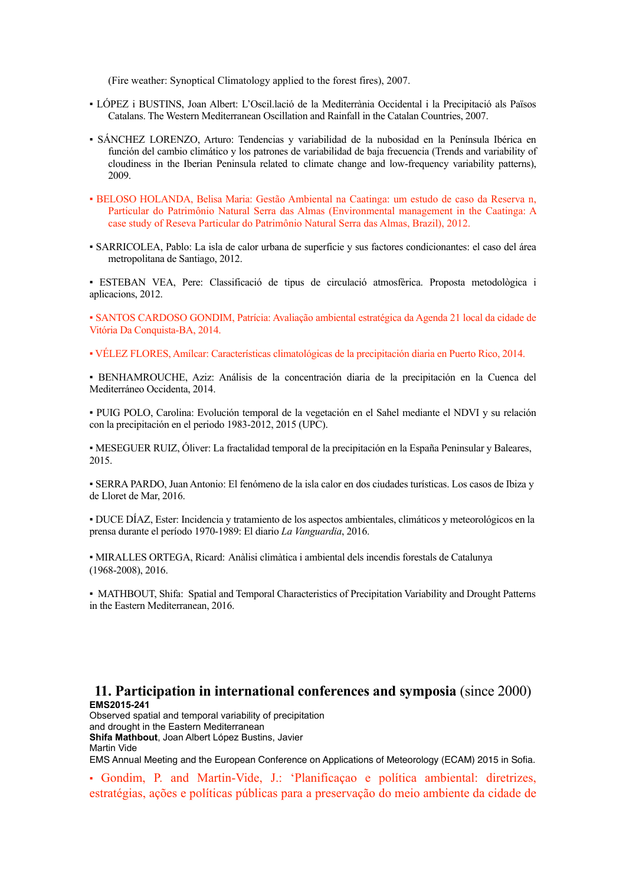(Fire weather: Synoptical Climatology applied to the forest fires), 2007.

- LÓPEZ i BUSTINS, Joan Albert: L'Oscil.lació de la Mediterrània Occidental i la Precipitació als Països Catalans. The Western Mediterranean Oscillation and Rainfall in the Catalan Countries, 2007.

- SÁNCHEZ LORENZO, Arturo: Tendencias y variabilidad de la nubosidad en la Península Ibérica en función del cambio climático y los patrones de variabilidad de baja frecuencia (Trends and variability of cloudiness in the Iberian Peninsula related to climate change and low-frequency variability patterns), 2009.

- BELOSO HOLANDA, Belisa Maria: Gestão Ambiental na Caatinga: um estudo de caso da Reserva n, Particular do Patrimônio Natural Serra das Almas (Environmental management in the Caatinga: A case study of Reseva Particular do Patrimônio Natural Serra das Almas, Brazil), 2012.

- SARRICOLEA, Pablo: La isla de calor urbana de superficie y sus factores condicionantes: el caso del área metropolitana de Santiago, 2012.

- ESTEBAN VEA, Pere: Classificació de tipus de circulació atmosfèrica. Proposta metodològica i aplicacions, 2012.

- SANTOS CARDOSO GONDIM, Patrícia: Avaliação ambiental estratégica da Agenda 21 local da cidade de Vitória Da Conquista-BA, 2014.

- VÉLEZ FLORES, Amílcar: Características climatológicas de la precipitación diaria en Puerto Rico, 2014.

- BENHAMROUCHE, Aziz: Análisis de la concentración diaria de la precipitación en la Cuenca del Mediterráneo Occidenta, 2014.

- PUIG POLO, Carolina: Evolución temporal de la vegetación en el Sahel mediante el NDVI y su relación con la precipitación en el periodo 1983-2012, 2015 (UPC).

- MESEGUER RUIZ, Óliver: La fractalidad temporal de la precipitación en la España Peninsular y Baleares, 2015.

- SERRA PARDO, Juan Antonio: El fenómeno de la isla calor en dos ciudades turísticas. Los casos de Ibiza y de Lloret de Mar, 2016.

- DUCE DÍAZ, Ester: Incidencia y tratamiento de los aspectos ambientales, climáticos y meteorológicos en la prensa durante el período 1970-1989: El diario *La Vanguardia*, 2016.

- MIRALLES ORTEGA, Ricard: Anàlisi climàtica i ambiental dels incendis forestals de Catalunya (1968-2008), 2016.

- MATHBOUT, Shifa: Spatial and Temporal Characteristics of Precipitation Variability and Drought Patterns in the Eastern Mediterranean, 2016.

## 11. Participation in international conferences and symposia (since 2000)

**EMS2015-241**
Observed spatial and temporal variability of precipitation and drought in the Eastern Mediterranean
**Shifa Mathbout**, Joan Albert López Bustins, Javier Martin Vide
EMS Annual Meeting and the European Conference on Applications of Meteorology (ECAM) 2015 in Sofia.

- Gondim, P. and Martin-Vide, J.: 'Planificaçao e política ambiental: diretrizes, estratégias, ações e políticas públicas para a preservação do meio ambiente da cidade de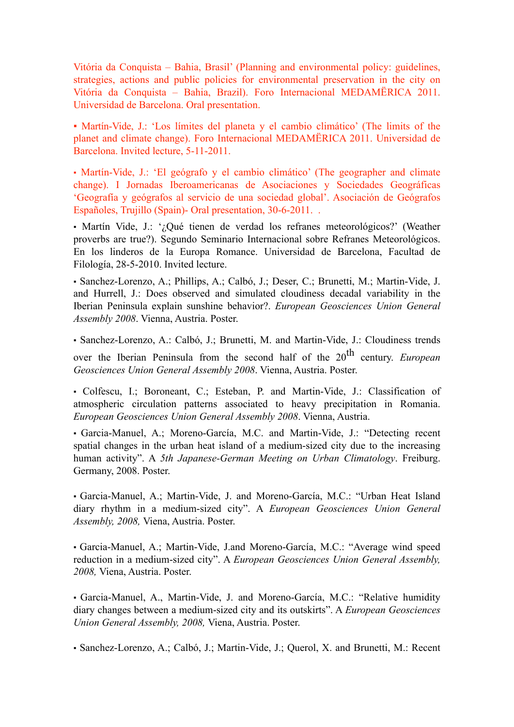Vitória da Conquista – Bahia, Brasil' (Planning and environmental policy: guidelines, strategies, actions and public policies for environmental preservation in the city on Vitória da Conquista – Bahia, Brazil). Foro Internacional MEDAMËRICA 2011. Universidad de Barcelona. Oral presentation.

▪ Martín-Vide, J.: 'Los límites del planeta y el cambio climático' (The limits of the planet and climate change). Foro Internacional MEDAMËRICA 2011. Universidad de Barcelona. Invited lecture, 5-11-2011.

▪ Martín-Vide, J.: 'El geógrafo y el cambio climático' (The geographer and climate change). I Jornadas Iberoamericanas de Asociaciones y Sociedades Geográficas 'Geografía y geógrafos al servicio de una sociedad global'. Asociación de Geógrafos Españoles, Trujillo (Spain)- Oral presentation, 30-6-2011. .

▪ Martín Vide, J.: '¿Qué tienen de verdad los refranes meteorológicos?' (Weather proverbs are true?). Segundo Seminario Internacional sobre Refranes Meteorológicos. En los linderos de la Europa Romance. Universidad de Barcelona, Facultad de Filología, 28-5-2010. Invited lecture.

▪ Sanchez-Lorenzo, A.; Phillips, A.; Calbó, J.; Deser, C.; Brunetti, M.; Martin-Vide, J. and Hurrell, J.: Does observed and simulated cloudiness decadal variability in the Iberian Peninsula explain sunshine behavior?. *European Geosciences Union General Assembly 2008*. Vienna, Austria. Poster.

▪ Sanchez-Lorenzo, A.: Calbó, J.; Brunetti, M. and Martin-Vide, J.: Cloudiness trends over the Iberian Peninsula from the second half of the 20th century. *European Geosciences Union General Assembly 2008*. Vienna, Austria. Poster.

▪ Colfescu, I.; Boroneant, C.; Esteban, P. and Martin-Vide, J.: Classification of atmospheric circulation patterns associated to heavy precipitation in Romania. *European Geosciences Union General Assembly 2008*. Vienna, Austria.

▪ Garcia-Manuel, A.; Moreno-García, M.C. and Martin-Vide, J.: "Detecting recent spatial changes in the urban heat island of a medium-sized city due to the increasing human activity". A *5th Japanese-German Meeting on Urban Climatology*. Freiburg. Germany, 2008. Poster.

▪ Garcia-Manuel, A.; Martin-Vide, J. and Moreno-García, M.C.: "Urban Heat Island diary rhythm in a medium-sized city". A *European Geosciences Union General Assembly, 2008,* Viena, Austria. Poster.

▪ Garcia-Manuel, A.; Martin-Vide, J.and Moreno-García, M.C.: "Average wind speed reduction in a medium-sized city". A *European Geosciences Union General Assembly, 2008,* Viena, Austria. Poster.

▪ Garcia-Manuel, A., Martin-Vide, J. and Moreno-García, M.C.: "Relative humidity diary changes between a medium-sized city and its outskirts". A *European Geosciences Union General Assembly, 2008,* Viena, Austria. Poster.

▪ Sanchez-Lorenzo, A.; Calbó, J.; Martin-Vide, J.; Querol, X. and Brunetti, M.: Recent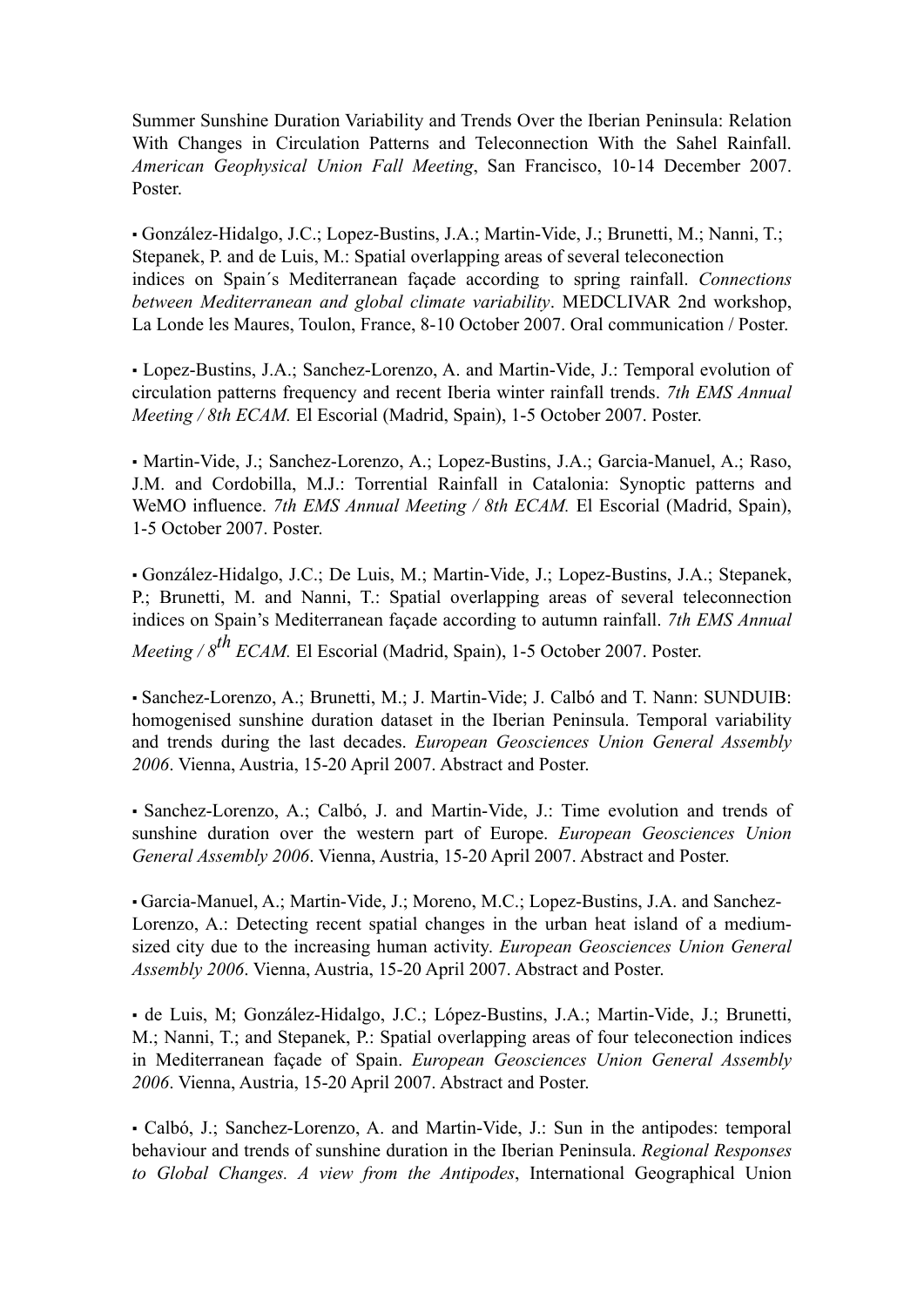Summer Sunshine Duration Variability and Trends Over the Iberian Peninsula: Relation With Changes in Circulation Patterns and Teleconnection With the Sahel Rainfall. *American Geophysical Union Fall Meeting*, San Francisco, 10-14 December 2007. Poster.

▪ González-Hidalgo, J.C.; Lopez-Bustins, J.A.; Martin-Vide, J.; Brunetti, M.; Nanni, T.; Stepanek, P. and de Luis, M.: Spatial overlapping areas of several teleconection indices on Spain´s Mediterranean façade according to spring rainfall. *Connections between Mediterranean and global climate variability*. MEDCLIVAR 2nd workshop, La Londe les Maures, Toulon, France, 8-10 October 2007. Oral communication / Poster.

▪ Lopez-Bustins, J.A.; Sanchez-Lorenzo, A. and Martin-Vide, J.: Temporal evolution of circulation patterns frequency and recent Iberia winter rainfall trends. *7th EMS Annual Meeting / 8th ECAM.* El Escorial (Madrid, Spain), 1-5 October 2007. Poster.

▪ Martin-Vide, J.; Sanchez-Lorenzo, A.; Lopez-Bustins, J.A.; Garcia-Manuel, A.; Raso, J.M. and Cordobilla, M.J.: Torrential Rainfall in Catalonia: Synoptic patterns and WeMO influence. *7th EMS Annual Meeting / 8th ECAM.* El Escorial (Madrid, Spain), 1-5 October 2007. Poster.

▪ González-Hidalgo, J.C.; De Luis, M.; Martin-Vide, J.; Lopez-Bustins, J.A.; Stepanek, P.; Brunetti, M. and Nanni, T.: Spatial overlapping areas of several teleconnection indices on Spain's Mediterranean façade according to autumn rainfall. *7th EMS Annual Meeting / 8th ECAM.* El Escorial (Madrid, Spain), 1-5 October 2007. Poster.

▪ Sanchez-Lorenzo, A.; Brunetti, M.; J. Martin-Vide; J. Calbó and T. Nann: SUNDUIB: homogenised sunshine duration dataset in the Iberian Peninsula. Temporal variability and trends during the last decades. *European Geosciences Union General Assembly 2006*. Vienna, Austria, 15-20 April 2007. Abstract and Poster.

▪ Sanchez-Lorenzo, A.; Calbó, J. and Martin-Vide, J.: Time evolution and trends of sunshine duration over the western part of Europe. *European Geosciences Union General Assembly 2006*. Vienna, Austria, 15-20 April 2007. Abstract and Poster.

▪ Garcia-Manuel, A.; Martin-Vide, J.; Moreno, M.C.; Lopez-Bustins, J.A. and Sanchez-Lorenzo, A.: Detecting recent spatial changes in the urban heat island of a medium-sized city due to the increasing human activity. *European Geosciences Union General Assembly 2006*. Vienna, Austria, 15-20 April 2007. Abstract and Poster.

▪ de Luis, M; González-Hidalgo, J.C.; López-Bustins, J.A.; Martin-Vide, J.; Brunetti, M.; Nanni, T.; and Stepanek, P.: Spatial overlapping areas of four teleconection indices in Mediterranean façade of Spain. *European Geosciences Union General Assembly 2006*. Vienna, Austria, 15-20 April 2007. Abstract and Poster.

▪ Calbó, J.; Sanchez-Lorenzo, A. and Martin-Vide, J.: Sun in the antipodes: temporal behaviour and trends of sunshine duration in the Iberian Peninsula. *Regional Responses to Global Changes. A view from the Antipodes*, International Geographical Union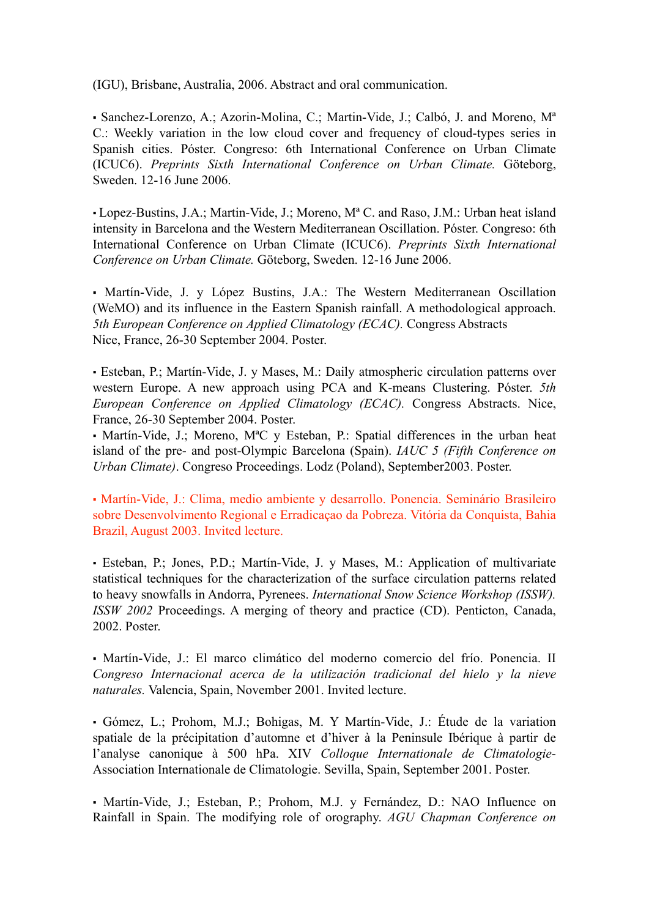(IGU), Brisbane, Australia, 2006. Abstract and oral communication.

▪ Sanchez-Lorenzo, A.; Azorin-Molina, C.; Martin-Vide, J.; Calbó, J. and Moreno, Mª C.: Weekly variation in the low cloud cover and frequency of cloud-types series in Spanish cities. Póster. Congreso: 6th International Conference on Urban Climate (ICUC6). *Preprints Sixth International Conference on Urban Climate.* Göteborg, Sweden. 12-16 June 2006.

▪ Lopez-Bustins, J.A.; Martin-Vide, J.; Moreno, Mª C. and Raso, J.M.: Urban heat island intensity in Barcelona and the Western Mediterranean Oscillation. Póster. Congreso: 6th International Conference on Urban Climate (ICUC6). *Preprints Sixth International Conference on Urban Climate.* Göteborg, Sweden. 12-16 June 2006.

▪ Martín-Vide, J. y López Bustins, J.A.: The Western Mediterranean Oscillation (WeMO) and its influence in the Eastern Spanish rainfall. A methodological approach. *5th European Conference on Applied Climatology (ECAC).* Congress Abstracts Nice, France, 26-30 September 2004. Poster.

▪ Esteban, P.; Martín-Vide, J. y Mases, M.: Daily atmospheric circulation patterns over western Europe. A new approach using PCA and K-means Clustering. Póster. *5th European Conference on Applied Climatology (ECAC).* Congress Abstracts. Nice, France, 26-30 September 2004. Poster.

▪ Martín-Vide, J.; Moreno, MªC y Esteban, P.: Spatial differences in the urban heat island of the pre- and post-Olympic Barcelona (Spain). *IAUC 5 (Fifth Conference on Urban Climate)*. Congreso Proceedings. Lodz (Poland), September2003. Poster.

▪ Martín-Vide, J.: Clima, medio ambiente y desarrollo. Ponencia. Seminário Brasileiro sobre Desenvolvimento Regional e Erradicaçao da Pobreza. Vitória da Conquista, Bahia Brazil, August 2003. Invited lecture.

▪ Esteban, P.; Jones, P.D.; Martín-Vide, J. y Mases, M.: Application of multivariate statistical techniques for the characterization of the surface circulation patterns related to heavy snowfalls in Andorra, Pyrenees. *International Snow Science Workshop (ISSW). ISSW 2002* Proceedings. A merging of theory and practice (CD). Penticton, Canada, 2002. Poster.

▪ Martín-Vide, J.: El marco climático del moderno comercio del frío. Ponencia. II *Congreso Internacional acerca de la utilización tradicional del hielo y la nieve naturales.* Valencia, Spain, November 2001. Invited lecture.

▪ Gómez, L.; Prohom, M.J.; Bohigas, M. Y Martín-Vide, J.: Étude de la variation spatiale de la précipitation d'automne et d'hiver à la Peninsule Ibérique à partir de l'analyse canonique à 500 hPa. XIV *Colloque Internationale de Climatologie*-Association Internationale de Climatologie. Sevilla, Spain, September 2001. Poster.

▪ Martín-Vide, J.; Esteban, P.; Prohom, M.J. y Fernández, D.: NAO Influence on Rainfall in Spain. The modifying role of orography. *AGU Chapman Conference on*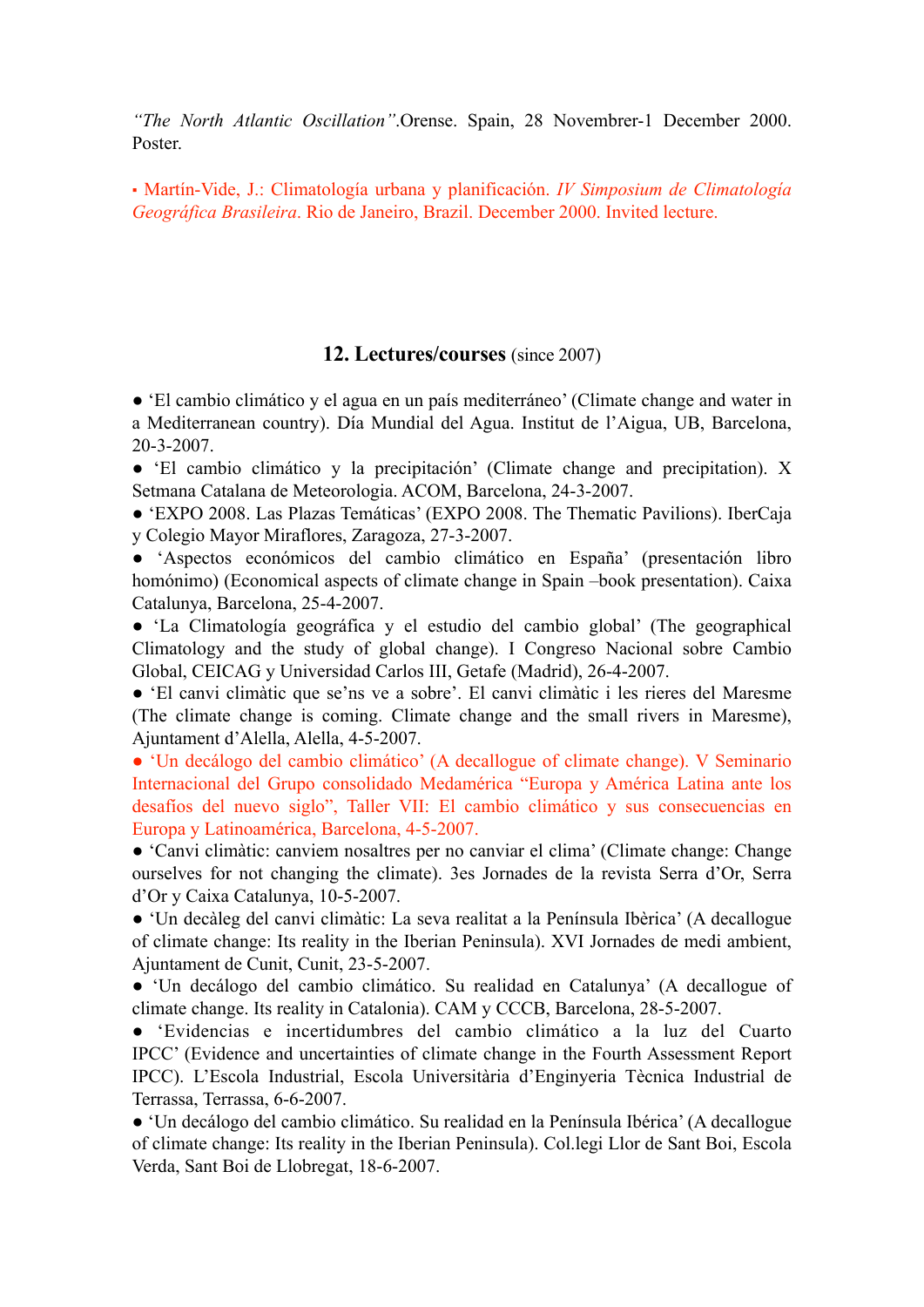*"The North Atlantic Oscillation"*.Orense. Spain, 28 Novembrer-1 December 2000. Poster.

▪ Martín-Vide, J.: Climatología urbana y planificación. *IV Simposium de Climatología Geográfica Brasileira*. Rio de Janeiro, Brazil. December 2000. Invited lecture.

## 12. Lectures/courses (since 2007)

● 'El cambio climático y el agua en un país mediterráneo' (Climate change and water in a Mediterranean country). Día Mundial del Agua. Institut de l'Aigua, UB, Barcelona, 20-3-2007.

● 'El cambio climático y la precipitación' (Climate change and precipitation). X Setmana Catalana de Meteorologia. ACOM, Barcelona, 24-3-2007.

● 'EXPO 2008. Las Plazas Temáticas' (EXPO 2008. The Thematic Pavilions). IberCaja y Colegio Mayor Miraflores, Zaragoza, 27-3-2007.

● 'Aspectos económicos del cambio climático en España' (presentación libro homónimo) (Economical aspects of climate change in Spain –book presentation). Caixa Catalunya, Barcelona, 25-4-2007.

● 'La Climatología geográfica y el estudio del cambio global' (The geographical Climatology and the study of global change). I Congreso Nacional sobre Cambio Global, CEICAG y Universidad Carlos III, Getafe (Madrid), 26-4-2007.

● 'El canvi climàtic que se'ns ve a sobre'. El canvi climàtic i les rieres del Maresme (The climate change is coming. Climate change and the small rivers in Maresme), Ajuntament d'Alella, Alella, 4-5-2007.

● 'Un decálogo del cambio climático' (A decallogue of climate change). V Seminario Internacional del Grupo consolidado Medamérica "Europa y América Latina ante los desafíos del nuevo siglo", Taller VII: El cambio climático y sus consecuencias en Europa y Latinoamérica, Barcelona, 4-5-2007.

● 'Canvi climàtic: canviem nosaltres per no canviar el clima' (Climate change: Change ourselves for not changing the climate). 3es Jornades de la revista Serra d'Or, Serra d'Or y Caixa Catalunya, 10-5-2007.

● 'Un decàleg del canvi climàtic: La seva realitat a la Península Ibèrica' (A decallogue of climate change: Its reality in the Iberian Peninsula). XVI Jornades de medi ambient, Ajuntament de Cunit, Cunit, 23-5-2007.

● 'Un decálogo del cambio climático. Su realidad en Catalunya' (A decallogue of climate change. Its reality in Catalonia). CAM y CCCB, Barcelona, 28-5-2007.

● 'Evidencias e incertidumbres del cambio climático a la luz del Cuarto IPCC' (Evidence and uncertainties of climate change in the Fourth Assessment Report IPCC). L'Escola Industrial, Escola Universitària d'Enginyeria Tècnica Industrial de Terrassa, Terrassa, 6-6-2007.

● 'Un decálogo del cambio climático. Su realidad en la Península Ibérica' (A decallogue of climate change: Its reality in the Iberian Peninsula). Col.legi Llor de Sant Boi, Escola Verda, Sant Boi de Llobregat, 18-6-2007.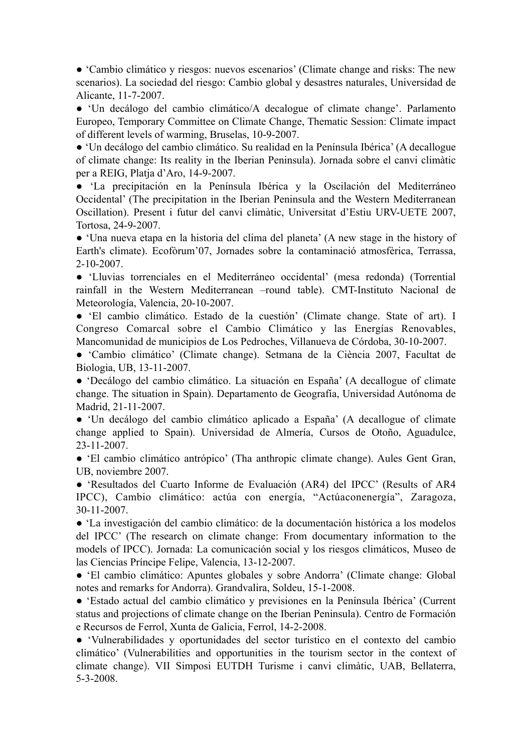- 'Cambio climático y riesgos: nuevos escenarios' (Climate change and risks: The new scenarios). La sociedad del riesgo: Cambio global y desastres naturales, Universidad de Alicante, 11-7-2007.
- 'Un decálogo del cambio climático/A decalogue of climate change'. Parlamento Europeo, Temporary Committee on Climate Change, Thematic Session: Climate impact of different levels of warming, Bruselas, 10-9-2007.
- 'Un decálogo del cambio climático. Su realidad en la Península Ibérica' (A decallogue of climate change: Its reality in the Iberian Peninsula). Jornada sobre el canvi climàtic per a REIG, Platja d'Aro, 14-9-2007.
- 'La precipitación en la Península Ibérica y la Oscilación del Mediterráneo Occidental' (The precipitation in the Iberian Peninsula and the Western Mediterranean Oscillation). Present i futur del canvi climàtic, Universitat d'Estiu URV-UETE 2007, Tortosa, 24-9-2007.
- 'Una nueva etapa en la historia del clima del planeta' (A new stage in the history of Earth's climate). Ecofòrum'07, Jornades sobre la contaminació atmosfèrica, Terrassa, 2-10-2007.
- 'Lluvias torrenciales en el Mediterráneo occidental' (mesa redonda) (Torrential rainfall in the Western Mediterranean –round table). CMT-Instituto Nacional de Meteorología, Valencia, 20-10-2007.
- 'El cambio climático. Estado de la cuestión' (Climate change. State of art). I Congreso Comarcal sobre el Cambio Climático y las Energías Renovables, Mancomunidad de municipios de Los Pedroches, Villanueva de Córdoba, 30-10-2007.
- 'Cambio climático' (Climate change). Setmana de la Ciència 2007, Facultat de Biologia, UB, 13-11-2007.
- 'Decálogo del cambio climático. La situación en España' (A decallogue of climate change. The situation in Spain). Departamento de Geografía, Universidad Autónoma de Madrid, 21-11-2007.
- 'Un decálogo del cambio climático aplicado a España' (A decallogue of climate change applied to Spain). Universidad de Almería, Cursos de Otoño, Aguadulce, 23-11-2007.
- 'El cambio climático antrópico' (Tha anthropic climate change). Aules Gent Gran, UB, noviembre 2007.
- 'Resultados del Cuarto Informe de Evaluación (AR4) del IPCC' (Results of AR4 IPCC), Cambio climático: actúa con energía, "Actúaconenergía", Zaragoza, 30-11-2007.
- 'La investigación del cambio climático: de la documentación histórica a los modelos del IPCC' (The research on climate change: From documentary information to the models of IPCC). Jornada: La comunicación social y los riesgos climáticos, Museo de las Ciencias Príncipe Felipe, Valencia, 13-12-2007.
- 'El cambio climático: Apuntes globales y sobre Andorra' (Climate change: Global notes and remarks for Andorra). Grandvalira, Soldeu, 15-1-2008.
- 'Estado actual del cambio climático y previsiones en la Península Ibérica' (Current status and projections of climate change on the Iberian Peninsula). Centro de Formación e Recursos de Ferrol, Xunta de Galicia, Ferrol, 14-2-2008.
- 'Vulnerabilidades y oportunidades del sector turístico en el contexto del cambio climático' (Vulnerabilities and opportunities in the tourism sector in the context of climate change). VII Simposi EUTDH Turisme i canvi climàtic, UAB, Bellaterra, 5-3-2008.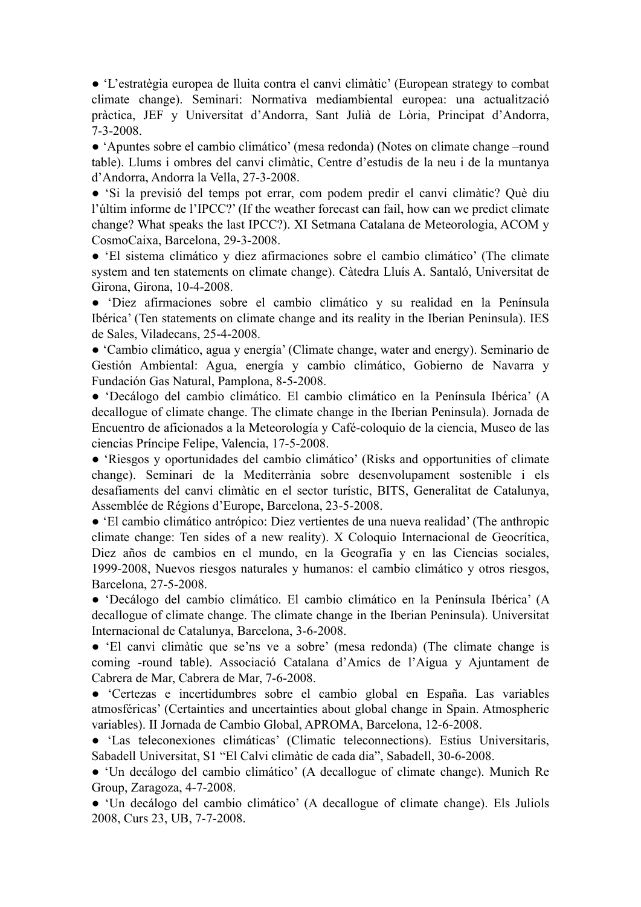- ‘L’estratègia europea de lluita contra el canvi climàtic’ (European strategy to combat climate change). Seminari: Normativa mediambiental europea: una actualització pràctica, JEF y Universitat d’Andorra, Sant Julià de Lòria, Principat d’Andorra, 7-3-2008.
- ‘Apuntes sobre el cambio climático’ (mesa redonda) (Notes on climate change –round table). Llums i ombres del canvi climàtic, Centre d’estudis de la neu i de la muntanya d’Andorra, Andorra la Vella, 27-3-2008.
- ‘Si la previsió del temps pot errar, com podem predir el canvi climàtic? Què diu l’últim informe de l’IPCC?’ (If the weather forecast can fail, how can we predict climate change? What speaks the last IPCC?). XI Setmana Catalana de Meteorologia, ACOM y CosmoCaixa, Barcelona, 29-3-2008.
- ‘El sistema climático y diez afirmaciones sobre el cambio climático’ (The climate system and ten statements on climate change). Càtedra Lluís A. Santaló, Universitat de Girona, Girona, 10-4-2008.
- ‘Diez afirmaciones sobre el cambio climático y su realidad en la Península Ibérica’ (Ten statements on climate change and its reality in the Iberian Peninsula). IES de Sales, Viladecans, 25-4-2008.
- ‘Cambio climático, agua y energía’ (Climate change, water and energy). Seminario de Gestión Ambiental: Agua, energía y cambio climático, Gobierno de Navarra y Fundación Gas Natural, Pamplona, 8-5-2008.
- ‘Decálogo del cambio climático. El cambio climático en la Península Ibérica’ (A decallogue of climate change. The climate change in the Iberian Peninsula). Jornada de Encuentro de aficionados a la Meteorología y Café-coloquio de la ciencia, Museo de las ciencias Príncipe Felipe, Valencia, 17-5-2008.
- ‘Riesgos y oportunidades del cambio climático’ (Risks and opportunities of climate change). Seminari de la Mediterrània sobre desenvolupament sostenible i els desafiaments del canvi climàtic en el sector turístic, BITS, Generalitat de Catalunya, Assemblée de Régions d’Europe, Barcelona, 23-5-2008.
- ‘El cambio climático antrópico: Diez vertientes de una nueva realidad’ (The anthropic climate change: Ten sides of a new reality). X Coloquio Internacional de Geocrítica, Diez años de cambios en el mundo, en la Geografía y en las Ciencias sociales, 1999-2008, Nuevos riesgos naturales y humanos: el cambio climático y otros riesgos, Barcelona, 27-5-2008.
- ‘Decálogo del cambio climático. El cambio climático en la Península Ibérica’ (A decallogue of climate change. The climate change in the Iberian Peninsula). Universitat Internacional de Catalunya, Barcelona, 3-6-2008.
- ‘El canvi climàtic que se’ns ve a sobre’ (mesa redonda) (The climate change is coming -round table). Associació Catalana d’Amics de l’Aigua y Ajuntament de Cabrera de Mar, Cabrera de Mar, 7-6-2008.
- ‘Certezas e incertidumbres sobre el cambio global en España. Las variables atmosféricas’ (Certainties and uncertainties about global change in Spain. Atmospheric variables). II Jornada de Cambio Global, APROMA, Barcelona, 12-6-2008.
- ‘Las teleconexiones climáticas’ (Climatic teleconnections). Estius Universitaris, Sabadell Universitat, S1 “El Calvi climàtic de cada dia”, Sabadell, 30-6-2008.
- ‘Un decálogo del cambio climático’ (A decallogue of climate change). Munich Re Group, Zaragoza, 4-7-2008.
- ‘Un decálogo del cambio climático’ (A decallogue of climate change). Els Juliols 2008, Curs 23, UB, 7-7-2008.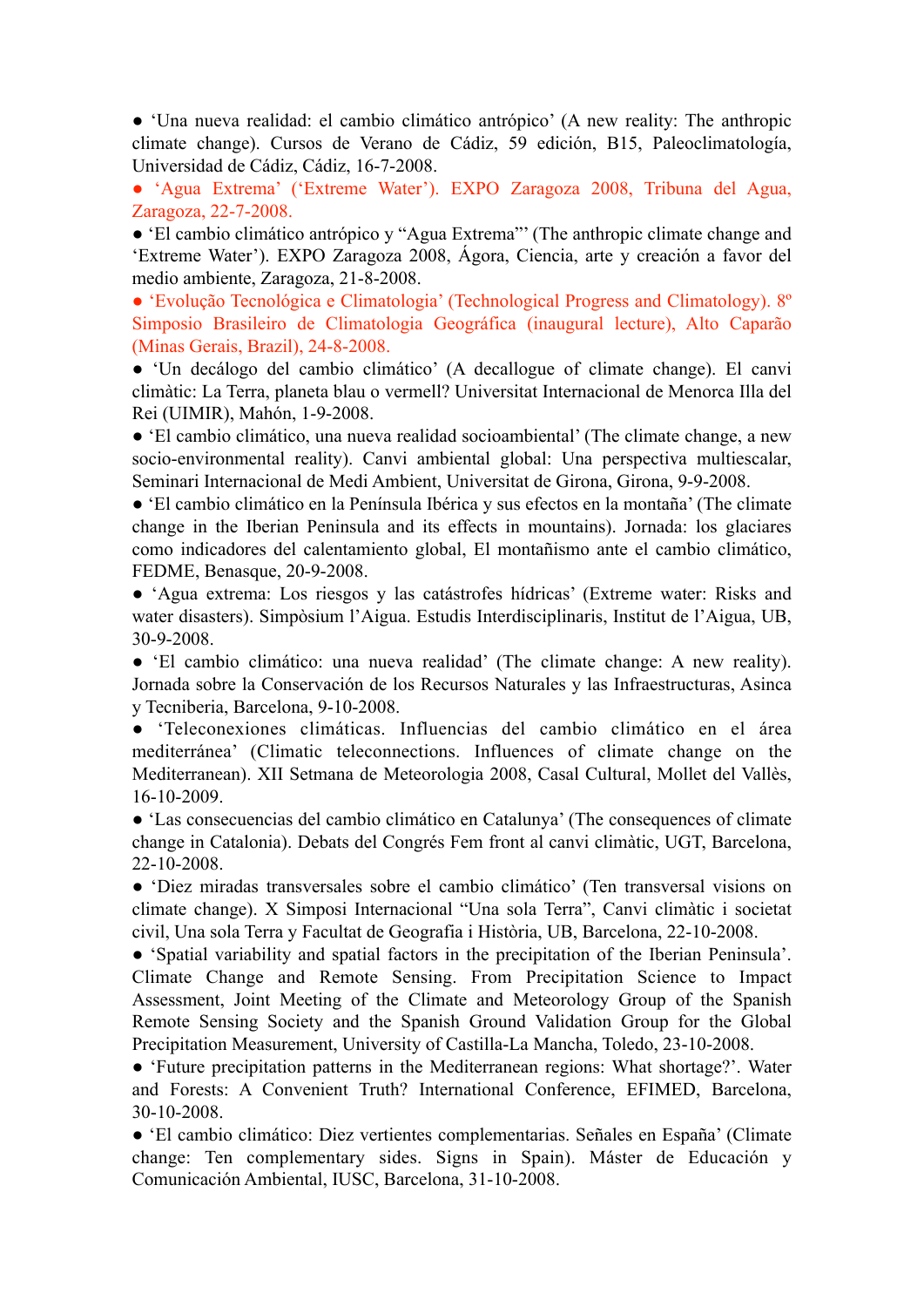- ‘Una nueva realidad: el cambio climático antrópico’ (A new reality: The anthropic climate change). Cursos de Verano de Cádiz, 59 edición, B15, Paleoclimatología, Universidad de Cádiz, Cádiz, 16-7-2008.
- ‘Agua Extrema’ (‘Extreme Water’). EXPO Zaragoza 2008, Tribuna del Agua, Zaragoza, 22-7-2008.
- ‘El cambio climático antrópico y “Agua Extrema”’ (The anthropic climate change and ‘Extreme Water’). EXPO Zaragoza 2008, Ágora, Ciencia, arte y creación a favor del medio ambiente, Zaragoza, 21-8-2008.
- ‘Evolução Tecnológica e Climatologia’ (Technological Progress and Climatology). 8º Simposio Brasileiro de Climatologia Geográfica (inaugural lecture), Alto Caparão (Minas Gerais, Brazil), 24-8-2008.
- ‘Un decálogo del cambio climático’ (A decallogue of climate change). El canvi climàtic: La Terra, planeta blau o vermell? Universitat Internacional de Menorca Illa del Rei (UIMIR), Mahón, 1-9-2008.
- ‘El cambio climático, una nueva realidad socioambiental’ (The climate change, a new socio-environmental reality). Canvi ambiental global: Una perspectiva multiescalar, Seminari Internacional de Medi Ambient, Universitat de Girona, Girona, 9-9-2008.
- ‘El cambio climático en la Península Ibérica y sus efectos en la montaña’ (The climate change in the Iberian Peninsula and its effects in mountains). Jornada: los glaciares como indicadores del calentamiento global, El montañismo ante el cambio climático, FEDME, Benasque, 20-9-2008.
- ‘Agua extrema: Los riesgos y las catástrofes hídricas’ (Extreme water: Risks and water disasters). Simpòsium l’Aigua. Estudis Interdisciplinaris, Institut de l’Aigua, UB, 30-9-2008.
- ‘El cambio climático: una nueva realidad’ (The climate change: A new reality). Jornada sobre la Conservación de los Recursos Naturales y las Infraestructuras, Asinca y Tecniberia, Barcelona, 9-10-2008.
- ‘Teleconexiones climáticas. Influencias del cambio climático en el área mediterránea’ (Climatic teleconnections. Influences of climate change on the Mediterranean). XII Setmana de Meteorologia 2008, Casal Cultural, Mollet del Vallès, 16-10-2009.
- ‘Las consecuencias del cambio climático en Catalunya’ (The consequences of climate change in Catalonia). Debats del Congrés Fem front al canvi climàtic, UGT, Barcelona, 22-10-2008.
- ‘Diez miradas transversales sobre el cambio climático’ (Ten transversal visions on climate change). X Simposi Internacional “Una sola Terra”, Canvi climàtic i societat civil, Una sola Terra y Facultat de Geografia i Història, UB, Barcelona, 22-10-2008.
- ‘Spatial variability and spatial factors in the precipitation of the Iberian Peninsula’. Climate Change and Remote Sensing. From Precipitation Science to Impact Assessment, Joint Meeting of the Climate and Meteorology Group of the Spanish Remote Sensing Society and the Spanish Ground Validation Group for the Global Precipitation Measurement, University of Castilla-La Mancha, Toledo, 23-10-2008.
- ‘Future precipitation patterns in the Mediterranean regions: What shortage?’. Water and Forests: A Convenient Truth? International Conference, EFIMED, Barcelona, 30-10-2008.
- ‘El cambio climático: Diez vertientes complementarias. Señales en España’ (Climate change: Ten complementary sides. Signs in Spain). Máster de Educación y Comunicación Ambiental, IUSC, Barcelona, 31-10-2008.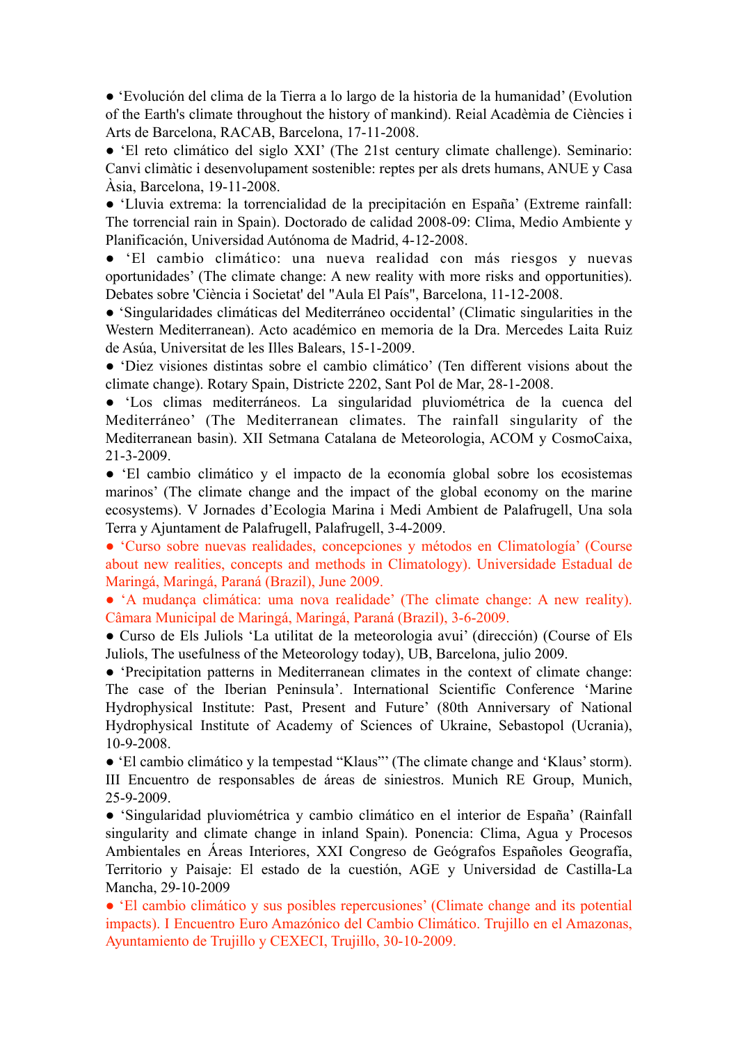- ‘Evolución del clima de la Tierra a lo largo de la historia de la humanidad’ (Evolution of the Earth's climate throughout the history of mankind). Reial Acadèmia de Ciències i Arts de Barcelona, RACAB, Barcelona, 17-11-2008.
- ‘El reto climático del siglo XXI’ (The 21st century climate challenge). Seminario: Canvi climàtic i desenvolupament sostenible: reptes per als drets humans, ANUE y Casa Àsia, Barcelona, 19-11-2008.
- ‘Lluvia extrema: la torrencialidad de la precipitación en España’ (Extreme rainfall: The torrencial rain in Spain). Doctorado de calidad 2008-09: Clima, Medio Ambiente y Planificación, Universidad Autónoma de Madrid, 4-12-2008.
- ‘El cambio climático: una nueva realidad con más riesgos y nuevas oportunidades’ (The climate change: A new reality with more risks and opportunities). Debates sobre 'Ciència i Societat' del "Aula El País", Barcelona, 11-12-2008.
- ‘Singularidades climáticas del Mediterráneo occidental’ (Climatic singularities in the Western Mediterranean). Acto académico en memoria de la Dra. Mercedes Laita Ruiz de Asúa, Universitat de les Illes Balears, 15-1-2009.
- ‘Diez visiones distintas sobre el cambio climático’ (Ten different visions about the climate change). Rotary Spain, Districte 2202, Sant Pol de Mar, 28-1-2008.
- ‘Los climas mediterráneos. La singularidad pluviométrica de la cuenca del Mediterráneo’ (The Mediterranean climates. The rainfall singularity of the Mediterranean basin). XII Setmana Catalana de Meteorologia, ACOM y CosmoCaixa, 21-3-2009.
- ‘El cambio climático y el impacto de la economía global sobre los ecosistemas marinos’ (The climate change and the impact of the global economy on the marine ecosystems). V Jornades d’Ecologia Marina i Medi Ambient de Palafrugell, Una sola Terra y Ajuntament de Palafrugell, Palafrugell, 3-4-2009.
- ‘Curso sobre nuevas realidades, concepciones y métodos en Climatología’ (Course about new realities, concepts and methods in Climatology). Universidade Estadual de Maringá, Maringá, Paraná (Brazil), June 2009.
- ‘A mudança climática: uma nova realidade’ (The climate change: A new reality). Câmara Municipal de Maringá, Maringá, Paraná (Brazil), 3-6-2009.
- Curso de Els Juliols ‘La utilitat de la meteorologia avui’ (dirección) (Course of Els Juliols, The usefulness of the Meteorology today), UB, Barcelona, julio 2009.
- ‘Precipitation patterns in Mediterranean climates in the context of climate change: The case of the Iberian Peninsula’. International Scientific Conference ‘Marine Hydrophysical Institute: Past, Present and Future’ (80th Anniversary of National Hydrophysical Institute of Academy of Sciences of Ukraine, Sebastopol (Ucrania), 10-9-2008.
- ‘El cambio climático y la tempestad “Klaus”’ (The climate change and ‘Klaus’ storm). III Encuentro de responsables de áreas de siniestros. Munich RE Group, Munich, 25-9-2009.
- ‘Singularidad pluviométrica y cambio climático en el interior de España’ (Rainfall singularity and climate change in inland Spain). Ponencia: Clima, Agua y Procesos Ambientales en Áreas Interiores, XXI Congreso de Geógrafos Españoles Geografía, Territorio y Paisaje: El estado de la cuestión, AGE y Universidad de Castilla-La Mancha, 29-10-2009
- ‘El cambio climático y sus posibles repercusiones’ (Climate change and its potential impacts). I Encuentro Euro Amazónico del Cambio Climático. Trujillo en el Amazonas, Ayuntamiento de Trujillo y CEXECI, Trujillo, 30-10-2009.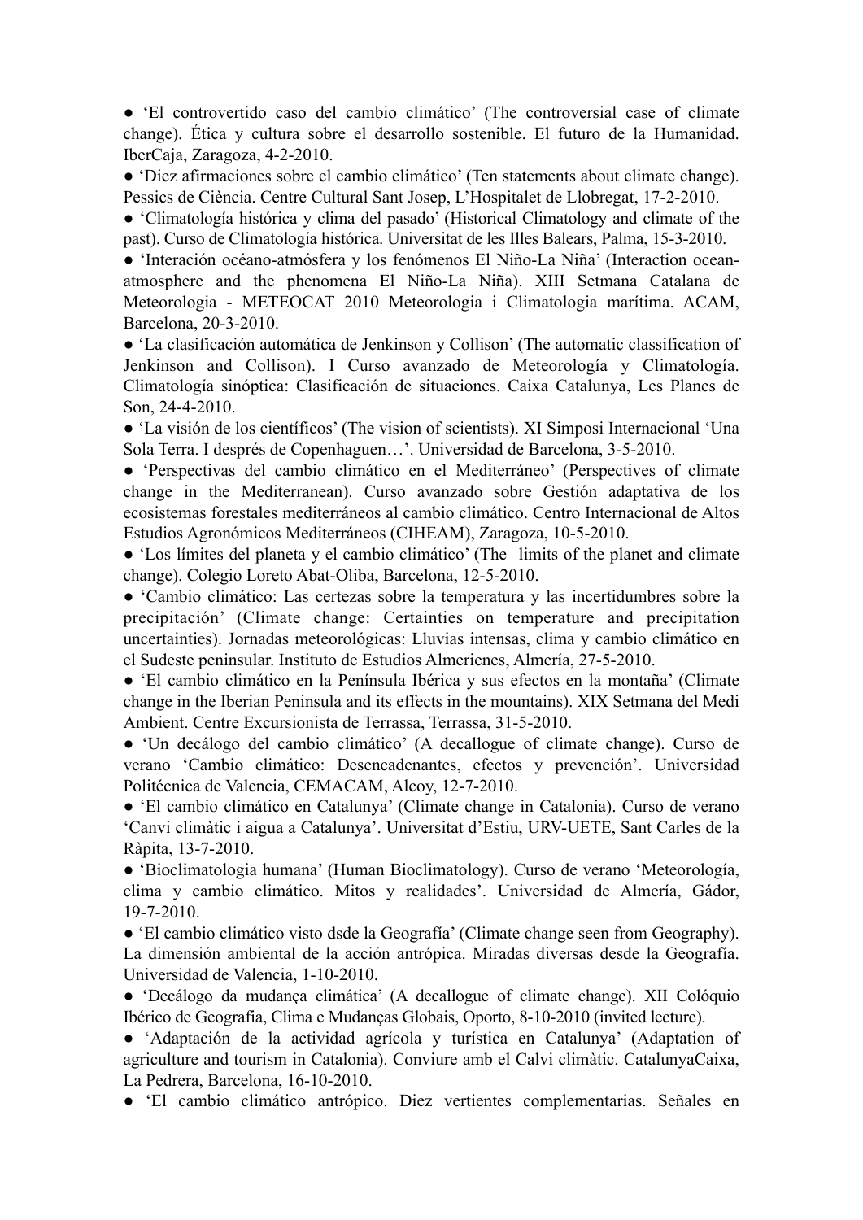- 'El controvertido caso del cambio climático' (The controversial case of climate change). Ética y cultura sobre el desarrollo sostenible. El futuro de la Humanidad. IberCaja, Zaragoza, 4-2-2010.
- 'Diez afirmaciones sobre el cambio climático' (Ten statements about climate change). Pessics de Ciència. Centre Cultural Sant Josep, L'Hospitalet de Llobregat, 17-2-2010.
- 'Climatología histórica y clima del pasado' (Historical Climatology and climate of the past). Curso de Climatología histórica. Universitat de les Illes Balears, Palma, 15-3-2010.
- 'Interación océano-atmósfera y los fenómenos El Niño-La Niña' (Interaction ocean-atmosphere and the phenomena El Niño-La Niña). XIII Setmana Catalana de Meteorologia - METEOCAT 2010 Meteorologia i Climatologia marítima. ACAM, Barcelona, 20-3-2010.
- 'La clasificación automática de Jenkinson y Collison' (The automatic classification of Jenkinson and Collison). I Curso avanzado de Meteorología y Climatología. Climatología sinóptica: Clasificación de situaciones. Caixa Catalunya, Les Planes de Son, 24-4-2010.
- 'La visión de los científicos' (The vision of scientists). XI Simposi Internacional 'Una Sola Terra. I després de Copenhaguen…'. Universidad de Barcelona, 3-5-2010.
- 'Perspectivas del cambio climático en el Mediterráneo' (Perspectives of climate change in the Mediterranean). Curso avanzado sobre Gestión adaptativa de los ecosistemas forestales mediterráneos al cambio climático. Centro Internacional de Altos Estudios Agronómicos Mediterráneos (CIHEAM), Zaragoza, 10-5-2010.
- 'Los límites del planeta y el cambio climático' (The limits of the planet and climate change). Colegio Loreto Abat-Oliba, Barcelona, 12-5-2010.
- 'Cambio climático: Las certezas sobre la temperatura y las incertidumbres sobre la precipitación' (Climate change: Certainties on temperature and precipitation uncertainties). Jornadas meteorológicas: Lluvias intensas, clima y cambio climático en el Sudeste peninsular. Instituto de Estudios Almerienes, Almería, 27-5-2010.
- 'El cambio climático en la Península Ibérica y sus efectos en la montaña' (Climate change in the Iberian Peninsula and its effects in the mountains). XIX Setmana del Medi Ambient. Centre Excursionista de Terrassa, Terrassa, 31-5-2010.
- 'Un decálogo del cambio climático' (A decallogue of climate change). Curso de verano 'Cambio climático: Desencadenantes, efectos y prevención'. Universidad Politécnica de Valencia, CEMACAM, Alcoy, 12-7-2010.
- 'El cambio climático en Catalunya' (Climate change in Catalonia). Curso de verano 'Canvi climàtic i aigua a Catalunya'. Universitat d'Estiu, URV-UETE, Sant Carles de la Ràpita, 13-7-2010.
- 'Bioclimatologia humana' (Human Bioclimatology). Curso de verano 'Meteorología, clima y cambio climático. Mitos y realidades'. Universidad de Almería, Gádor, 19-7-2010.
- 'El cambio climático visto dsde la Geografía' (Climate change seen from Geography). La dimensión ambiental de la acción antrópica. Miradas diversas desde la Geografía. Universidad de Valencia, 1-10-2010.
- 'Decálogo da mudança climática' (A decallogue of climate change). XII Colóquio Ibérico de Geografia, Clima e Mudanças Globais, Oporto, 8-10-2010 (invited lecture).
- 'Adaptación de la actividad agrícola y turística en Catalunya' (Adaptation of agriculture and tourism in Catalonia). Conviure amb el Calvi climàtic. CatalunyaCaixa, La Pedrera, Barcelona, 16-10-2010.
- 'El cambio climático antrópico. Diez vertientes complementarias. Señales en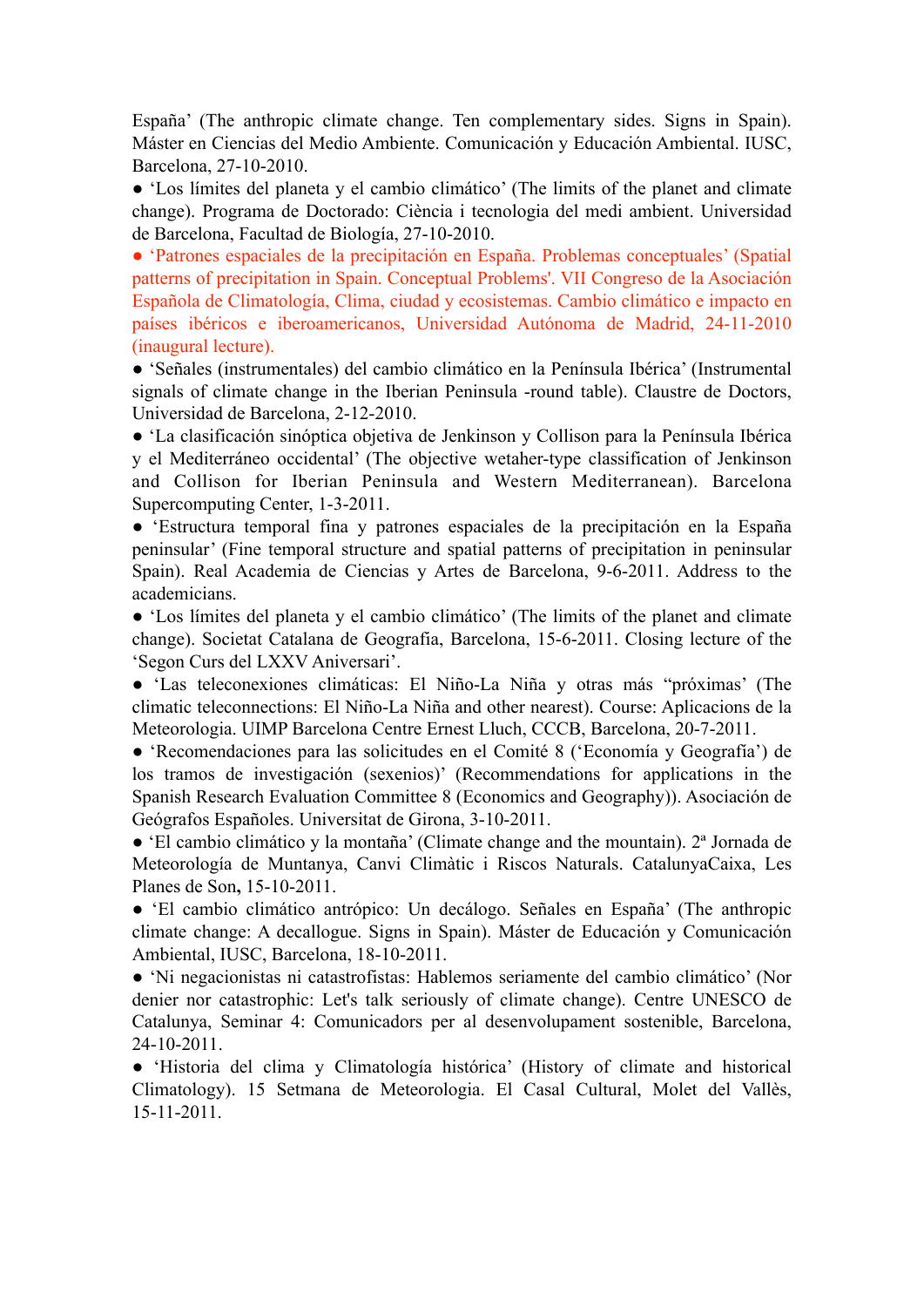España' (The anthropic climate change. Ten complementary sides. Signs in Spain). Máster en Ciencias del Medio Ambiente. Comunicación y Educación Ambiental. IUSC, Barcelona, 27-10-2010.

● 'Los límites del planeta y el cambio climático' (The limits of the planet and climate change). Programa de Doctorado: Ciència i tecnologia del medi ambient. Universidad de Barcelona, Facultad de Biología, 27-10-2010.

● 'Patrones espaciales de la precipitación en España. Problemas conceptuales' (Spatial patterns of precipitation in Spain. Conceptual Problems'. VII Congreso de la Asociación Española de Climatología, Clima, ciudad y ecosistemas. Cambio climático e impacto en países ibéricos e iberoamericanos, Universidad Autónoma de Madrid, 24-11-2010 (inaugural lecture).

● 'Señales (instrumentales) del cambio climático en la Península Ibérica' (Instrumental signals of climate change in the Iberian Peninsula -round table). Claustre de Doctors, Universidad de Barcelona, 2-12-2010.

● 'La clasificación sinóptica objetiva de Jenkinson y Collison para la Península Ibérica y el Mediterráneo occidental' (The objective wetaher-type classification of Jenkinson and Collison for Iberian Peninsula and Western Mediterranean). Barcelona Supercomputing Center, 1-3-2011.

● 'Estructura temporal fina y patrones espaciales de la precipitación en la España peninsular' (Fine temporal structure and spatial patterns of precipitation in peninsular Spain). Real Academia de Ciencias y Artes de Barcelona, 9-6-2011. Address to the academicians.

● 'Los límites del planeta y el cambio climático' (The limits of the planet and climate change). Societat Catalana de Geografia, Barcelona, 15-6-2011. Closing lecture of the 'Segon Curs del LXXV Aniversari'.

● 'Las teleconexiones climáticas: El Niño-La Niña y otras más "próximas' (The climatic teleconnections: El Niño-La Niña and other nearest). Course: Aplicacions de la Meteorologia. UIMP Barcelona Centre Ernest Lluch, CCCB, Barcelona, 20-7-2011.

● 'Recomendaciones para las solicitudes en el Comité 8 ('Economía y Geografía') de los tramos de investigación (sexenios)' (Recommendations for applications in the Spanish Research Evaluation Committee 8 (Economics and Geography)). Asociación de Geógrafos Españoles. Universitat de Girona, 3-10-2011.

● 'El cambio climático y la montaña' (Climate change and the mountain). 2ª Jornada de Meteorologia de Muntanya, Canvi Climàtic i Riscos Naturals. CatalunyaCaixa, Les Planes de Son, 15-10-2011.

● 'El cambio climático antrópico: Un decálogo. Señales en España' (The anthropic climate change: A decallogue. Signs in Spain). Máster de Educación y Comunicación Ambiental, IUSC, Barcelona, 18-10-2011.

● 'Ni negacionistas ni catastrofistas: Hablemos seriamente del cambio climático' (Nor denier nor catastrophic: Let's talk seriously of climate change). Centre UNESCO de Catalunya, Seminar 4: Comunicadors per al desenvolupament sostenible, Barcelona, 24-10-2011.

● 'Historia del clima y Climatología histórica' (History of climate and historical Climatology). 15 Setmana de Meteorologia. El Casal Cultural, Molet del Vallès, 15-11-2011.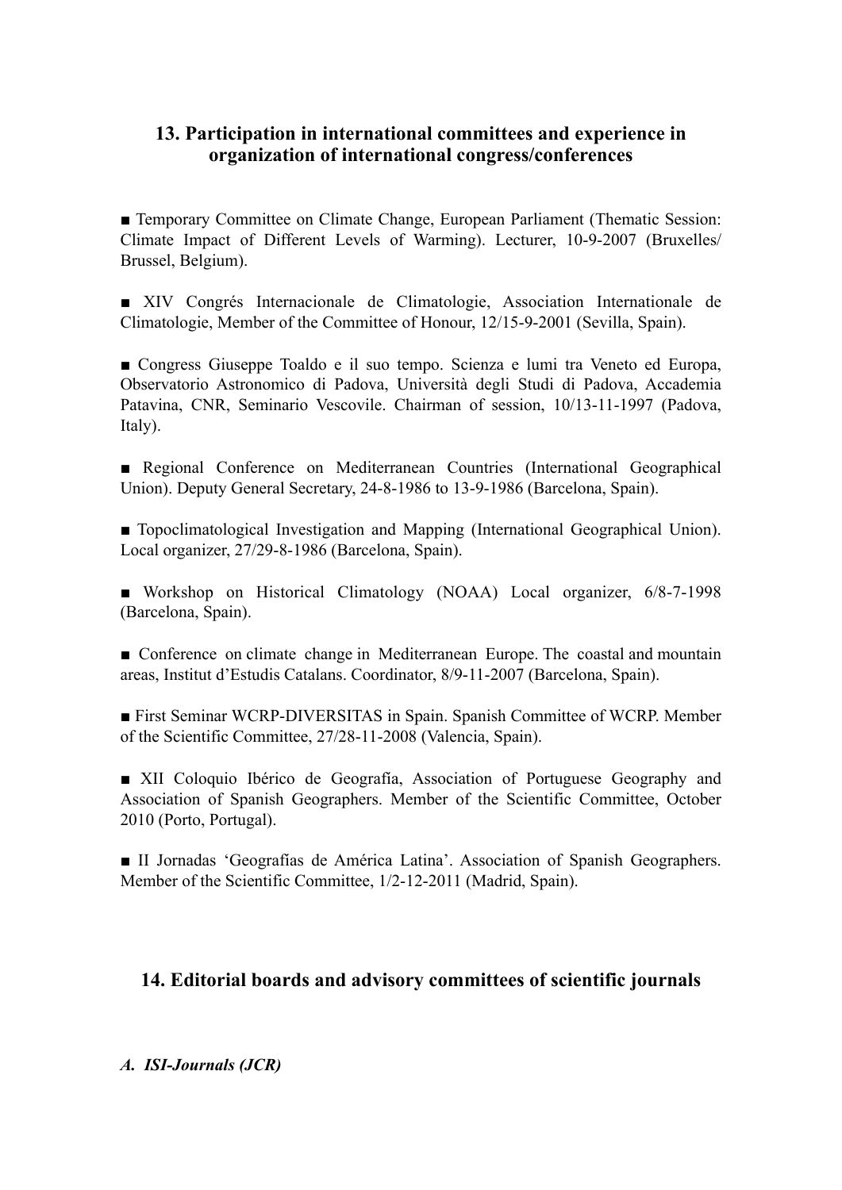## 13. Participation in international committees and experience in organization of international congress/conferences

■ Temporary Committee on Climate Change, European Parliament (Thematic Session: Climate Impact of Different Levels of Warming). Lecturer, 10-9-2007 (Bruxelles/ Brussel, Belgium).

■ XIV Congrés Internacionale de Climatologie, Association Internationale de Climatologie, Member of the Committee of Honour, 12/15-9-2001 (Sevilla, Spain).

■ Congress Giuseppe Toaldo e il suo tempo. Scienza e lumi tra Veneto ed Europa, Observatorio Astronomico di Padova, Università degli Studi di Padova, Accademia Patavina, CNR, Seminario Vescovile. Chairman of session, 10/13-11-1997 (Padova, Italy).

■ Regional Conference on Mediterranean Countries (International Geographical Union). Deputy General Secretary, 24-8-1986 to 13-9-1986 (Barcelona, Spain).

■ Topoclimatological Investigation and Mapping (International Geographical Union). Local organizer, 27/29-8-1986 (Barcelona, Spain).

■ Workshop on Historical Climatology (NOAA) Local organizer, 6/8-7-1998 (Barcelona, Spain).

■ Conference on climate change in Mediterranean Europe. The coastal and mountain areas, Institut d'Estudis Catalans. Coordinator, 8/9-11-2007 (Barcelona, Spain).

■ First Seminar WCRP-DIVERSITAS in Spain. Spanish Committee of WCRP. Member of the Scientific Committee, 27/28-11-2008 (Valencia, Spain).

■ XII Coloquio Ibérico de Geografía, Association of Portuguese Geography and Association of Spanish Geographers. Member of the Scientific Committee, October 2010 (Porto, Portugal).

■ II Jornadas 'Geografías de América Latina'. Association of Spanish Geographers. Member of the Scientific Committee, 1/2-12-2011 (Madrid, Spain).

## 14. Editorial boards and advisory committees of scientific journals

***A. ISI-Journals (JCR)***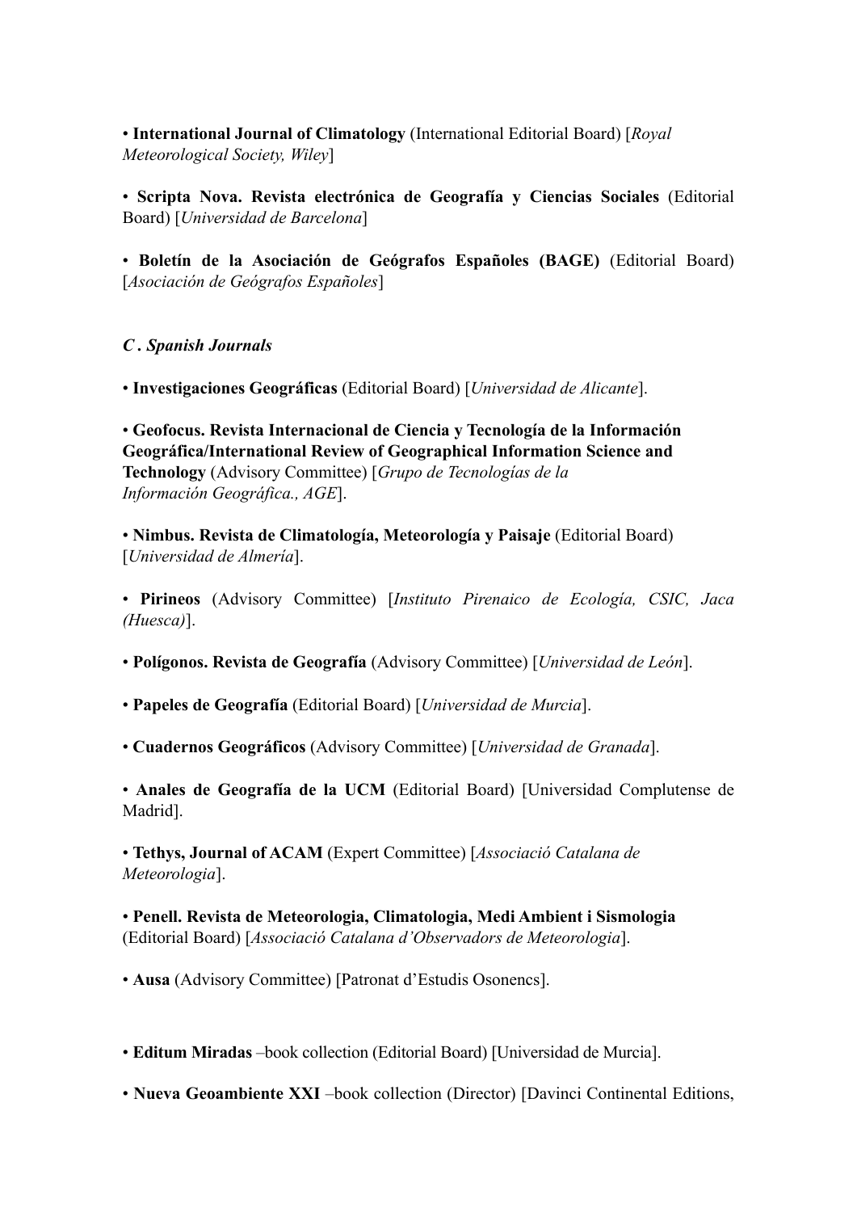• **International Journal of Climatology** (International Editorial Board) [*Royal Meteorological Society, Wiley*]

• **Scripta Nova. Revista electrónica de Geografía y Ciencias Sociales** (Editorial Board) [*Universidad de Barcelona*]

• **Boletín de la Asociación de Geógrafos Españoles (BAGE)** (Editorial Board) [*Asociación de Geógrafos Españoles*]

### *C. Spanish Journals*

• **Investigaciones Geográficas** (Editorial Board) [*Universidad de Alicante*].

• **Geofocus. Revista Internacional de Ciencia y Tecnología de la Información Geográfica/International Review of Geographical Information Science and Technology** (Advisory Committee) [*Grupo de Tecnologías de la Información Geográfica., AGE*].

• **Nimbus. Revista de Climatología, Meteorología y Paisaje** (Editorial Board) [*Universidad de Almería*].

• **Pirineos** (Advisory Committee) [*Instituto Pirenaico de Ecología, CSIC, Jaca (Huesca)*].

• **Polígonos. Revista de Geografía** (Advisory Committee) [*Universidad de León*].

• **Papeles de Geografía** (Editorial Board) [*Universidad de Murcia*].

• **Cuadernos Geográficos** (Advisory Committee) [*Universidad de Granada*].

• **Anales de Geografía de la UCM** (Editorial Board) [Universidad Complutense de Madrid].

• **Tethys, Journal of ACAM** (Expert Committee) [*Associació Catalana de Meteorologia*].

• **Penell. Revista de Meteorologia, Climatologia, Medi Ambient i Sismologia** (Editorial Board) [*Associació Catalana d'Observadors de Meteorologia*].

• **Ausa** (Advisory Committee) [Patronat d'Estudis Osonencs].

• **Editum Miradas** –book collection (Editorial Board) [Universidad de Murcia].

• **Nueva Geoambiente XXI** –book collection (Director) [Davinci Continental Editions,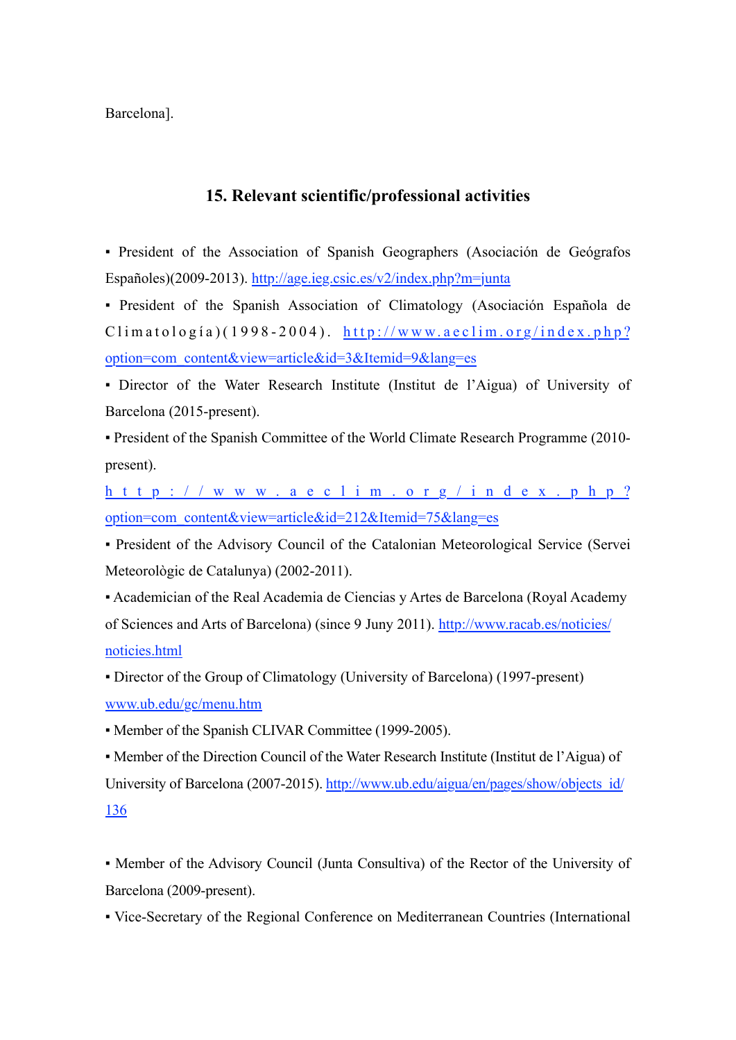Barcelona].

## 15. Relevant scientific/professional activities

▪ President of the Association of Spanish Geographers (Asociación de Geógrafos Españoles)(2009-2013). http://age.ieg.csic.es/v2/index.php?m=junta

▪ President of the Spanish Association of Climatology (Asociación Española de Climatología)(1998-2004). http://www.aeclim.org/index.php?option=com_content&view=article&id=3&Itemid=9&lang=es

▪ Director of the Water Research Institute (Institut de l'Aigua) of University of Barcelona (2015-present).

▪ President of the Spanish Committee of the World Climate Research Programme (2010-present).
http://www.aeclim.org/index.php?option=com_content&view=article&id=212&Itemid=75&lang=es

▪ President of the Advisory Council of the Catalonian Meteorological Service (Servei Meteorològic de Catalunya) (2002-2011).

▪ Academician of the Real Academia de Ciencias y Artes de Barcelona (Royal Academy of Sciences and Arts of Barcelona) (since 9 Juny 2011). http://www.racab.es/noticies/noticies.html

▪ Director of the Group of Climatology (University of Barcelona) (1997-present) www.ub.edu/gc/menu.htm

▪ Member of the Spanish CLIVAR Committee (1999-2005).

▪ Member of the Direction Council of the Water Research Institute (Institut de l'Aigua) of University of Barcelona (2007-2015). http://www.ub.edu/aigua/en/pages/show/objects_id/136

▪ Member of the Advisory Council (Junta Consultiva) of the Rector of the University of Barcelona (2009-present).

▪ Vice-Secretary of the Regional Conference on Mediterranean Countries (International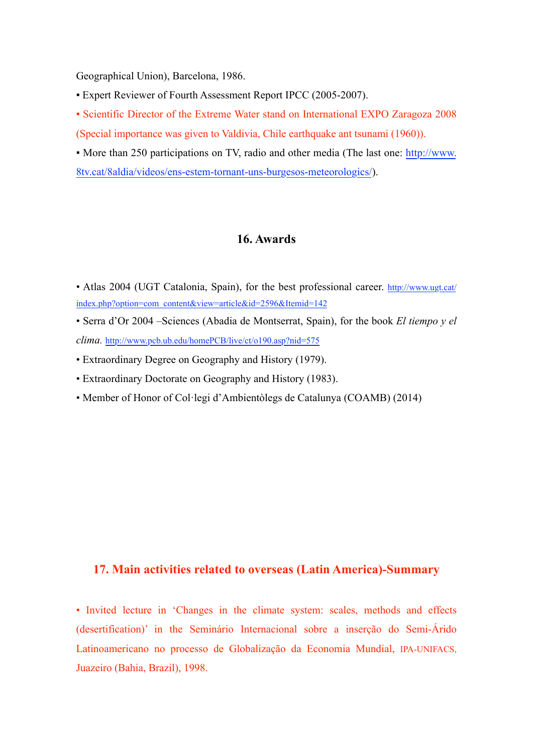Geographical Union), Barcelona, 1986.

▪ Expert Reviewer of Fourth Assessment Report IPCC (2005-2007).

▪ Scientific Director of the Extreme Water stand on International EXPO Zaragoza 2008 (Special importance was given to Valdivia, Chile earthquake ant tsunami (1960)).

▪ More than 250 participations on TV, radio and other media (The last one: http://www.8tv.cat/8aldia/videos/ens-estem-tornant-uns-burgesos-meteorologics/).

## 16. Awards

• Atlas 2004 (UGT Catalonia, Spain), for the best professional career. http://www.ugt.cat/index.php?option=com_content&view=article&id=2596&Itemid=142

• Serra d'Or 2004 –Sciences (Abadia de Montserrat, Spain), for the book *El tiempo y el clima*. http://www.pcb.ub.edu/homePCB/live/ct/o190.asp?nid=575

• Extraordinary Degree on Geography and History (1979).

• Extraordinary Doctorate on Geography and History (1983).

• Member of Honor of Col·legi d'Ambientòlegs de Catalunya (COAMB) (2014)

## 17. Main activities related to overseas (Latin America)-Summary

• Invited lecture in 'Changes in the climate system: scales, methods and effects (desertification)' in the Seminário Internacional sobre a inserção do Semi-Árido Latinoamericano no processo de Globalização da Economia Mundial, IPA-UNIFACS, Juazeiro (Bahia, Brazil), 1998.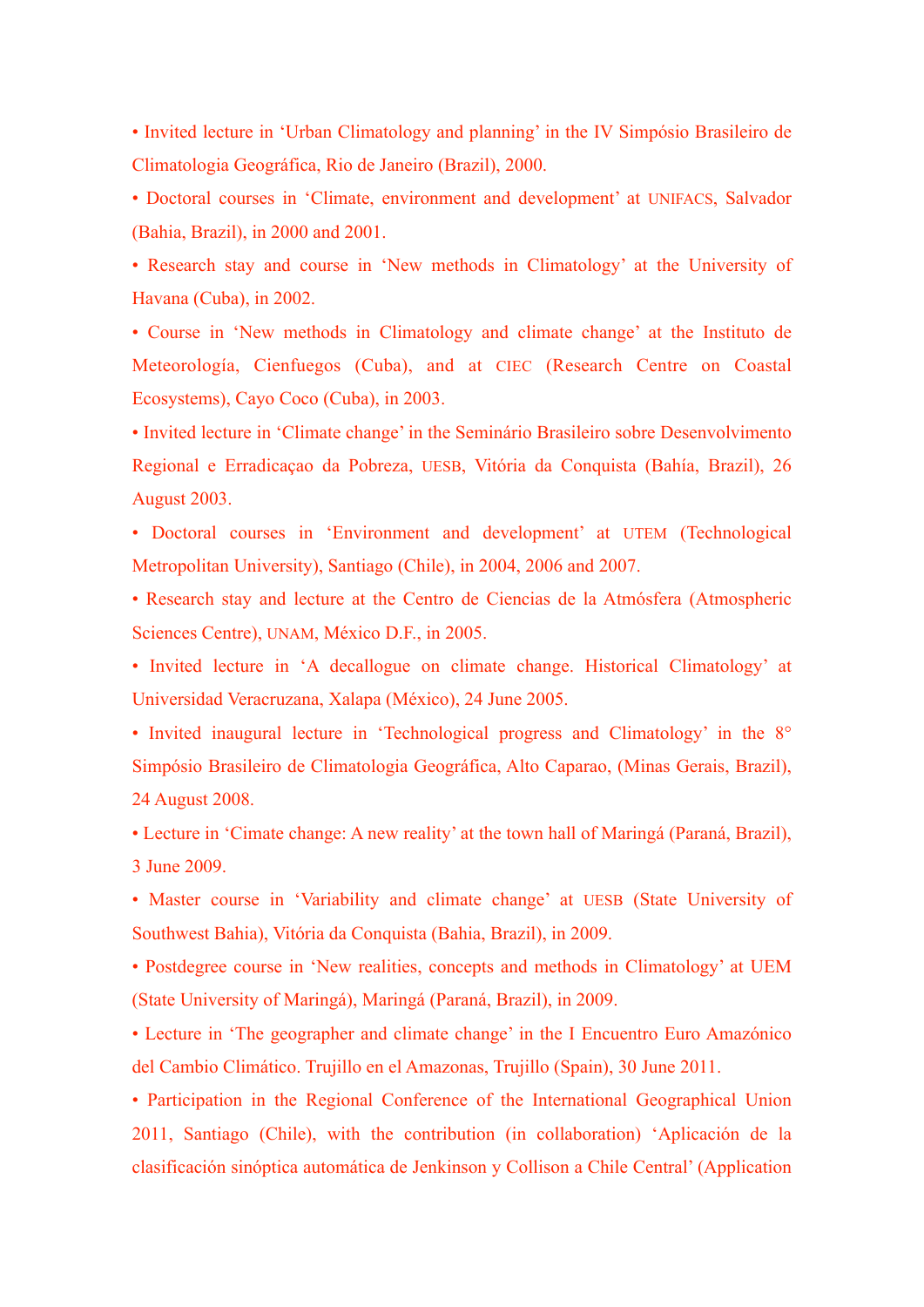- Invited lecture in 'Urban Climatology and planning' in the IV Simpósio Brasileiro de Climatologia Geográfica, Rio de Janeiro (Brazil), 2000.
- Doctoral courses in 'Climate, environment and development' at UNIFACS, Salvador (Bahia, Brazil), in 2000 and 2001.
- Research stay and course in 'New methods in Climatology' at the University of Havana (Cuba), in 2002.
- Course in 'New methods in Climatology and climate change' at the Instituto de Meteorología, Cienfuegos (Cuba), and at CIEC (Research Centre on Coastal Ecosystems), Cayo Coco (Cuba), in 2003.
- Invited lecture in 'Climate change' in the Seminário Brasileiro sobre Desenvolvimento Regional e Erradicaçao da Pobreza, UESB, Vitória da Conquista (Bahía, Brazil), 26 August 2003.
- Doctoral courses in 'Environment and development' at UTEM (Technological Metropolitan University), Santiago (Chile), in 2004, 2006 and 2007.
- Research stay and lecture at the Centro de Ciencias de la Atmósfera (Atmospheric Sciences Centre), UNAM, México D.F., in 2005.
- Invited lecture in 'A decallogue on climate change. Historical Climatology' at Universidad Veracruzana, Xalapa (México), 24 June 2005.
- Invited inaugural lecture in 'Technological progress and Climatology' in the 8° Simpósio Brasileiro de Climatologia Geográfica, Alto Caparao, (Minas Gerais, Brazil), 24 August 2008.
- Lecture in 'Cimate change: A new reality' at the town hall of Maringá (Paraná, Brazil), 3 June 2009.
- Master course in 'Variability and climate change' at UESB (State University of Southwest Bahia), Vitória da Conquista (Bahia, Brazil), in 2009.
- Postdegree course in 'New realities, concepts and methods in Climatology' at UEM (State University of Maringá), Maringá (Paraná, Brazil), in 2009.
- Lecture in 'The geographer and climate change' in the I Encuentro Euro Amazónico del Cambio Climático. Trujillo en el Amazonas, Trujillo (Spain), 30 June 2011.
- Participation in the Regional Conference of the International Geographical Union 2011, Santiago (Chile), with the contribution (in collaboration) 'Aplicación de la clasificación sinóptica automática de Jenkinson y Collison a Chile Central' (Application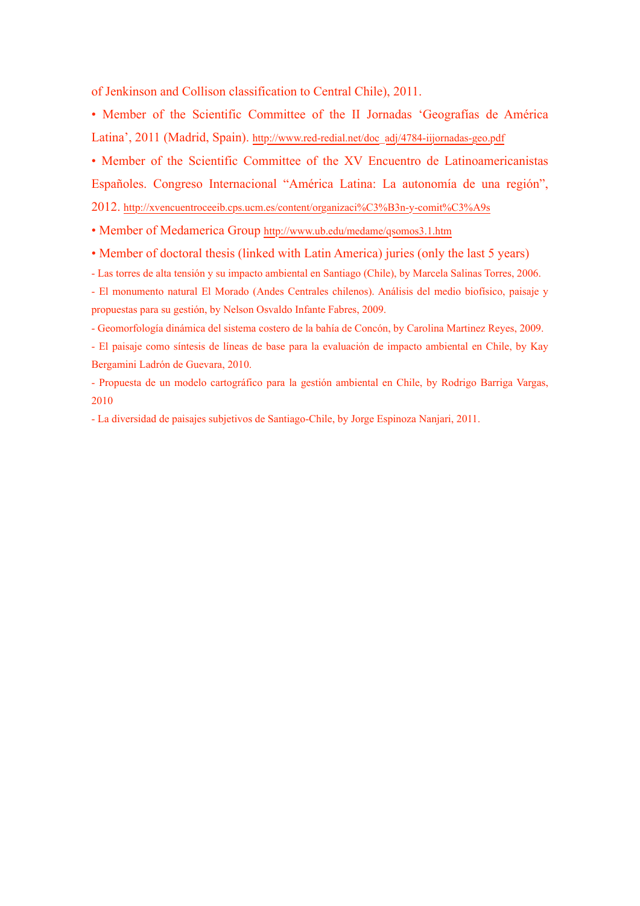of Jenkinson and Collison classification to Central Chile), 2011.

- Member of the Scientific Committee of the II Jornadas 'Geografías de América Latina', 2011 (Madrid, Spain). http://www.red-redial.net/doc_adj/4784-iijornadas-geo.pdf
- Member of the Scientific Committee of the XV Encuentro de Latinoamericanistas Españoles. Congreso Internacional "América Latina: La autonomía de una región", 2012. http://xvencuentroceeib.cps.ucm.es/content/organizaci%C3%B3n-y-comit%C3%A9s
- Member of Medamerica Group http://www.ub.edu/medame/qsomos3.1.htm
- Member of doctoral thesis (linked with Latin America) juries (only the last 5 years)

- Las torres de alta tensión y su impacto ambiental en Santiago (Chile), by Marcela Salinas Torres, 2006.
- El monumento natural El Morado (Andes Centrales chilenos). Análisis del medio biofísico, paisaje y propuestas para su gestión, by Nelson Osvaldo Infante Fabres, 2009.
- Geomorfología dinámica del sistema costero de la bahía de Concón, by Carolina Martinez Reyes, 2009.
- El paisaje como síntesis de líneas de base para la evaluación de impacto ambiental en Chile, by Kay Bergamini Ladrón de Guevara, 2010.
- Propuesta de un modelo cartográfico para la gestión ambiental en Chile, by Rodrigo Barriga Vargas, 2010
- La diversidad de paisajes subjetivos de Santiago-Chile, by Jorge Espinoza Nanjari, 2011.